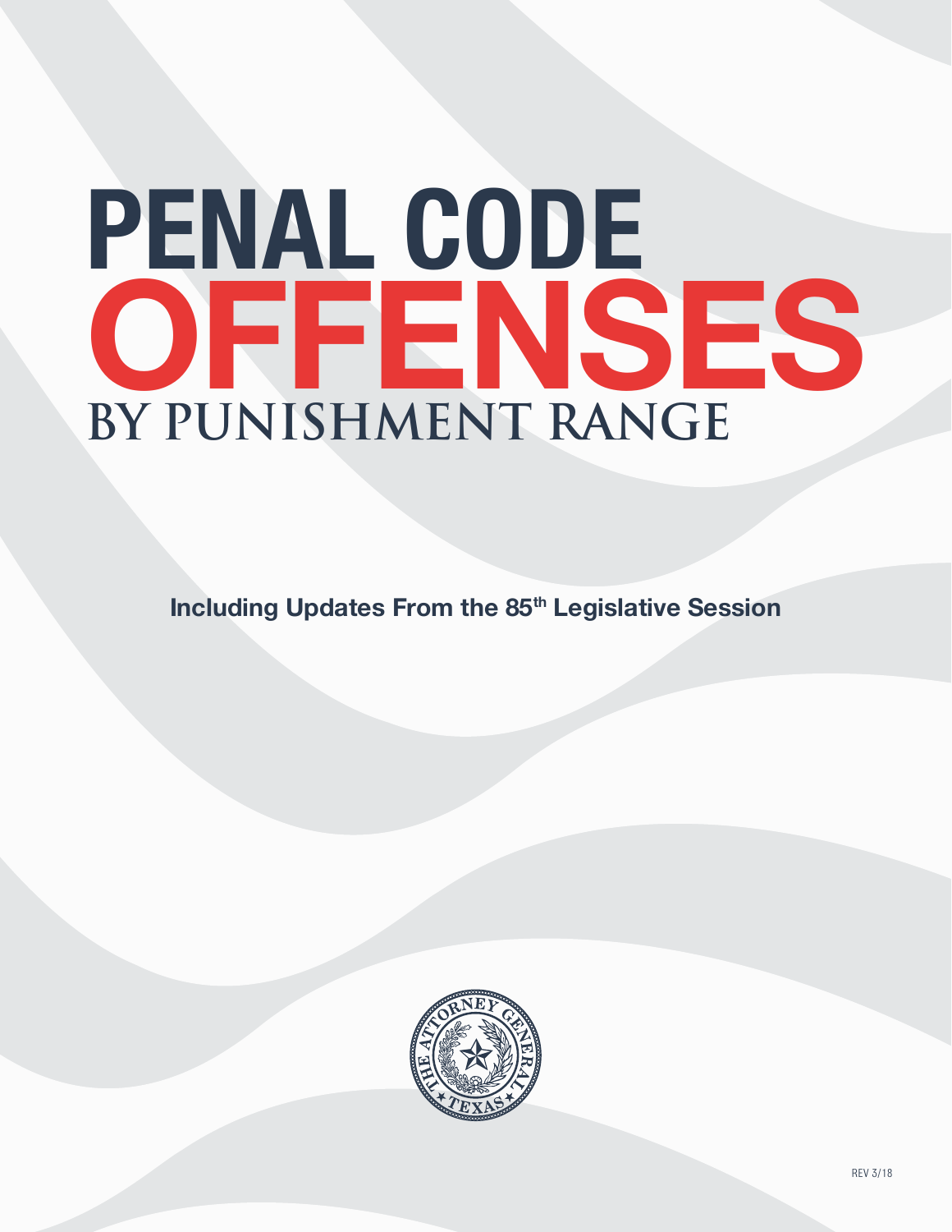# PENAL CODE OFFENSES BY PUNISHMENT RANGE

**Including Updates From the 85th Legislative Session**

THE ATTORNEY GENERAL ★ TEXAS ★

REV 3/18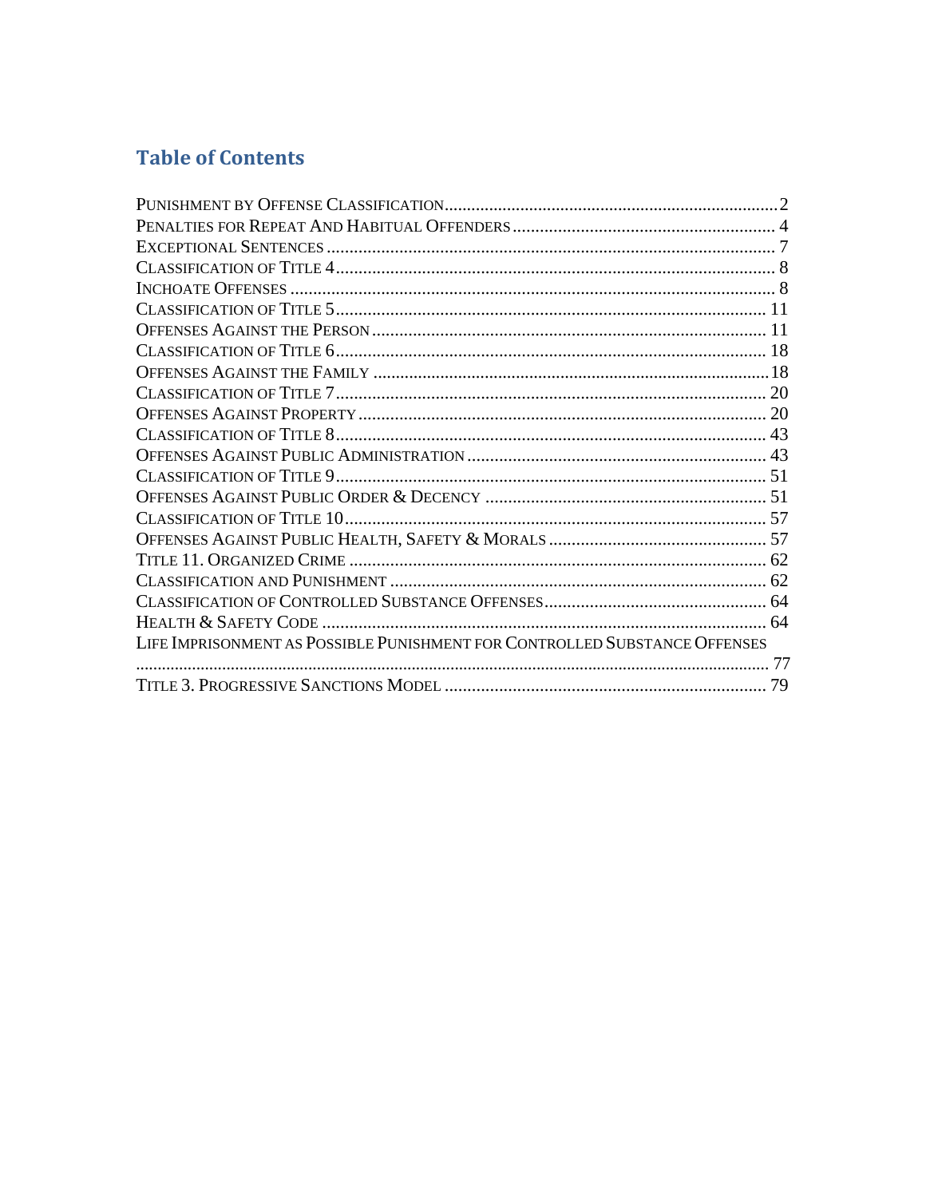## Table of Contents

PUNISHMENT BY OFFENSE CLASSIFICATION .......... 2
PENALTIES FOR REPEAT AND HABITUAL OFFENDERS .......... 4
EXCEPTIONAL SENTENCES .......... 7
CLASSIFICATION OF TITLE 4 .......... 8
INCHOATE OFFENSES .......... 8
CLASSIFICATION OF TITLE 5 .......... 11
OFFENSES AGAINST THE PERSON .......... 11
CLASSIFICATION OF TITLE 6 .......... 18
OFFENSES AGAINST THE FAMILY .......... 18
CLASSIFICATION OF TITLE 7 .......... 20
OFFENSES AGAINST PROPERTY .......... 20
CLASSIFICATION OF TITLE 8 .......... 43
OFFENSES AGAINST PUBLIC ADMINISTRATION .......... 43
CLASSIFICATION OF TITLE 9 .......... 51
OFFENSES AGAINST PUBLIC ORDER & DECENCY .......... 51
CLASSIFICATION OF TITLE 10 .......... 57
OFFENSES AGAINST PUBLIC HEALTH, SAFETY & MORALS .......... 57
TITLE 11. ORGANIZED CRIME .......... 62
CLASSIFICATION AND PUNISHMENT .......... 62
CLASSIFICATION OF CONTROLLED SUBSTANCE OFFENSES .......... 64
HEALTH & SAFETY CODE .......... 64
LIFE IMPRISONMENT AS POSSIBLE PUNISHMENT FOR CONTROLLED SUBSTANCE OFFENSES .......... 77
TITLE 3. PROGRESSIVE SANCTIONS MODEL .......... 79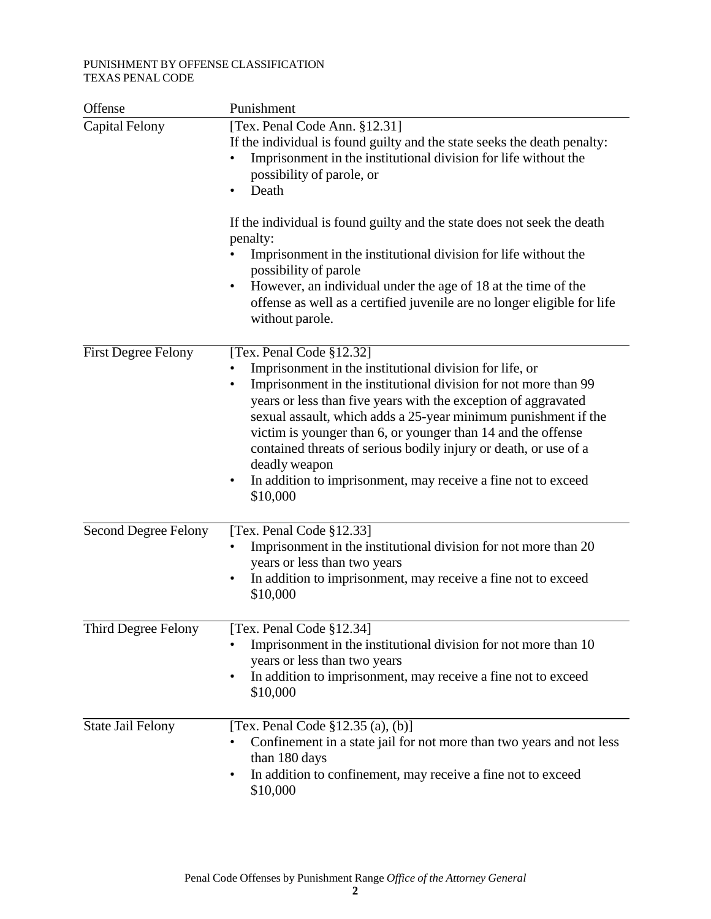PUNISHMENT BY OFFENSE CLASSIFICATION
TEXAS PENAL CODE

| Offense | Punishment |
| --- | --- |
| Capital Felony | [Tex. Penal Code Ann. §12.31]<br>If the individual is found guilty and the state seeks the death penalty:<br>• Imprisonment in the institutional division for life without the possibility of parole, or<br>• Death<br><br>If the individual is found guilty and the state does not seek the death penalty:<br>• Imprisonment in the institutional division for life without the possibility of parole<br>• However, an individual under the age of 18 at the time of the offense as well as a certified juvenile are no longer eligible for life without parole. |
| First Degree Felony | [Tex. Penal Code §12.32]<br>• Imprisonment in the institutional division for life, or<br>• Imprisonment in the institutional division for not more than 99 years or less than five years with the exception of aggravated sexual assault, which adds a 25-year minimum punishment if the victim is younger than 6, or younger than 14 and the offense contained threats of serious bodily injury or death, or use of a deadly weapon<br>• In addition to imprisonment, may receive a fine not to exceed $10,000 |
| Second Degree Felony | [Tex. Penal Code §12.33]<br>• Imprisonment in the institutional division for not more than 20 years or less than two years<br>• In addition to imprisonment, may receive a fine not to exceed $10,000 |
| Third Degree Felony | [Tex. Penal Code §12.34]<br>• Imprisonment in the institutional division for not more than 10 years or less than two years<br>• In addition to imprisonment, may receive a fine not to exceed $10,000 |
| State Jail Felony | [Tex. Penal Code §12.35 (a), (b)]<br>• Confinement in a state jail for not more than two years and not less than 180 days<br>• In addition to confinement, may receive a fine not to exceed $10,000 |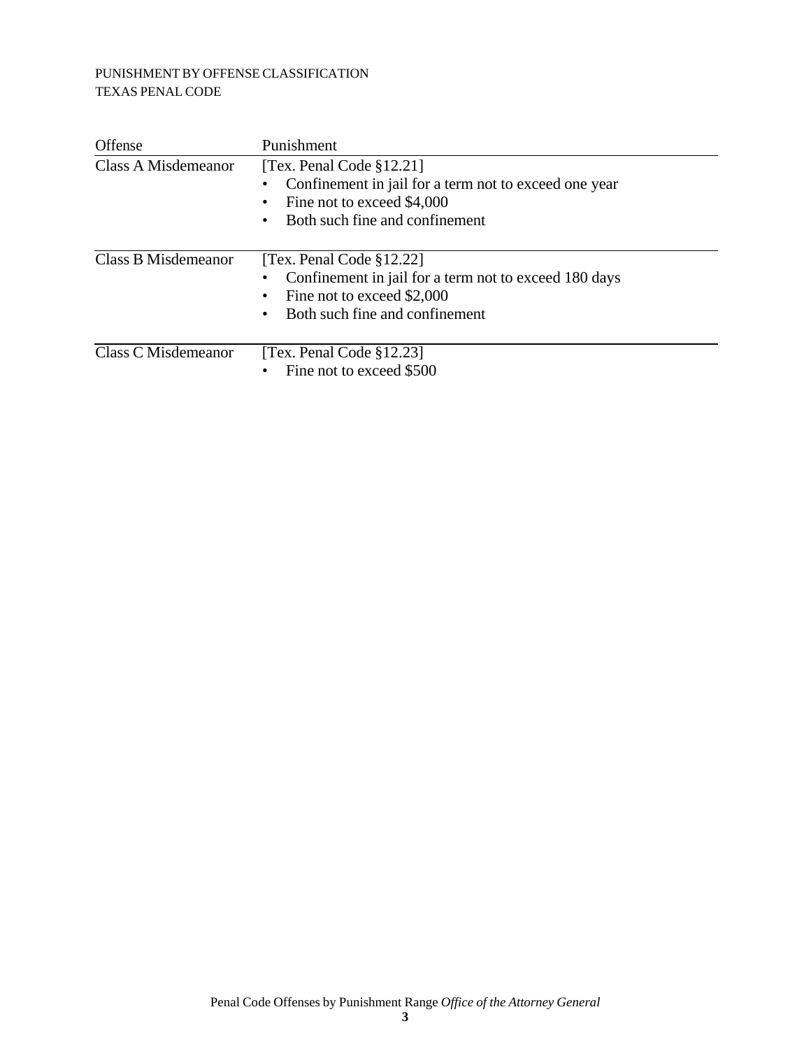PUNISHMENT BY OFFENSE CLASSIFICATION
TEXAS PENAL CODE

| Offense | Punishment |
|---|---|
| Class A Misdemeanor | [Tex. Penal Code §12.21]<br>• Confinement in jail for a term not to exceed one year<br>• Fine not to exceed $4,000<br>• Both such fine and confinement |
| Class B Misdemeanor | [Tex. Penal Code §12.22]<br>• Confinement in jail for a term not to exceed 180 days<br>• Fine not to exceed $2,000<br>• Both such fine and confinement |
| Class C Misdemeanor | [Tex. Penal Code §12.23]<br>• Fine not to exceed $500 |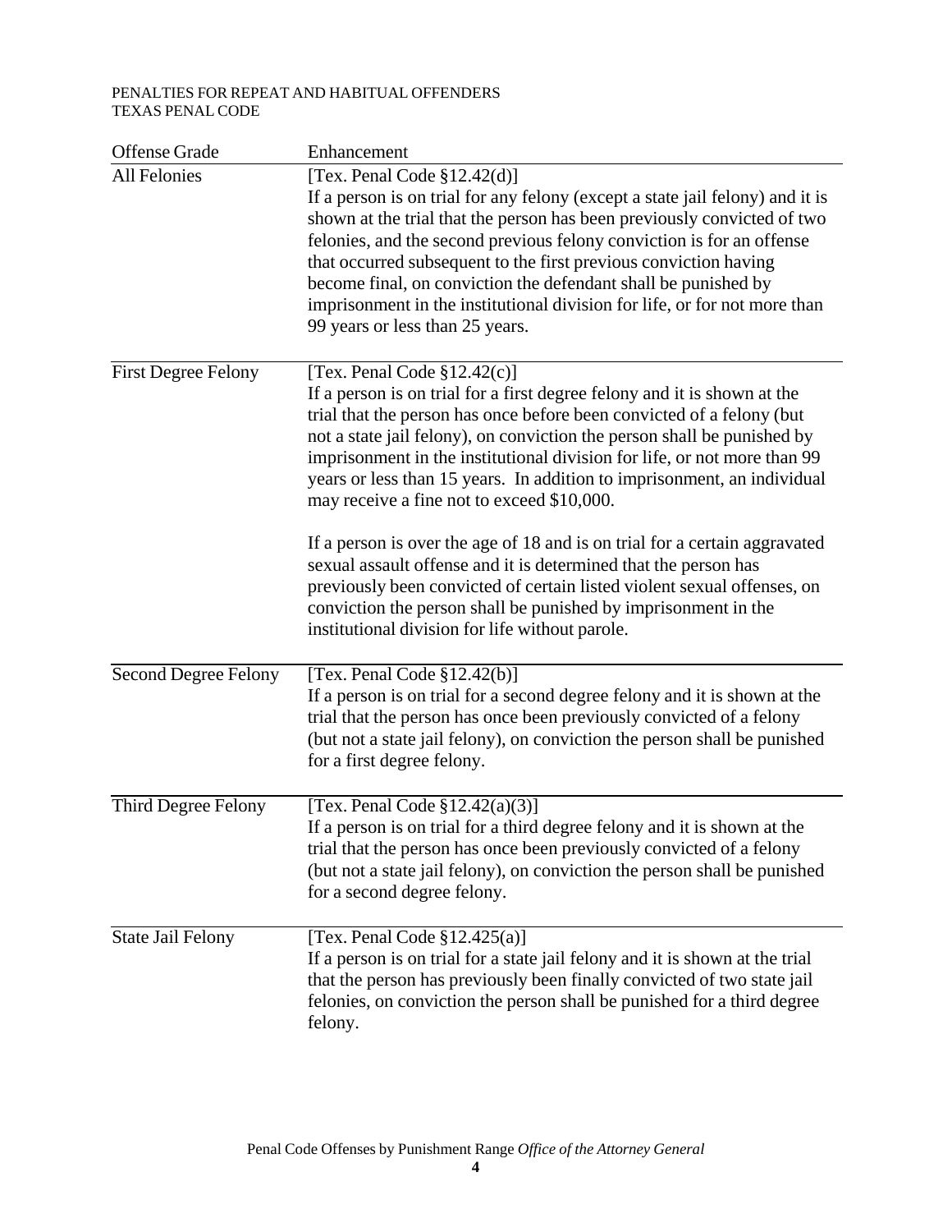PENALTIES FOR REPEAT AND HABITUAL OFFENDERS
TEXAS PENAL CODE

| Offense Grade | Enhancement |
| --- | --- |
| All Felonies | [Tex. Penal Code §12.42(d)]<br>If a person is on trial for any felony (except a state jail felony) and it is shown at the trial that the person has been previously convicted of two felonies, and the second previous felony conviction is for an offense that occurred subsequent to the first previous conviction having become final, on conviction the defendant shall be punished by imprisonment in the institutional division for life, or for not more than 99 years or less than 25 years. |
| First Degree Felony | [Tex. Penal Code §12.42(c)]<br>If a person is on trial for a first degree felony and it is shown at the trial that the person has once before been convicted of a felony (but not a state jail felony), on conviction the person shall be punished by imprisonment in the institutional division for life, or not more than 99 years or less than 15 years. In addition to imprisonment, an individual may receive a fine not to exceed $10,000.<br><br>If a person is over the age of 18 and is on trial for a certain aggravated sexual assault offense and it is determined that the person has previously been convicted of certain listed violent sexual offenses, on conviction the person shall be punished by imprisonment in the institutional division for life without parole. |
| Second Degree Felony | [Tex. Penal Code §12.42(b)]<br>If a person is on trial for a second degree felony and it is shown at the trial that the person has once been previously convicted of a felony (but not a state jail felony), on conviction the person shall be punished for a first degree felony. |
| Third Degree Felony | [Tex. Penal Code §12.42(a)(3)]<br>If a person is on trial for a third degree felony and it is shown at the trial that the person has once been previously convicted of a felony (but not a state jail felony), on conviction the person shall be punished for a second degree felony. |
| State Jail Felony | [Tex. Penal Code §12.425(a)]<br>If a person is on trial for a state jail felony and it is shown at the trial that the person has previously been finally convicted of two state jail felonies, on conviction the person shall be punished for a third degree felony. |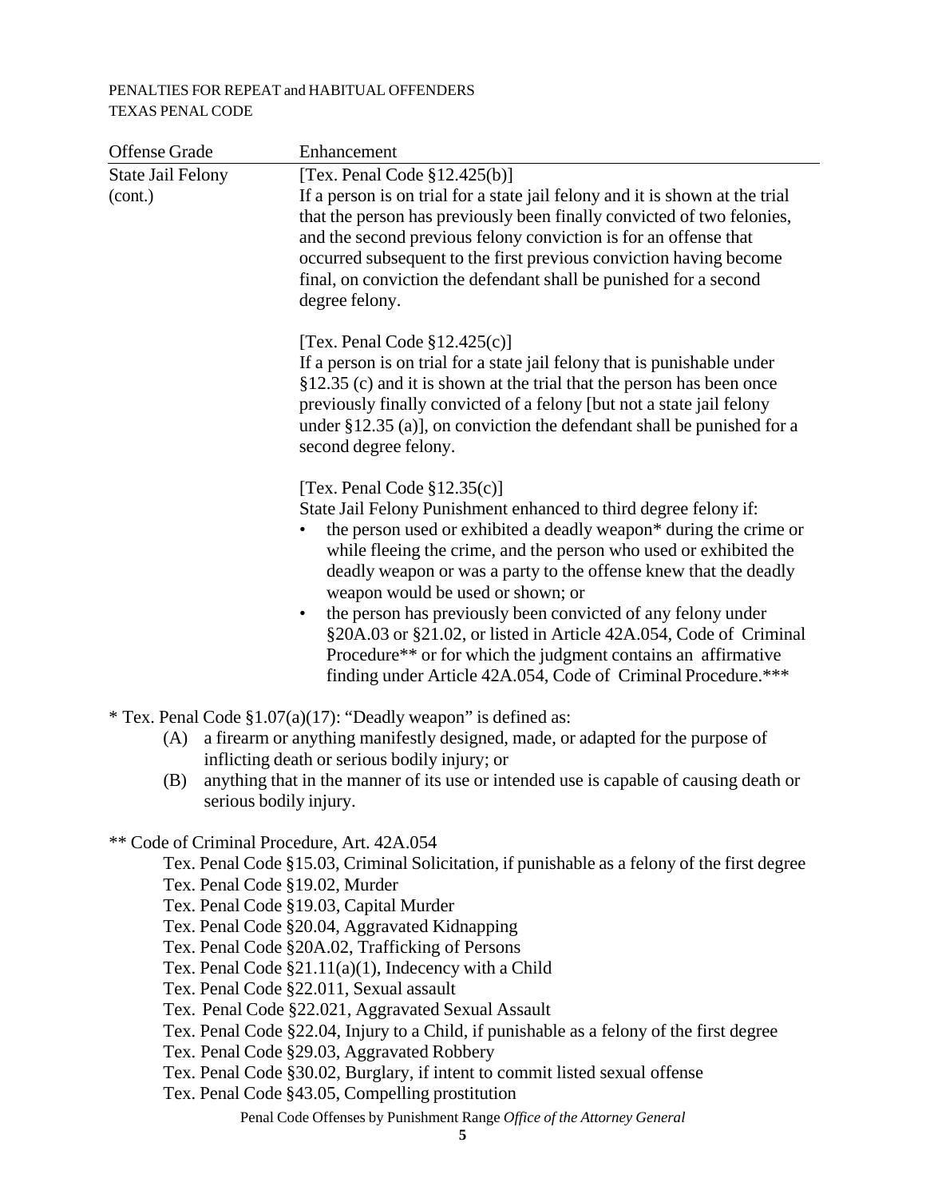PENALTIES FOR REPEAT and HABITUAL OFFENDERS
TEXAS PENAL CODE

| Offense Grade | Enhancement |
|---|---|
| State Jail Felony (cont.) | [Tex. Penal Code §12.425(b)]<br>If a person is on trial for a state jail felony and it is shown at the trial that the person has previously been finally convicted of two felonies, and the second previous felony conviction is for an offense that occurred subsequent to the first previous conviction having become final, on conviction the defendant shall be punished for a second degree felony.<br><br>[Tex. Penal Code §12.425(c)]<br>If a person is on trial for a state jail felony that is punishable under §12.35 (c) and it is shown at the trial that the person has been once previously finally convicted of a felony [but not a state jail felony under §12.35 (a)], on conviction the defendant shall be punished for a second degree felony.<br><br>[Tex. Penal Code §12.35(c)]<br>State Jail Felony Punishment enhanced to third degree felony if:<br>• the person used or exhibited a deadly weapon* during the crime or while fleeing the crime, and the person who used or exhibited the deadly weapon or was a party to the offense knew that the deadly weapon would be used or shown; or<br>• the person has previously been convicted of any felony under §20A.03 or §21.02, or listed in Article 42A.054, Code of Criminal Procedure** or for which the judgment contains an affirmative finding under Article 42A.054, Code of Criminal Procedure.*** |

* Tex. Penal Code §1.07(a)(17): "Deadly weapon" is defined as:

(A) a firearm or anything manifestly designed, made, or adapted for the purpose of inflicting death or serious bodily injury; or

(B) anything that in the manner of its use or intended use is capable of causing death or serious bodily injury.

** Code of Criminal Procedure, Art. 42A.054

- Tex. Penal Code §15.03, Criminal Solicitation, if punishable as a felony of the first degree
- Tex. Penal Code §19.02, Murder
- Tex. Penal Code §19.03, Capital Murder
- Tex. Penal Code §20.04, Aggravated Kidnapping
- Tex. Penal Code §20A.02, Trafficking of Persons
- Tex. Penal Code §21.11(a)(1), Indecency with a Child
- Tex. Penal Code §22.011, Sexual assault
- Tex. Penal Code §22.021, Aggravated Sexual Assault
- Tex. Penal Code §22.04, Injury to a Child, if punishable as a felony of the first degree
- Tex. Penal Code §29.03, Aggravated Robbery
- Tex. Penal Code §30.02, Burglary, if intent to commit listed sexual offense
- Tex. Penal Code §43.05, Compelling prostitution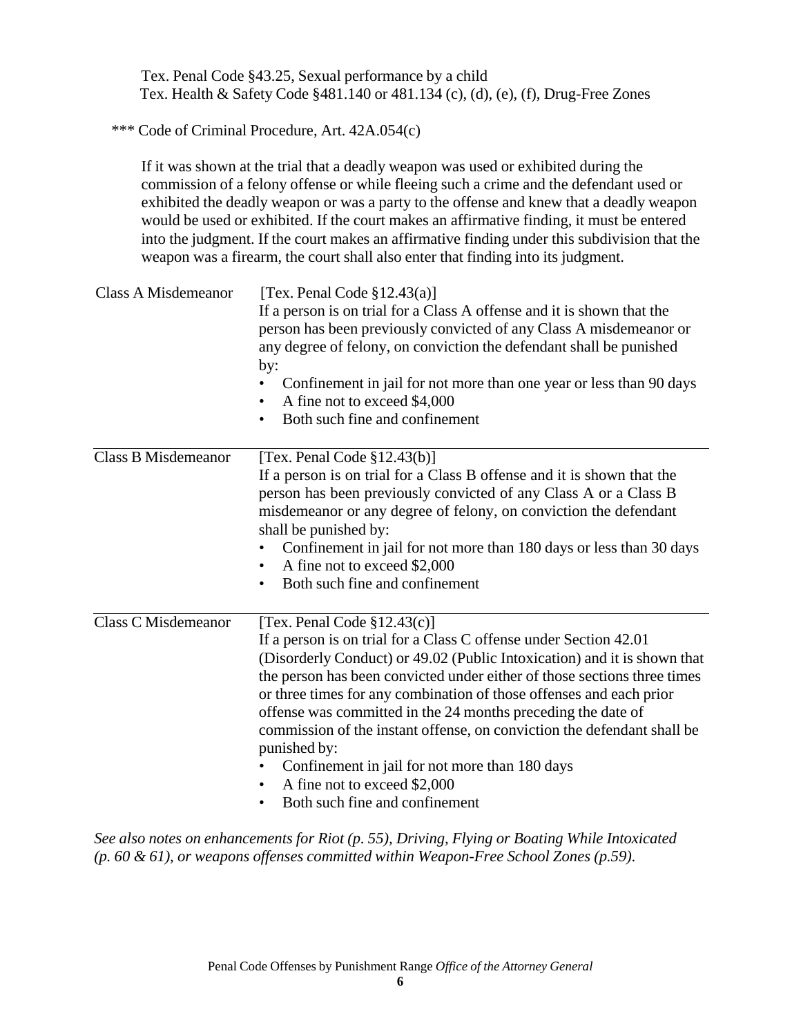Tex. Penal Code §43.25, Sexual performance by a child
Tex. Health & Safety Code §481.140 or 481.134 (c), (d), (e), (f), Drug-Free Zones

*** Code of Criminal Procedure, Art. 42A.054(c)

If it was shown at the trial that a deadly weapon was used or exhibited during the commission of a felony offense or while fleeing such a crime and the defendant used or exhibited the deadly weapon or was a party to the offense and knew that a deadly weapon would be used or exhibited. If the court makes an affirmative finding, it must be entered into the judgment. If the court makes an affirmative finding under this subdivision that the weapon was a firearm, the court shall also enter that finding into its judgment.

| | |
|---|---|
| Class A Misdemeanor | [Tex. Penal Code §12.43(a)]<br>If a person is on trial for a Class A offense and it is shown that the person has been previously convicted of any Class A misdemeanor or any degree of felony, on conviction the defendant shall be punished by:<br>• Confinement in jail for not more than one year or less than 90 days<br>• A fine not to exceed $4,000<br>• Both such fine and confinement |
| Class B Misdemeanor | [Tex. Penal Code §12.43(b)]<br>If a person is on trial for a Class B offense and it is shown that the person has been previously convicted of any Class A or a Class B misdemeanor or any degree of felony, on conviction the defendant shall be punished by:<br>• Confinement in jail for not more than 180 days or less than 30 days<br>• A fine not to exceed $2,000<br>• Both such fine and confinement |
| Class C Misdemeanor | [Tex. Penal Code §12.43(c)]<br>If a person is on trial for a Class C offense under Section 42.01 (Disorderly Conduct) or 49.02 (Public Intoxication) and it is shown that the person has been convicted under either of those sections three times or three times for any combination of those offenses and each prior offense was committed in the 24 months preceding the date of commission of the instant offense, on conviction the defendant shall be punished by:<br>• Confinement in jail for not more than 180 days<br>• A fine not to exceed $2,000<br>• Both such fine and confinement |

*See also notes on enhancements for Riot (p. 55), Driving, Flying or Boating While Intoxicated (p. 60 & 61), or weapons offenses committed within Weapon-Free School Zones (p.59).*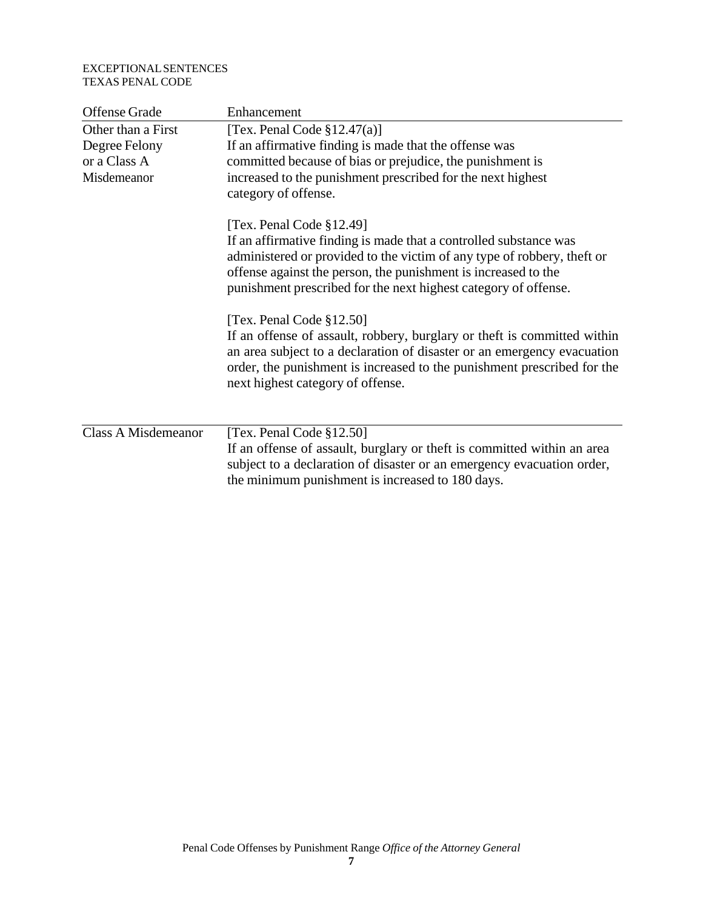EXCEPTIONAL SENTENCES
TEXAS PENAL CODE

| Offense Grade | Enhancement |
| --- | --- |
| Other than a First Degree Felony or a Class A Misdemeanor | [Tex. Penal Code §12.47(a)]<br>If an affirmative finding is made that the offense was committed because of bias or prejudice, the punishment is increased to the punishment prescribed for the next highest category of offense.<br><br>[Tex. Penal Code §12.49]<br>If an affirmative finding is made that a controlled substance was administered or provided to the victim of any type of robbery, theft or offense against the person, the punishment is increased to the punishment prescribed for the next highest category of offense.<br><br>[Tex. Penal Code §12.50]<br>If an offense of assault, robbery, burglary or theft is committed within an area subject to a declaration of disaster or an emergency evacuation order, the punishment is increased to the punishment prescribed for the next highest category of offense. |
| Class A Misdemeanor | [Tex. Penal Code §12.50]<br>If an offense of assault, burglary or theft is committed within an area subject to a declaration of disaster or an emergency evacuation order, the minimum punishment is increased to 180 days. |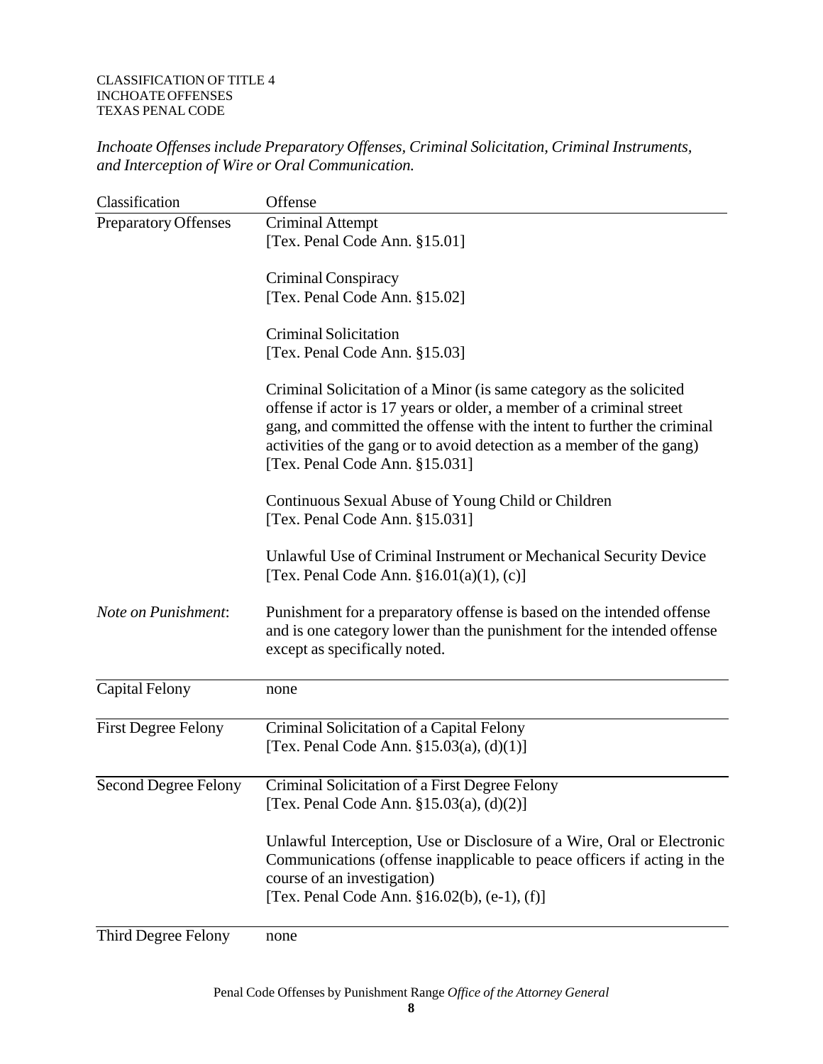CLASSIFICATION OF TITLE 4
INCHOATE OFFENSES
TEXAS PENAL CODE

*Inchoate Offenses include Preparatory Offenses, Criminal Solicitation, Criminal Instruments, and Interception of Wire or Oral Communication.*

| Classification | Offense |
|---|---|
| Preparatory Offenses | Criminal Attempt<br>[Tex. Penal Code Ann. §15.01]<br><br>Criminal Conspiracy<br>[Tex. Penal Code Ann. §15.02]<br><br>Criminal Solicitation<br>[Tex. Penal Code Ann. §15.03]<br><br>Criminal Solicitation of a Minor (is same category as the solicited offense if actor is 17 years or older, a member of a criminal street gang, and committed the offense with the intent to further the criminal activities of the gang or to avoid detection as a member of the gang)<br>[Tex. Penal Code Ann. §15.031]<br><br>Continuous Sexual Abuse of Young Child or Children<br>[Tex. Penal Code Ann. §15.031]<br><br>Unlawful Use of Criminal Instrument or Mechanical Security Device<br>[Tex. Penal Code Ann. §16.01(a)(1), (c)] |
| *Note on Punishment*: | Punishment for a preparatory offense is based on the intended offense and is one category lower than the punishment for the intended offense except as specifically noted. |
| Capital Felony | none |
| First Degree Felony | Criminal Solicitation of a Capital Felony<br>[Tex. Penal Code Ann. §15.03(a), (d)(1)] |
| Second Degree Felony | Criminal Solicitation of a First Degree Felony<br>[Tex. Penal Code Ann. §15.03(a), (d)(2)]<br><br>Unlawful Interception, Use or Disclosure of a Wire, Oral or Electronic Communications (offense inapplicable to peace officers if acting in the course of an investigation)<br>[Tex. Penal Code Ann. §16.02(b), (e-1), (f)] |
| Third Degree Felony | none |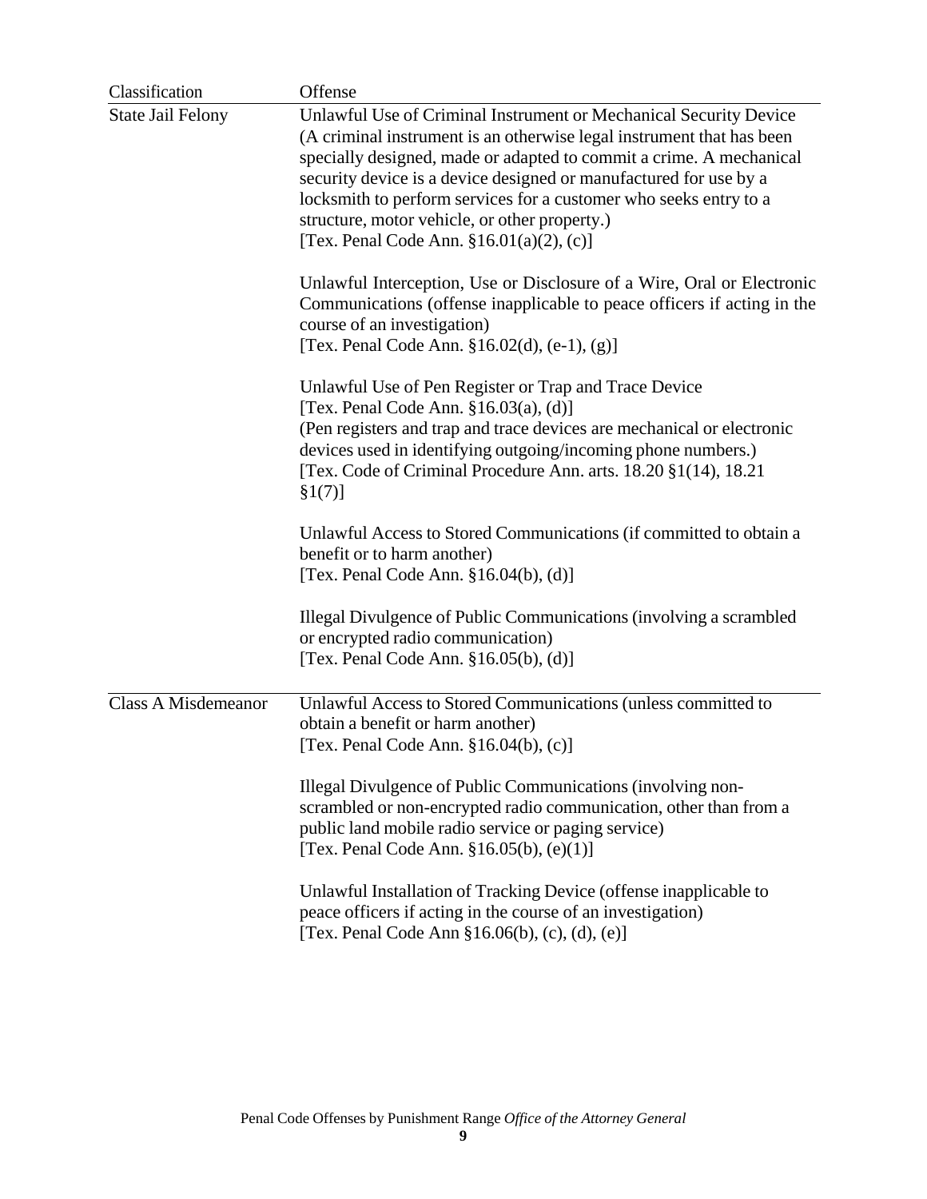| Classification | Offense |
|---|---|
| State Jail Felony | Unlawful Use of Criminal Instrument or Mechanical Security Device (A criminal instrument is an otherwise legal instrument that has been specially designed, made or adapted to commit a crime. A mechanical security device is a device designed or manufactured for use by a locksmith to perform services for a customer who seeks entry to a structure, motor vehicle, or other property.) [Tex. Penal Code Ann. §16.01(a)(2), (c)] |
| | Unlawful Interception, Use or Disclosure of a Wire, Oral or Electronic Communications (offense inapplicable to peace officers if acting in the course of an investigation) [Tex. Penal Code Ann. §16.02(d), (e-1), (g)] |
| | Unlawful Use of Pen Register or Trap and Trace Device [Tex. Penal Code Ann. §16.03(a), (d)] (Pen registers and trap and trace devices are mechanical or electronic devices used in identifying outgoing/incoming phone numbers.) [Tex. Code of Criminal Procedure Ann. arts. 18.20 §1(14), 18.21 §1(7)] |
| | Unlawful Access to Stored Communications (if committed to obtain a benefit or to harm another) [Tex. Penal Code Ann. §16.04(b), (d)] |
| | Illegal Divulgence of Public Communications (involving a scrambled or encrypted radio communication) [Tex. Penal Code Ann. §16.05(b), (d)] |
| Class A Misdemeanor | Unlawful Access to Stored Communications (unless committed to obtain a benefit or harm another) [Tex. Penal Code Ann. §16.04(b), (c)] |
| | Illegal Divulgence of Public Communications (involving non-scrambled or non-encrypted radio communication, other than from a public land mobile radio service or paging service) [Tex. Penal Code Ann. §16.05(b), (e)(1)] |
| | Unlawful Installation of Tracking Device (offense inapplicable to peace officers if acting in the course of an investigation) [Tex. Penal Code Ann §16.06(b), (c), (d), (e)] |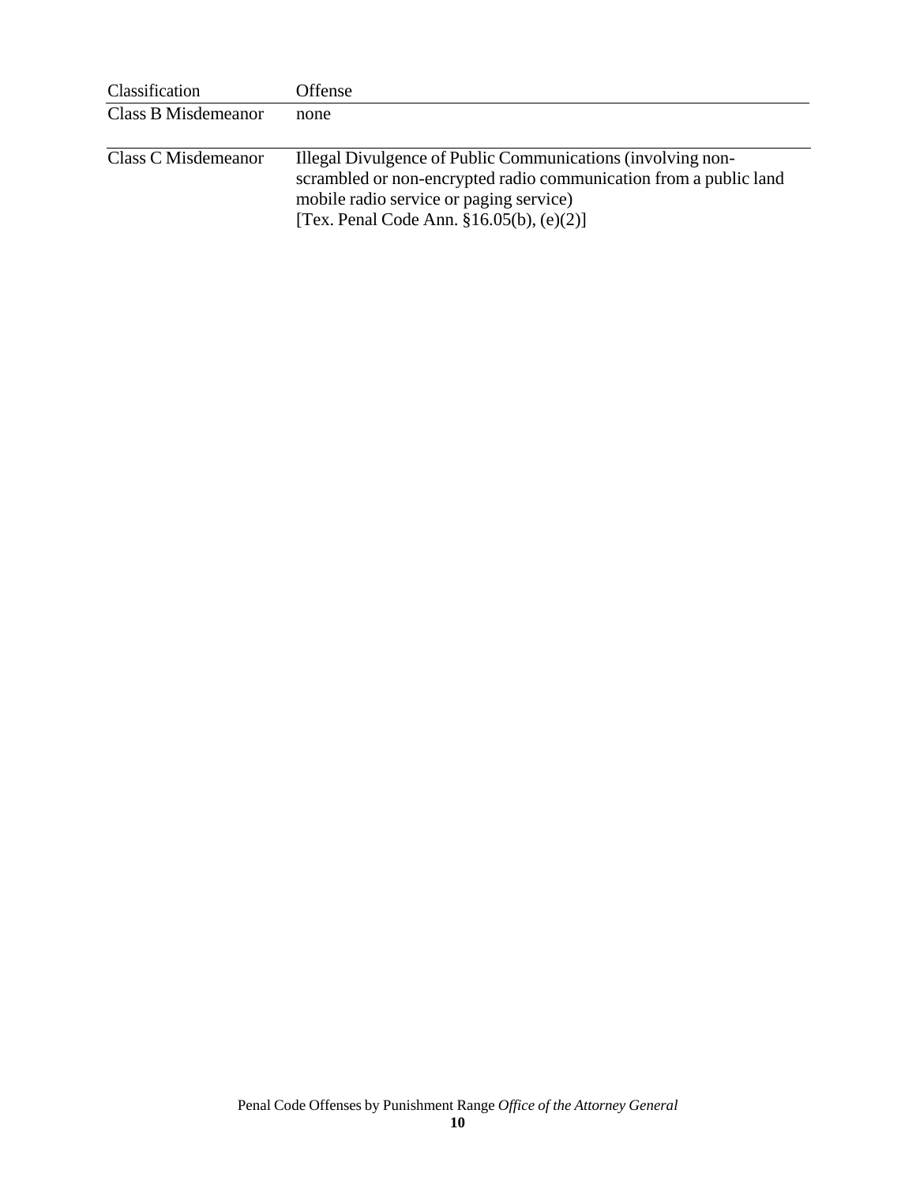| Classification | Offense |
| --- | --- |
| Class B Misdemeanor | none |
| Class C Misdemeanor | Illegal Divulgence of Public Communications (involving non-scrambled or non-encrypted radio communication from a public land mobile radio service or paging service)<br>[Tex. Penal Code Ann. §16.05(b), (e)(2)] |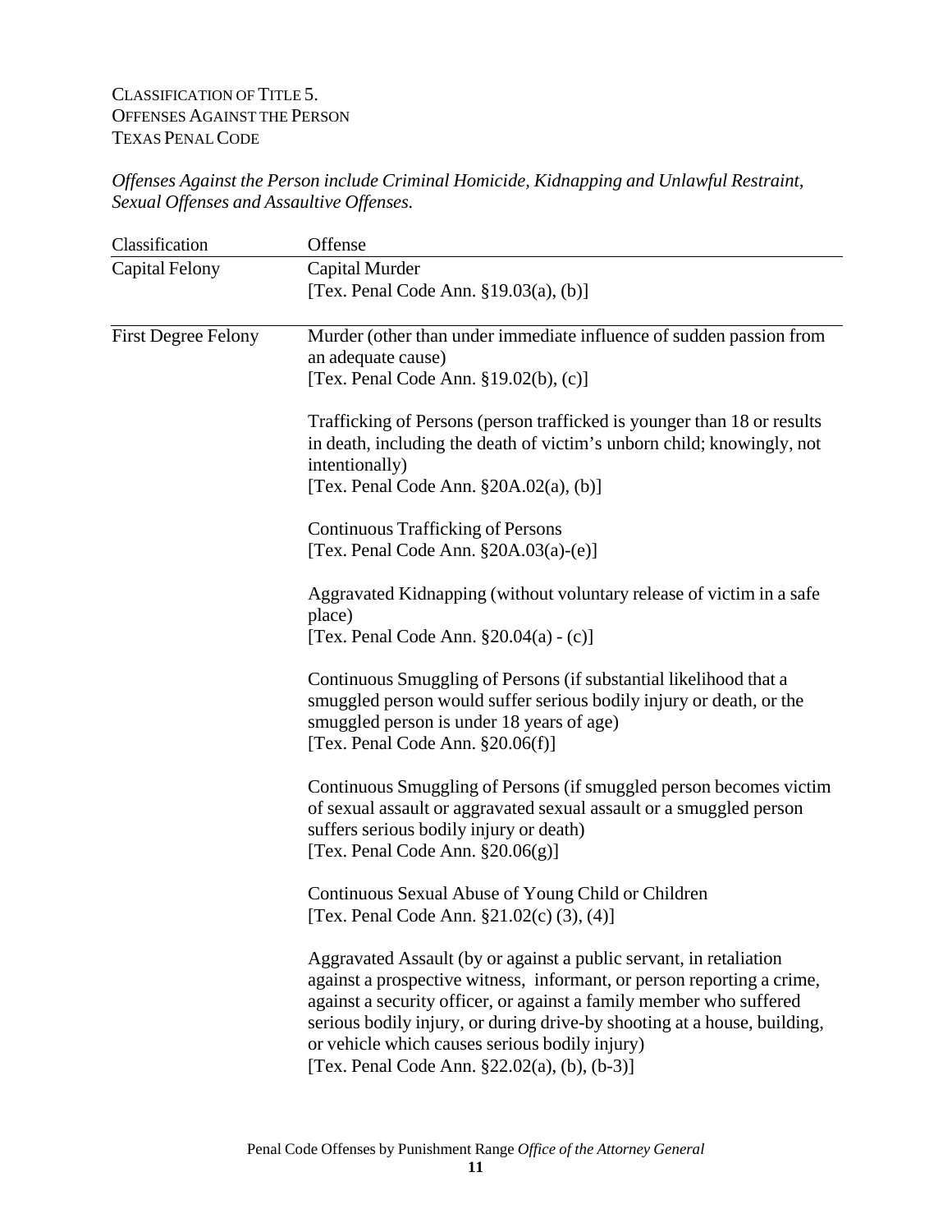CLASSIFICATION OF TITLE 5.
OFFENSES AGAINST THE PERSON
TEXAS PENAL CODE

*Offenses Against the Person include Criminal Homicide, Kidnapping and Unlawful Restraint, Sexual Offenses and Assaultive Offenses.*

| Classification | Offense |
|---|---|
| Capital Felony | Capital Murder<br>[Tex. Penal Code Ann. §19.03(a), (b)] |
| First Degree Felony | Murder (other than under immediate influence of sudden passion from an adequate cause)<br>[Tex. Penal Code Ann. §19.02(b), (c)] |
| | Trafficking of Persons (person trafficked is younger than 18 or results in death, including the death of victim's unborn child; knowingly, not intentionally)<br>[Tex. Penal Code Ann. §20A.02(a), (b)] |
| | Continuous Trafficking of Persons<br>[Tex. Penal Code Ann. §20A.03(a)-(e)] |
| | Aggravated Kidnapping (without voluntary release of victim in a safe place)<br>[Tex. Penal Code Ann. §20.04(a) - (c)] |
| | Continuous Smuggling of Persons (if substantial likelihood that a smuggled person would suffer serious bodily injury or death, or the smuggled person is under 18 years of age)<br>[Tex. Penal Code Ann. §20.06(f)] |
| | Continuous Smuggling of Persons (if smuggled person becomes victim of sexual assault or aggravated sexual assault or a smuggled person suffers serious bodily injury or death)<br>[Tex. Penal Code Ann. §20.06(g)] |
| | Continuous Sexual Abuse of Young Child or Children<br>[Tex. Penal Code Ann. §21.02(c) (3), (4)] |
| | Aggravated Assault (by or against a public servant, in retaliation against a prospective witness, informant, or person reporting a crime, against a security officer, or against a family member who suffered serious bodily injury, or during drive-by shooting at a house, building, or vehicle which causes serious bodily injury)<br>[Tex. Penal Code Ann. §22.02(a), (b), (b-3)] |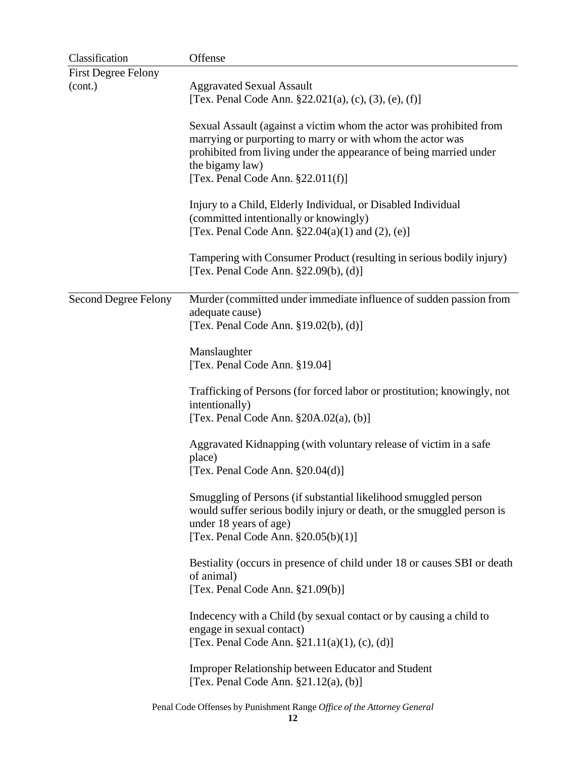| Classification | Offense |
|---|---|
| First Degree Felony (cont.) | Aggravated Sexual Assault<br>[Tex. Penal Code Ann. §22.021(a), (c), (3), (e), (f)] |
| | Sexual Assault (against a victim whom the actor was prohibited from marrying or purporting to marry or with whom the actor was prohibited from living under the appearance of being married under the bigamy law)<br>[Tex. Penal Code Ann. §22.011(f)] |
| | Injury to a Child, Elderly Individual, or Disabled Individual (committed intentionally or knowingly)<br>[Tex. Penal Code Ann. §22.04(a)(1) and (2), (e)] |
| | Tampering with Consumer Product (resulting in serious bodily injury)<br>[Tex. Penal Code Ann. §22.09(b), (d)] |
| Second Degree Felony | Murder (committed under immediate influence of sudden passion from adequate cause)<br>[Tex. Penal Code Ann. §19.02(b), (d)] |
| | Manslaughter<br>[Tex. Penal Code Ann. §19.04] |
| | Trafficking of Persons (for forced labor or prostitution; knowingly, not intentionally)<br>[Tex. Penal Code Ann. §20A.02(a), (b)] |
| | Aggravated Kidnapping (with voluntary release of victim in a safe place)<br>[Tex. Penal Code Ann. §20.04(d)] |
| | Smuggling of Persons (if substantial likelihood smuggled person would suffer serious bodily injury or death, or the smuggled person is under 18 years of age)<br>[Tex. Penal Code Ann. §20.05(b)(1)] |
| | Bestiality (occurs in presence of child under 18 or causes SBI or death of animal)<br>[Tex. Penal Code Ann. §21.09(b)] |
| | Indecency with a Child (by sexual contact or by causing a child to engage in sexual contact)<br>[Tex. Penal Code Ann. §21.11(a)(1), (c), (d)] |
| | Improper Relationship between Educator and Student<br>[Tex. Penal Code Ann. §21.12(a), (b)] |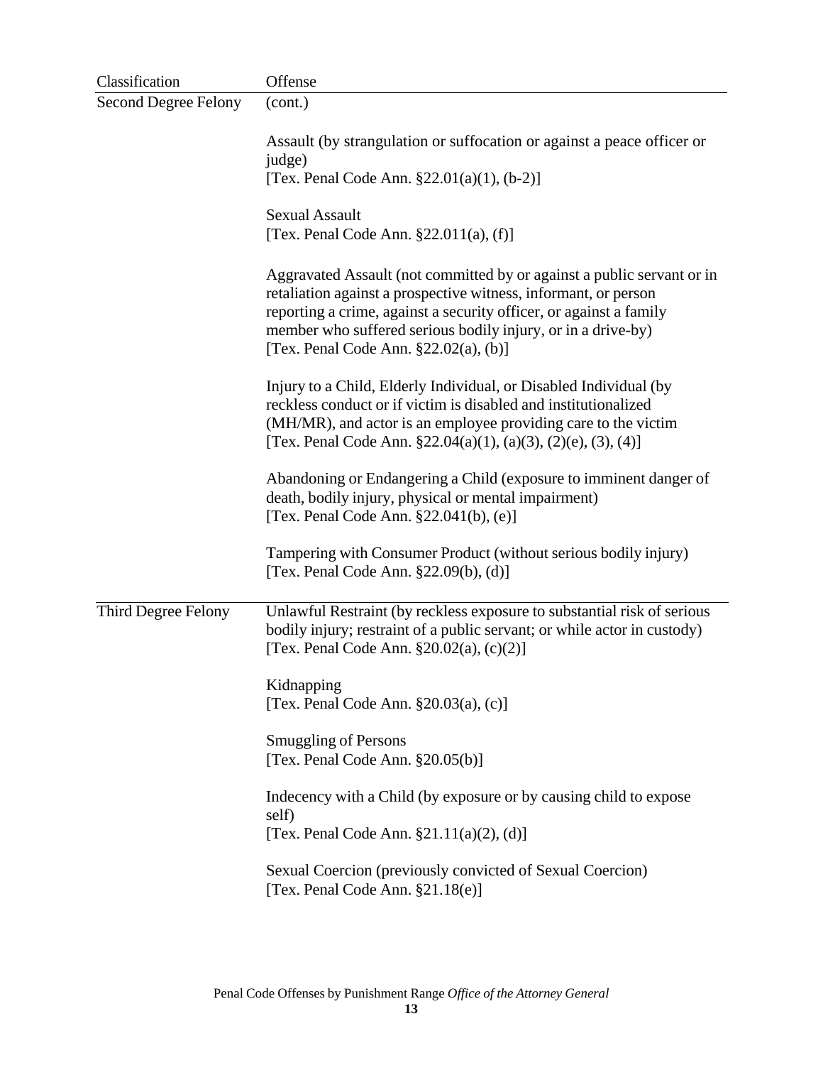| Classification | Offense |
|---|---|
| Second Degree Felony | (cont.)<br><br>Assault (by strangulation or suffocation or against a peace officer or judge)<br>[Tex. Penal Code Ann. §22.01(a)(1), (b-2)]<br><br>Sexual Assault<br>[Tex. Penal Code Ann. §22.011(a), (f)]<br><br>Aggravated Assault (not committed by or against a public servant or in retaliation against a prospective witness, informant, or person reporting a crime, against a security officer, or against a family member who suffered serious bodily injury, or in a drive-by)<br>[Tex. Penal Code Ann. §22.02(a), (b)]<br><br>Injury to a Child, Elderly Individual, or Disabled Individual (by reckless conduct or if victim is disabled and institutionalized (MH/MR), and actor is an employee providing care to the victim<br>[Tex. Penal Code Ann. §22.04(a)(1), (a)(3), (2)(e), (3), (4)]<br><br>Abandoning or Endangering a Child (exposure to imminent danger of death, bodily injury, physical or mental impairment)<br>[Tex. Penal Code Ann. §22.041(b), (e)]<br><br>Tampering with Consumer Product (without serious bodily injury)<br>[Tex. Penal Code Ann. §22.09(b), (d)] |
| Third Degree Felony | Unlawful Restraint (by reckless exposure to substantial risk of serious bodily injury; restraint of a public servant; or while actor in custody)<br>[Tex. Penal Code Ann. §20.02(a), (c)(2)]<br><br>Kidnapping<br>[Tex. Penal Code Ann. §20.03(a), (c)]<br><br>Smuggling of Persons<br>[Tex. Penal Code Ann. §20.05(b)]<br><br>Indecency with a Child (by exposure or by causing child to expose self)<br>[Tex. Penal Code Ann. §21.11(a)(2), (d)]<br><br>Sexual Coercion (previously convicted of Sexual Coercion)<br>[Tex. Penal Code Ann. §21.18(e)] |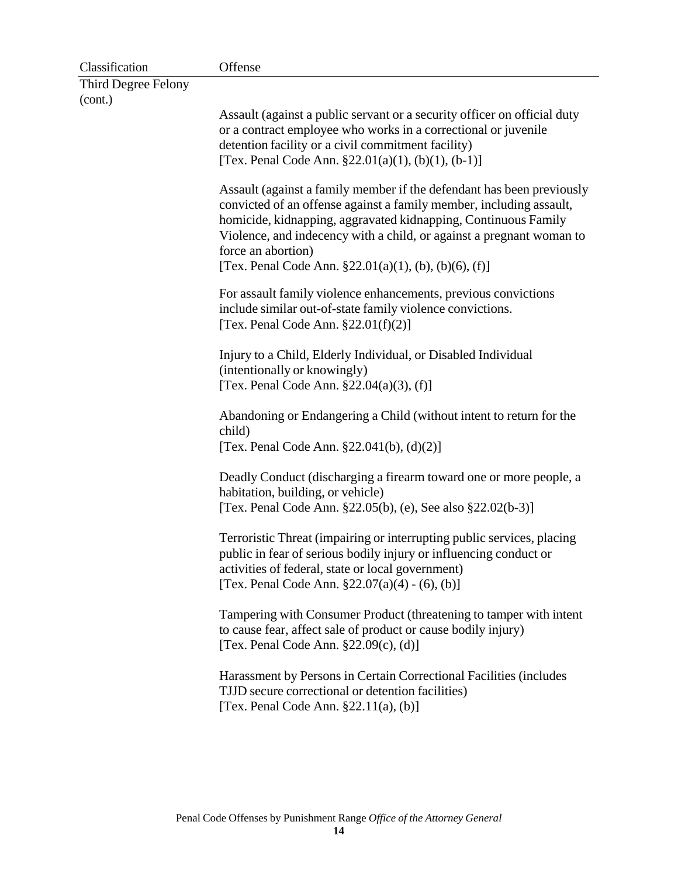| Classification | Offense |
|---|---|
| Third Degree Felony (cont.) | |
| | Assault (against a public servant or a security officer on official duty or a contract employee who works in a correctional or juvenile detention facility or a civil commitment facility) [Tex. Penal Code Ann. §22.01(a)(1), (b)(1), (b-1)] |
| | Assault (against a family member if the defendant has been previously convicted of an offense against a family member, including assault, homicide, kidnapping, aggravated kidnapping, Continuous Family Violence, and indecency with a child, or against a pregnant woman to force an abortion) [Tex. Penal Code Ann. §22.01(a)(1), (b), (b)(6), (f)] |
| | For assault family violence enhancements, previous convictions include similar out-of-state family violence convictions. [Tex. Penal Code Ann. §22.01(f)(2)] |
| | Injury to a Child, Elderly Individual, or Disabled Individual (intentionally or knowingly) [Tex. Penal Code Ann. §22.04(a)(3), (f)] |
| | Abandoning or Endangering a Child (without intent to return for the child) [Tex. Penal Code Ann. §22.041(b), (d)(2)] |
| | Deadly Conduct (discharging a firearm toward one or more people, a habitation, building, or vehicle) [Tex. Penal Code Ann. §22.05(b), (e), See also §22.02(b-3)] |
| | Terroristic Threat (impairing or interrupting public services, placing public in fear of serious bodily injury or influencing conduct or activities of federal, state or local government) [Tex. Penal Code Ann. §22.07(a)(4) - (6), (b)] |
| | Tampering with Consumer Product (threatening to tamper with intent to cause fear, affect sale of product or cause bodily injury) [Tex. Penal Code Ann. §22.09(c), (d)] |
| | Harassment by Persons in Certain Correctional Facilities (includes TJJD secure correctional or detention facilities) [Tex. Penal Code Ann. §22.11(a), (b)] |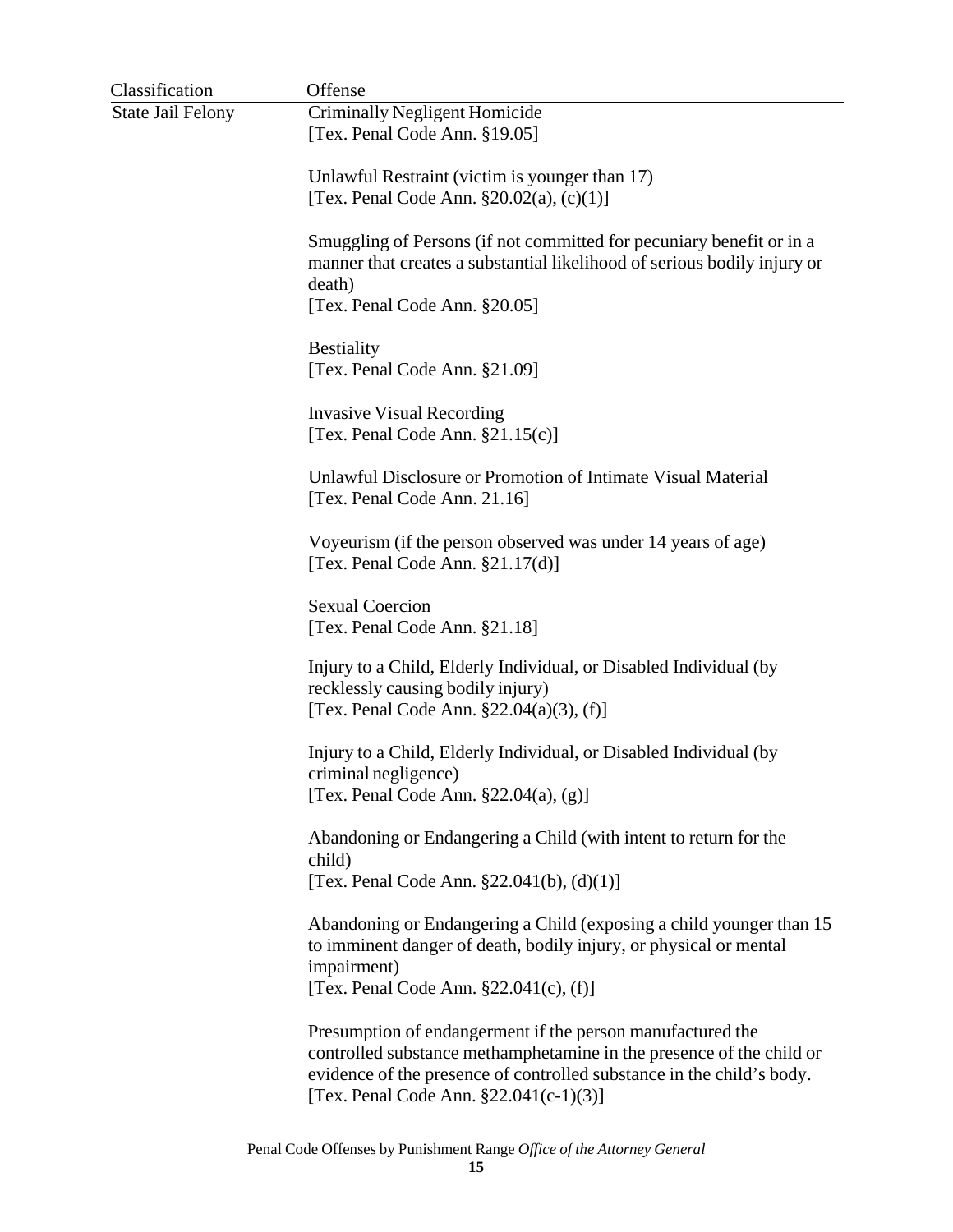| Classification | Offense |
|---|---|
| State Jail Felony | Criminally Negligent Homicide<br>[Tex. Penal Code Ann. §19.05] |
| | Unlawful Restraint (victim is younger than 17)<br>[Tex. Penal Code Ann. §20.02(a), (c)(1)] |
| | Smuggling of Persons (if not committed for pecuniary benefit or in a manner that creates a substantial likelihood of serious bodily injury or death)<br>[Tex. Penal Code Ann. §20.05] |
| | Bestiality<br>[Tex. Penal Code Ann. §21.09] |
| | Invasive Visual Recording<br>[Tex. Penal Code Ann. §21.15(c)] |
| | Unlawful Disclosure or Promotion of Intimate Visual Material<br>[Tex. Penal Code Ann. 21.16] |
| | Voyeurism (if the person observed was under 14 years of age)<br>[Tex. Penal Code Ann. §21.17(d)] |
| | Sexual Coercion<br>[Tex. Penal Code Ann. §21.18] |
| | Injury to a Child, Elderly Individual, or Disabled Individual (by recklessly causing bodily injury)<br>[Tex. Penal Code Ann. §22.04(a)(3), (f)] |
| | Injury to a Child, Elderly Individual, or Disabled Individual (by criminal negligence)<br>[Tex. Penal Code Ann. §22.04(a), (g)] |
| | Abandoning or Endangering a Child (with intent to return for the child)<br>[Tex. Penal Code Ann. §22.041(b), (d)(1)] |
| | Abandoning or Endangering a Child (exposing a child younger than 15 to imminent danger of death, bodily injury, or physical or mental impairment)<br>[Tex. Penal Code Ann. §22.041(c), (f)] |
| | Presumption of endangerment if the person manufactured the controlled substance methamphetamine in the presence of the child or evidence of the presence of controlled substance in the child's body.<br>[Tex. Penal Code Ann. §22.041(c-1)(3)] |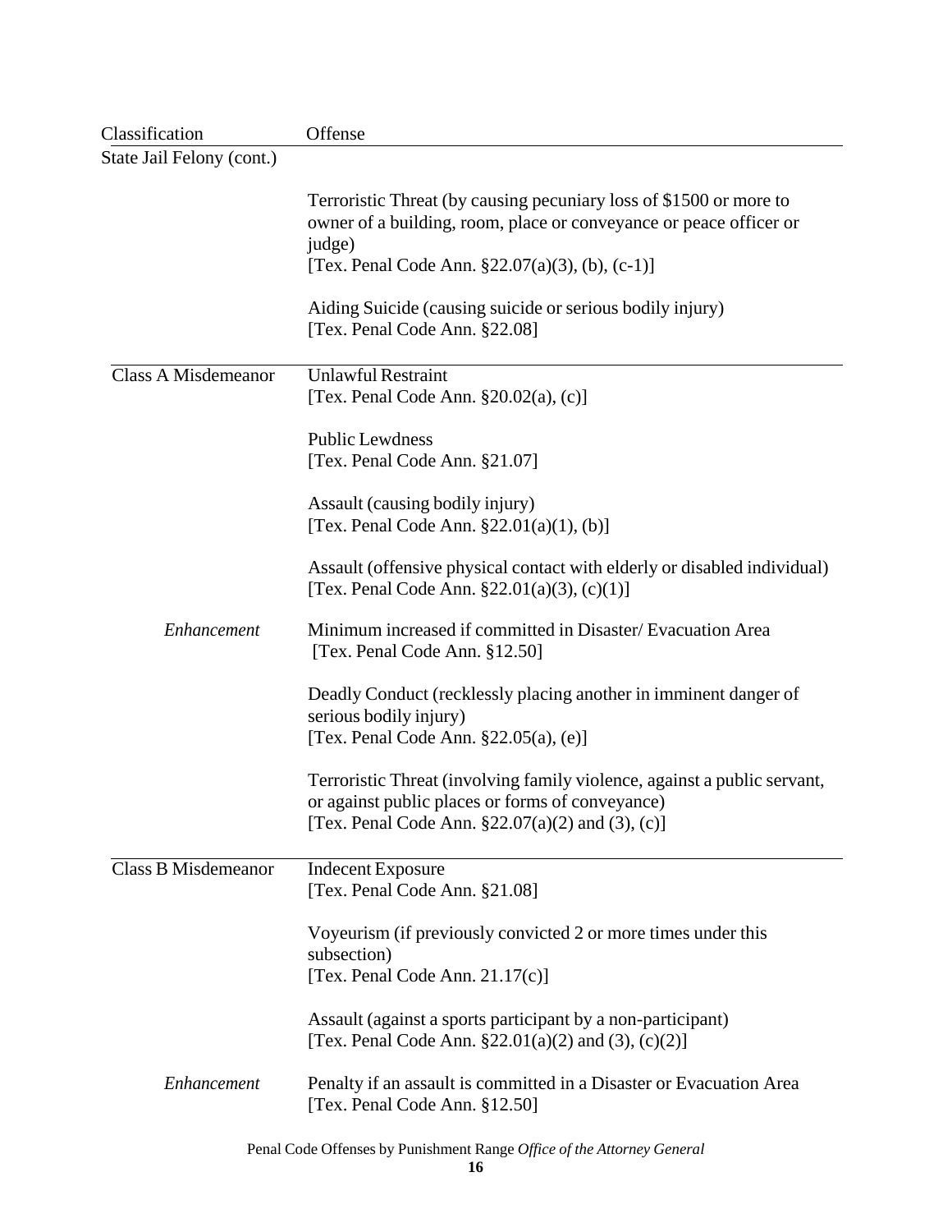| Classification | Offense |
|---|---|
| State Jail Felony (cont.) | |
| | Terroristic Threat (by causing pecuniary loss of $1500 or more to owner of a building, room, place or conveyance or peace officer or judge)<br>[Tex. Penal Code Ann. §22.07(a)(3), (b), (c-1)] |
| | Aiding Suicide (causing suicide or serious bodily injury)<br>[Tex. Penal Code Ann. §22.08] |
| Class A Misdemeanor | Unlawful Restraint<br>[Tex. Penal Code Ann. §20.02(a), (c)] |
| | Public Lewdness<br>[Tex. Penal Code Ann. §21.07] |
| | Assault (causing bodily injury)<br>[Tex. Penal Code Ann. §22.01(a)(1), (b)] |
| | Assault (offensive physical contact with elderly or disabled individual)<br>[Tex. Penal Code Ann. §22.01(a)(3), (c)(1)] |
| *Enhancement* | Minimum increased if committed in Disaster/ Evacuation Area<br>[Tex. Penal Code Ann. §12.50] |
| | Deadly Conduct (recklessly placing another in imminent danger of serious bodily injury)<br>[Tex. Penal Code Ann. §22.05(a), (e)] |
| | Terroristic Threat (involving family violence, against a public servant, or against public places or forms of conveyance)<br>[Tex. Penal Code Ann. §22.07(a)(2) and (3), (c)] |
| Class B Misdemeanor | Indecent Exposure<br>[Tex. Penal Code Ann. §21.08] |
| | Voyeurism (if previously convicted 2 or more times under this subsection)<br>[Tex. Penal Code Ann. 21.17(c)] |
| | Assault (against a sports participant by a non-participant)<br>[Tex. Penal Code Ann. §22.01(a)(2) and (3), (c)(2)] |
| *Enhancement* | Penalty if an assault is committed in a Disaster or Evacuation Area<br>[Tex. Penal Code Ann. §12.50] |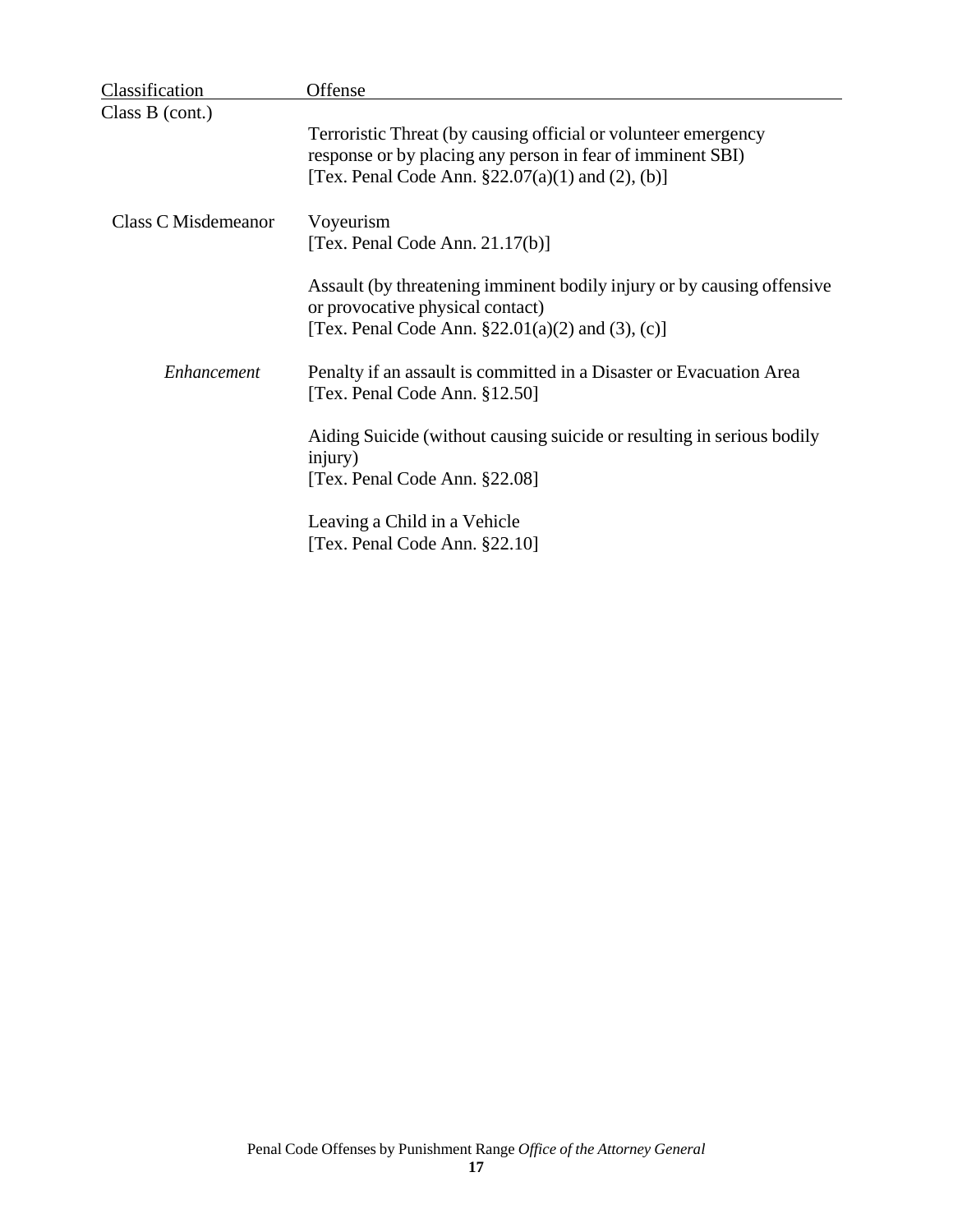| Classification | Offense |
|---|---|
| Class B (cont.) | Terroristic Threat (by causing official or volunteer emergency response or by placing any person in fear of imminent SBI) [Tex. Penal Code Ann. §22.07(a)(1) and (2), (b)] |
| Class C Misdemeanor | Voyeurism [Tex. Penal Code Ann. 21.17(b)] |
| | Assault (by threatening imminent bodily injury or by causing offensive or provocative physical contact) [Tex. Penal Code Ann. §22.01(a)(2) and (3), (c)] |
| *Enhancement* | Penalty if an assault is committed in a Disaster or Evacuation Area [Tex. Penal Code Ann. §12.50] |
| | Aiding Suicide (without causing suicide or resulting in serious bodily injury) [Tex. Penal Code Ann. §22.08] |
| | Leaving a Child in a Vehicle [Tex. Penal Code Ann. §22.10] |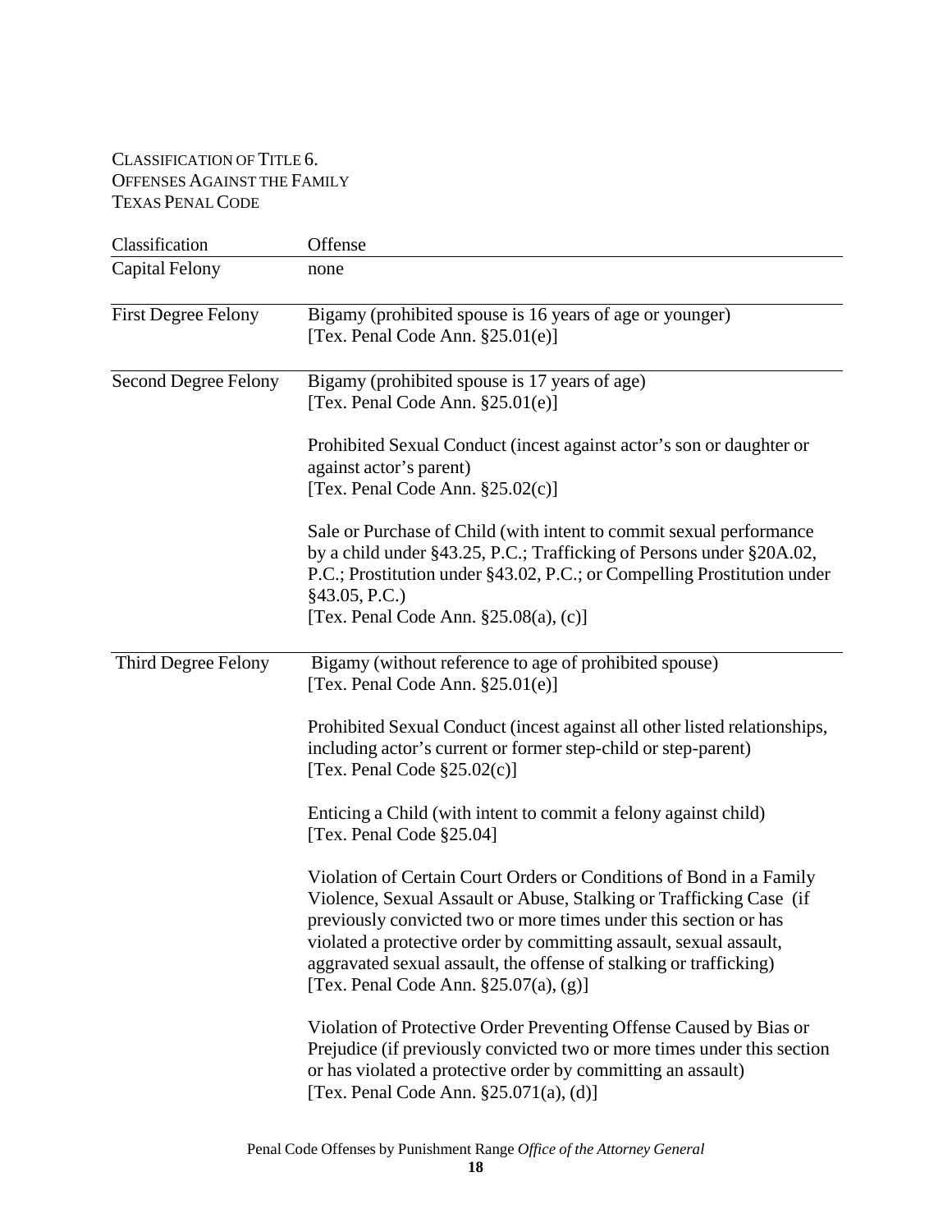CLASSIFICATION OF TITLE 6.
OFFENSES AGAINST THE FAMILY
TEXAS PENAL CODE

| Classification | Offense |
|---|---|
| Capital Felony | none |
| First Degree Felony | Bigamy (prohibited spouse is 16 years of age or younger) [Tex. Penal Code Ann. §25.01(e)] |
| Second Degree Felony | Bigamy (prohibited spouse is 17 years of age) [Tex. Penal Code Ann. §25.01(e)] |
| | Prohibited Sexual Conduct (incest against actor's son or daughter or against actor's parent) [Tex. Penal Code Ann. §25.02(c)] |
| | Sale or Purchase of Child (with intent to commit sexual performance by a child under §43.25, P.C.; Trafficking of Persons under §20A.02, P.C.; Prostitution under §43.02, P.C.; or Compelling Prostitution under §43.05, P.C.) [Tex. Penal Code Ann. §25.08(a), (c)] |
| Third Degree Felony | Bigamy (without reference to age of prohibited spouse) [Tex. Penal Code Ann. §25.01(e)] |
| | Prohibited Sexual Conduct (incest against all other listed relationships, including actor's current or former step-child or step-parent) [Tex. Penal Code §25.02(c)] |
| | Enticing a Child (with intent to commit a felony against child) [Tex. Penal Code §25.04] |
| | Violation of Certain Court Orders or Conditions of Bond in a Family Violence, Sexual Assault or Abuse, Stalking or Trafficking Case (if previously convicted two or more times under this section or has violated a protective order by committing assault, sexual assault, aggravated sexual assault, the offense of stalking or trafficking) [Tex. Penal Code Ann. §25.07(a), (g)] |
| | Violation of Protective Order Preventing Offense Caused by Bias or Prejudice (if previously convicted two or more times under this section or has violated a protective order by committing an assault) [Tex. Penal Code Ann. §25.071(a), (d)] |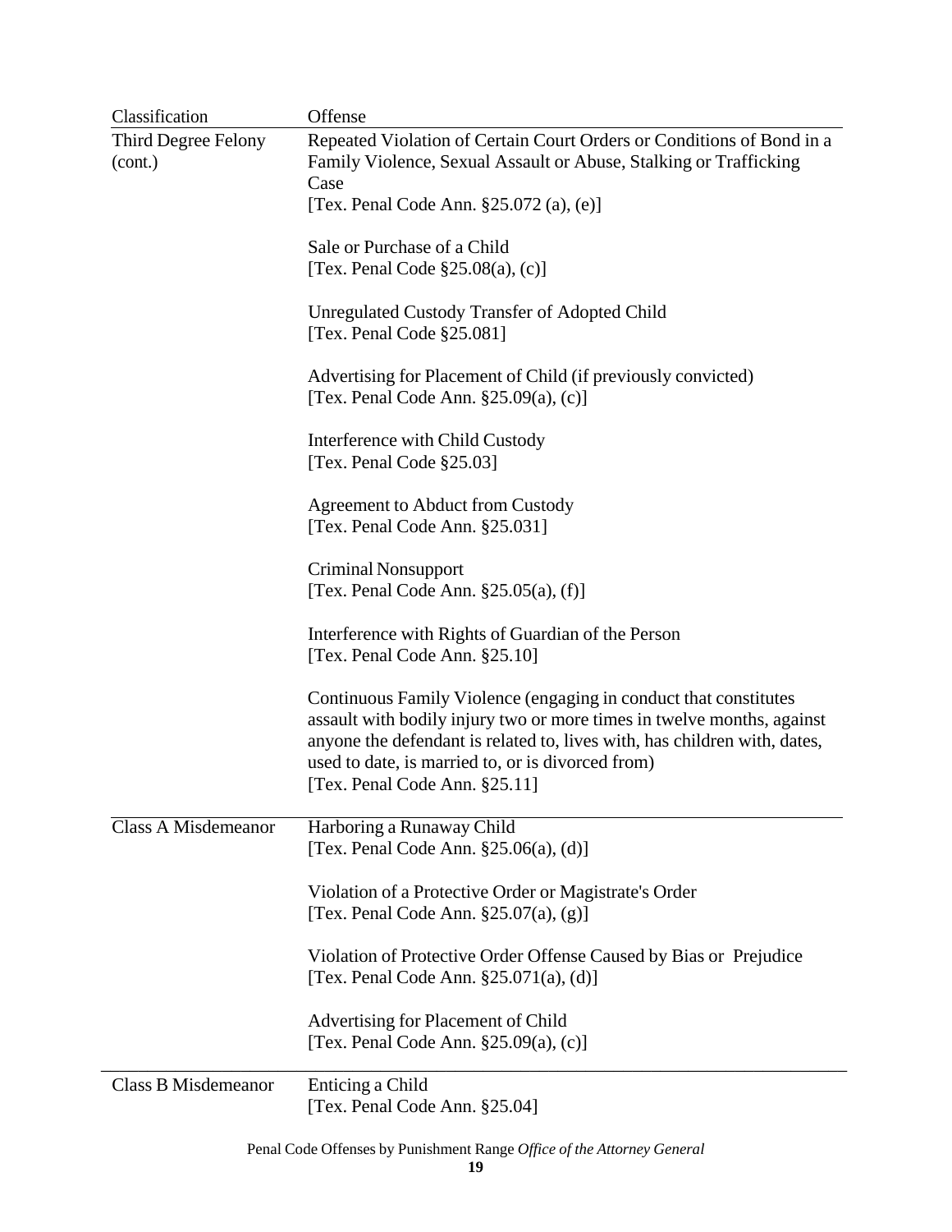| Classification | Offense |
|---|---|
| Third Degree Felony (cont.) | Repeated Violation of Certain Court Orders or Conditions of Bond in a Family Violence, Sexual Assault or Abuse, Stalking or Trafficking Case<br>[Tex. Penal Code Ann. §25.072 (a), (e)] |
| | Sale or Purchase of a Child<br>[Tex. Penal Code §25.08(a), (c)] |
| | Unregulated Custody Transfer of Adopted Child<br>[Tex. Penal Code §25.081] |
| | Advertising for Placement of Child (if previously convicted)<br>[Tex. Penal Code Ann. §25.09(a), (c)] |
| | Interference with Child Custody<br>[Tex. Penal Code §25.03] |
| | Agreement to Abduct from Custody<br>[Tex. Penal Code Ann. §25.031] |
| | Criminal Nonsupport<br>[Tex. Penal Code Ann. §25.05(a), (f)] |
| | Interference with Rights of Guardian of the Person<br>[Tex. Penal Code Ann. §25.10] |
| | Continuous Family Violence (engaging in conduct that constitutes assault with bodily injury two or more times in twelve months, against anyone the defendant is related to, lives with, has children with, dates, used to date, is married to, or is divorced from)<br>[Tex. Penal Code Ann. §25.11] |
| Class A Misdemeanor | Harboring a Runaway Child<br>[Tex. Penal Code Ann. §25.06(a), (d)] |
| | Violation of a Protective Order or Magistrate's Order<br>[Tex. Penal Code Ann. §25.07(a), (g)] |
| | Violation of Protective Order Offense Caused by Bias or Prejudice<br>[Tex. Penal Code Ann. §25.071(a), (d)] |
| | Advertising for Placement of Child<br>[Tex. Penal Code Ann. §25.09(a), (c)] |
| Class B Misdemeanor | Enticing a Child<br>[Tex. Penal Code Ann. §25.04] |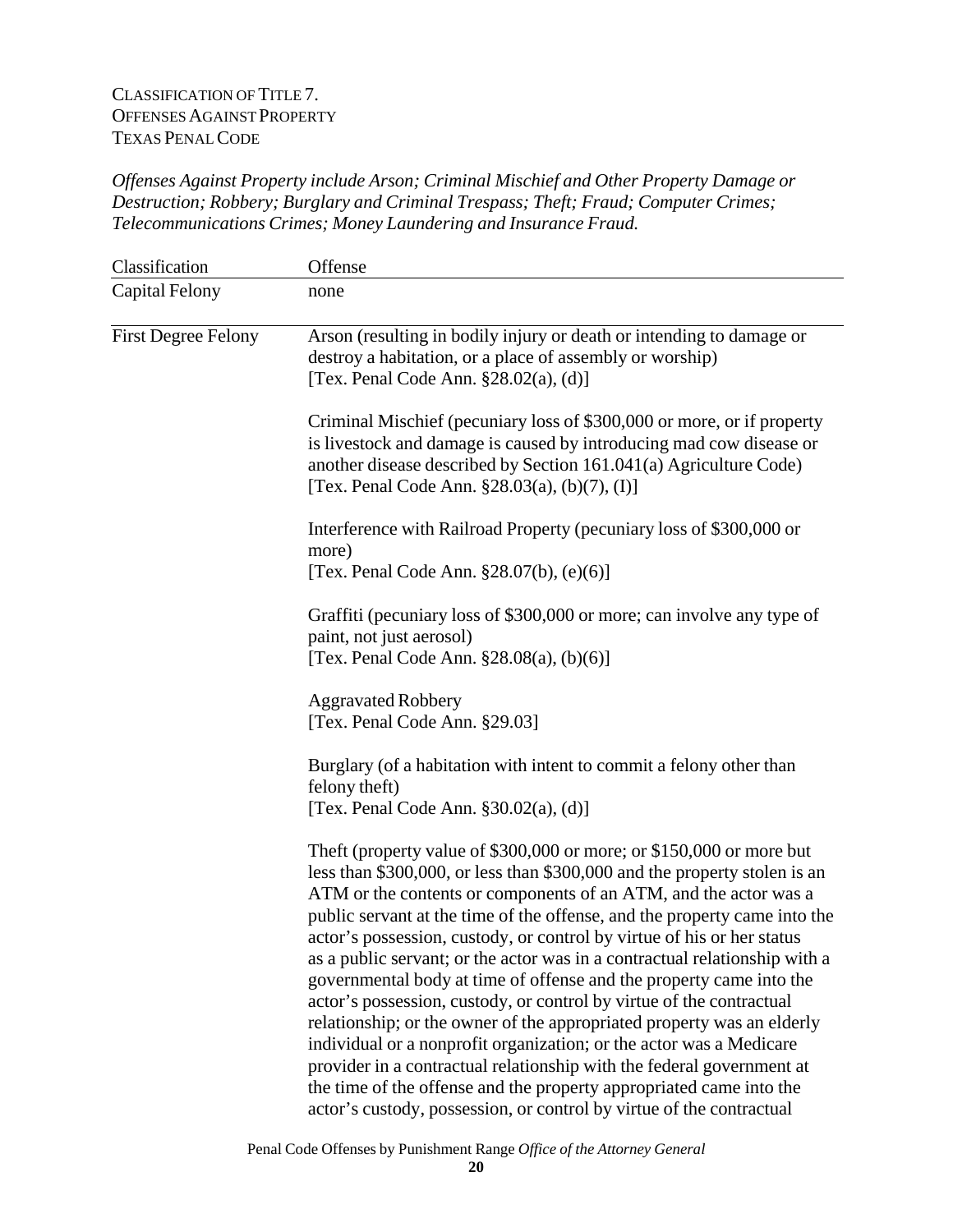CLASSIFICATION OF TITLE 7.
OFFENSES AGAINST PROPERTY
TEXAS PENAL CODE

*Offenses Against Property include Arson; Criminal Mischief and Other Property Damage or Destruction; Robbery; Burglary and Criminal Trespass; Theft; Fraud; Computer Crimes; Telecommunications Crimes; Money Laundering and Insurance Fraud.*

| Classification | Offense |
|---|---|
| Capital Felony | none |
| First Degree Felony | Arson (resulting in bodily injury or death or intending to damage or destroy a habitation, or a place of assembly or worship)<br>[Tex. Penal Code Ann. §28.02(a), (d)]<br><br>Criminal Mischief (pecuniary loss of \$300,000 or more, or if property is livestock and damage is caused by introducing mad cow disease or another disease described by Section 161.041(a) Agriculture Code)<br>[Tex. Penal Code Ann. §28.03(a), (b)(7), (I)]<br><br>Interference with Railroad Property (pecuniary loss of \$300,000 or more)<br>[Tex. Penal Code Ann. §28.07(b), (e)(6)]<br><br>Graffiti (pecuniary loss of \$300,000 or more; can involve any type of paint, not just aerosol)<br>[Tex. Penal Code Ann. §28.08(a), (b)(6)]<br><br>Aggravated Robbery<br>[Tex. Penal Code Ann. §29.03]<br><br>Burglary (of a habitation with intent to commit a felony other than felony theft)<br>[Tex. Penal Code Ann. §30.02(a), (d)]<br><br>Theft (property value of \$300,000 or more; or \$150,000 or more but less than \$300,000, or less than \$300,000 and the property stolen is an ATM or the contents or components of an ATM, and the actor was a public servant at the time of the offense, and the property came into the actor's possession, custody, or control by virtue of his or her status as a public servant; or the actor was in a contractual relationship with a governmental body at time of offense and the property came into the actor's possession, custody, or control by virtue of the contractual relationship; or the owner of the appropriated property was an elderly individual or a nonprofit organization; or the actor was a Medicare provider in a contractual relationship with the federal government at the time of the offense and the property appropriated came into the actor's custody, possession, or control by virtue of the contractual |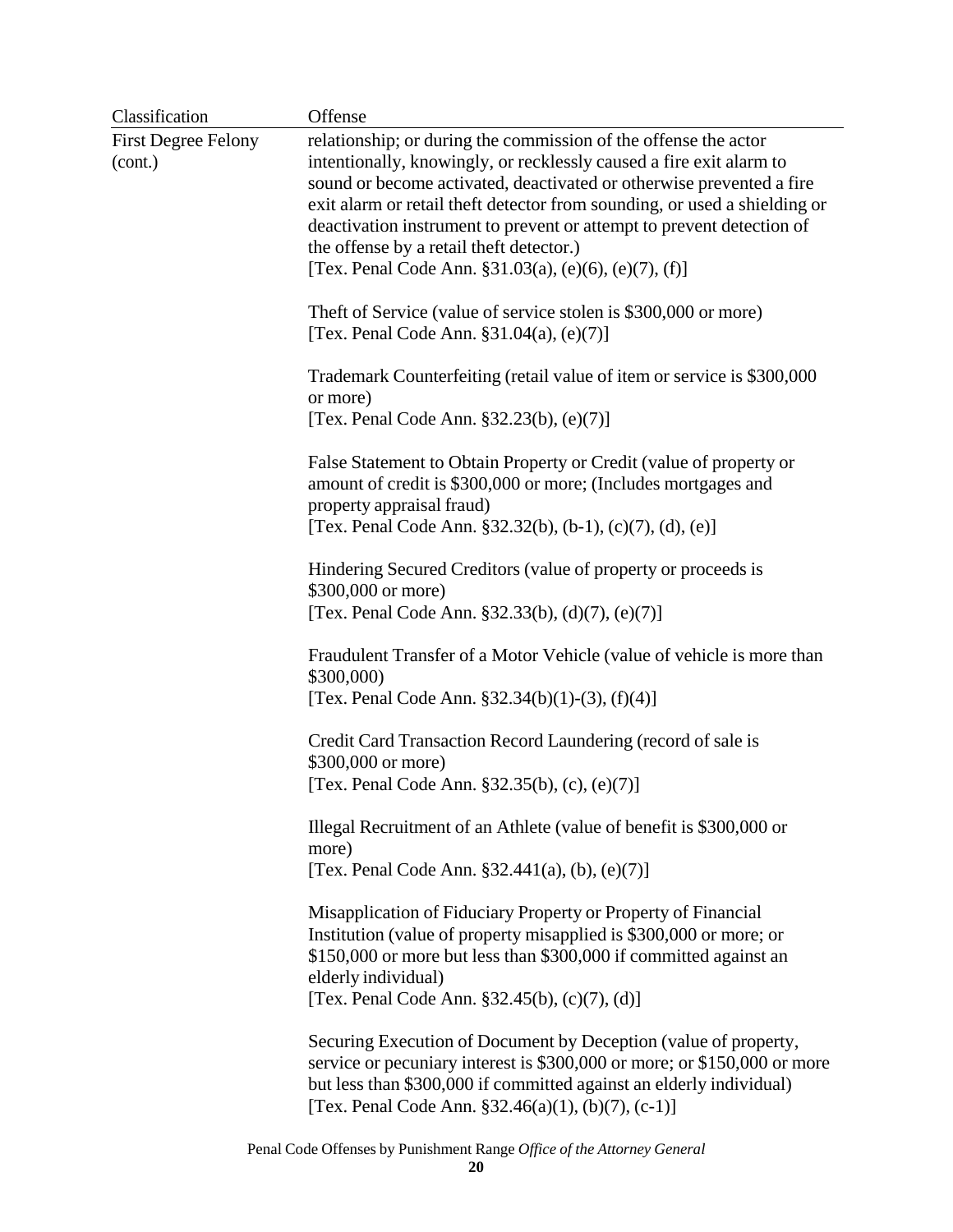| Classification | Offense |
|---|---|
| First Degree Felony (cont.) | relationship; or during the commission of the offense the actor intentionally, knowingly, or recklessly caused a fire exit alarm to sound or become activated, deactivated or otherwise prevented a fire exit alarm or retail theft detector from sounding, or used a shielding or deactivation instrument to prevent or attempt to prevent detection of the offense by a retail theft detector.) [Tex. Penal Code Ann. §31.03(a), (e)(6), (e)(7), (f)] |
| | Theft of Service (value of service stolen is $300,000 or more) [Tex. Penal Code Ann. §31.04(a), (e)(7)] |
| | Trademark Counterfeiting (retail value of item or service is $300,000 or more) [Tex. Penal Code Ann. §32.23(b), (e)(7)] |
| | False Statement to Obtain Property or Credit (value of property or amount of credit is $300,000 or more; (Includes mortgages and property appraisal fraud) [Tex. Penal Code Ann. §32.32(b), (b-1), (c)(7), (d), (e)] |
| | Hindering Secured Creditors (value of property or proceeds is $300,000 or more) [Tex. Penal Code Ann. §32.33(b), (d)(7), (e)(7)] |
| | Fraudulent Transfer of a Motor Vehicle (value of vehicle is more than $300,000) [Tex. Penal Code Ann. §32.34(b)(1)-(3), (f)(4)] |
| | Credit Card Transaction Record Laundering (record of sale is $300,000 or more) [Tex. Penal Code Ann. §32.35(b), (c), (e)(7)] |
| | Illegal Recruitment of an Athlete (value of benefit is $300,000 or more) [Tex. Penal Code Ann. §32.441(a), (b), (e)(7)] |
| | Misapplication of Fiduciary Property or Property of Financial Institution (value of property misapplied is $300,000 or more; or $150,000 or more but less than $300,000 if committed against an elderly individual) [Tex. Penal Code Ann. §32.45(b), (c)(7), (d)] |
| | Securing Execution of Document by Deception (value of property, service or pecuniary interest is $300,000 or more; or $150,000 or more but less than $300,000 if committed against an elderly individual) [Tex. Penal Code Ann. §32.46(a)(1), (b)(7), (c-1)] |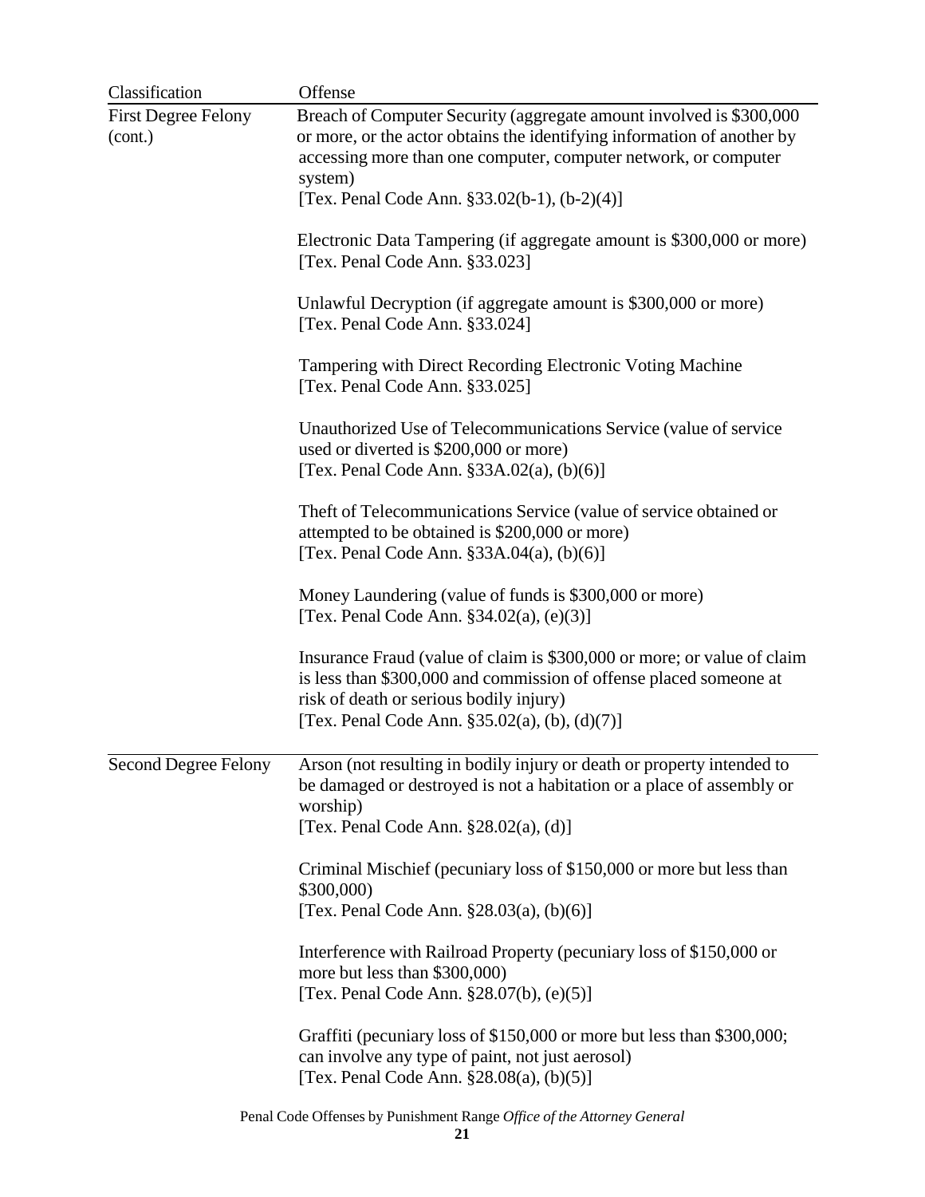| Classification | Offense |
|---|---|
| First Degree Felony (cont.) | Breach of Computer Security (aggregate amount involved is $300,000 or more, or the actor obtains the identifying information of another by accessing more than one computer, computer network, or computer system)<br>[Tex. Penal Code Ann. §33.02(b-1), (b-2)(4)]<br><br>Electronic Data Tampering (if aggregate amount is $300,000 or more)<br>[Tex. Penal Code Ann. §33.023]<br><br>Unlawful Decryption (if aggregate amount is $300,000 or more)<br>[Tex. Penal Code Ann. §33.024]<br><br>Tampering with Direct Recording Electronic Voting Machine<br>[Tex. Penal Code Ann. §33.025]<br><br>Unauthorized Use of Telecommunications Service (value of service used or diverted is $200,000 or more)<br>[Tex. Penal Code Ann. §33A.02(a), (b)(6)]<br><br>Theft of Telecommunications Service (value of service obtained or attempted to be obtained is $200,000 or more)<br>[Tex. Penal Code Ann. §33A.04(a), (b)(6)]<br><br>Money Laundering (value of funds is $300,000 or more)<br>[Tex. Penal Code Ann. §34.02(a), (e)(3)]<br><br>Insurance Fraud (value of claim is $300,000 or more; or value of claim is less than $300,000 and commission of offense placed someone at risk of death or serious bodily injury)<br>[Tex. Penal Code Ann. §35.02(a), (b), (d)(7)] |
| Second Degree Felony | Arson (not resulting in bodily injury or death or property intended to be damaged or destroyed is not a habitation or a place of assembly or worship)<br>[Tex. Penal Code Ann. §28.02(a), (d)]<br><br>Criminal Mischief (pecuniary loss of $150,000 or more but less than $300,000)<br>[Tex. Penal Code Ann. §28.03(a), (b)(6)]<br><br>Interference with Railroad Property (pecuniary loss of $150,000 or more but less than $300,000)<br>[Tex. Penal Code Ann. §28.07(b), (e)(5)]<br><br>Graffiti (pecuniary loss of $150,000 or more but less than $300,000; can involve any type of paint, not just aerosol)<br>[Tex. Penal Code Ann. §28.08(a), (b)(5)] |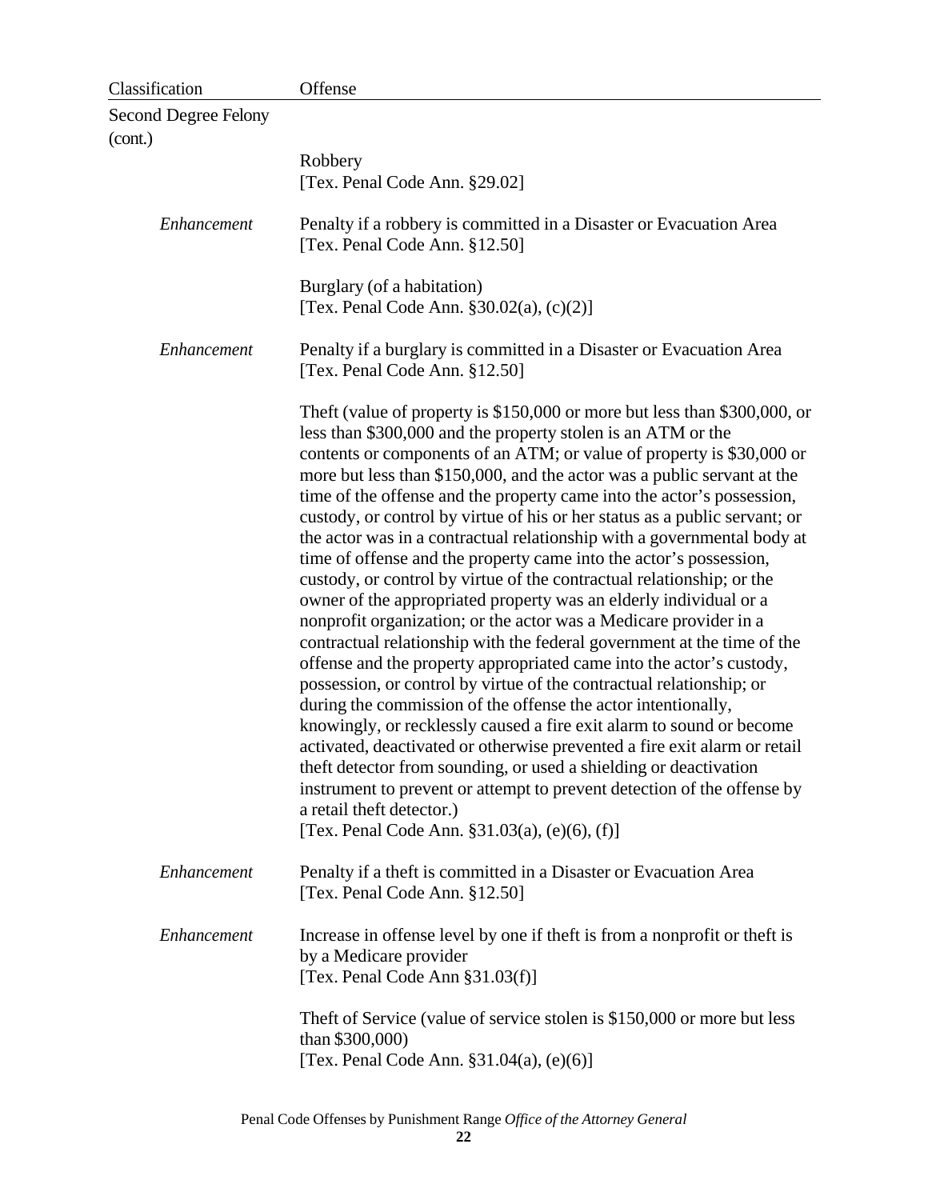| Classification | Offense |
|---|---|
| Second Degree Felony (cont.) | |
| | Robbery [Tex. Penal Code Ann. §29.02] |
| *Enhancement* | Penalty if a robbery is committed in a Disaster or Evacuation Area [Tex. Penal Code Ann. §12.50] |
| | Burglary (of a habitation) [Tex. Penal Code Ann. §30.02(a), (c)(2)] |
| *Enhancement* | Penalty if a burglary is committed in a Disaster or Evacuation Area [Tex. Penal Code Ann. §12.50] |
| | Theft (value of property is $150,000 or more but less than $300,000, or less than $300,000 and the property stolen is an ATM or the contents or components of an ATM; or value of property is $30,000 or more but less than $150,000, and the actor was a public servant at the time of the offense and the property came into the actor's possession, custody, or control by virtue of his or her status as a public servant; or the actor was in a contractual relationship with a governmental body at time of offense and the property came into the actor's possession, custody, or control by virtue of the contractual relationship; or the owner of the appropriated property was an elderly individual or a nonprofit organization; or the actor was a Medicare provider in a contractual relationship with the federal government at the time of the offense and the property appropriated came into the actor's custody, possession, or control by virtue of the contractual relationship; or during the commission of the offense the actor intentionally, knowingly, or recklessly caused a fire exit alarm to sound or become activated, deactivated or otherwise prevented a fire exit alarm or retail theft detector from sounding, or used a shielding or deactivation instrument to prevent or attempt to prevent detection of the offense by a retail theft detector.) [Tex. Penal Code Ann. §31.03(a), (e)(6), (f)] |
| *Enhancement* | Penalty if a theft is committed in a Disaster or Evacuation Area [Tex. Penal Code Ann. §12.50] |
| *Enhancement* | Increase in offense level by one if theft is from a nonprofit or theft is by a Medicare provider [Tex. Penal Code Ann §31.03(f)] |
| | Theft of Service (value of service stolen is $150,000 or more but less than $300,000) [Tex. Penal Code Ann. §31.04(a), (e)(6)] |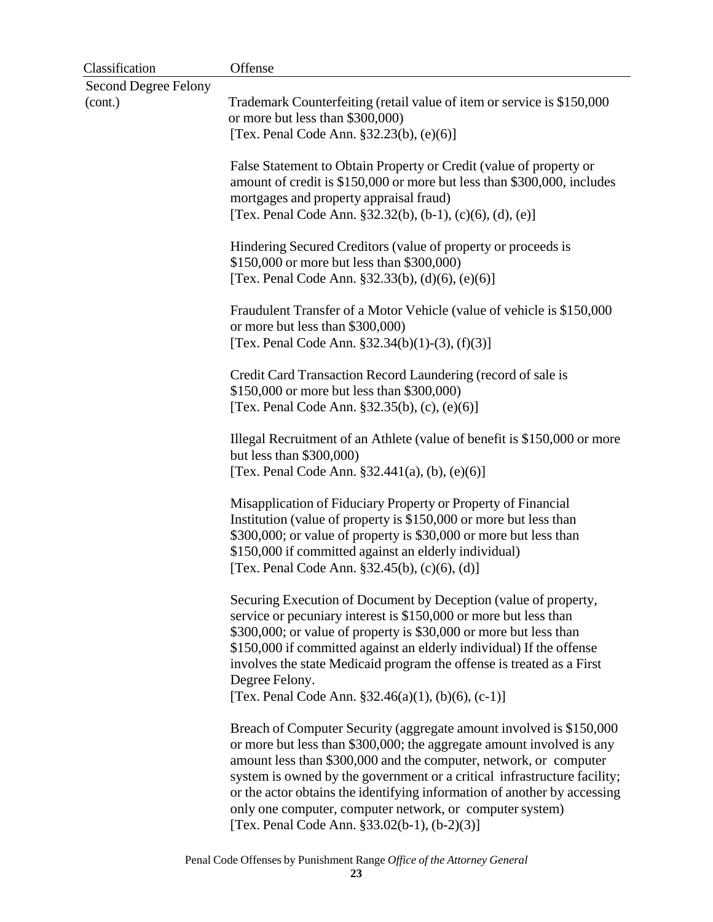| Classification | Offense |
|---|---|
| Second Degree Felony (cont.) | Trademark Counterfeiting (retail value of item or service is $150,000 or more but less than $300,000) [Tex. Penal Code Ann. §32.23(b), (e)(6)] |
| | False Statement to Obtain Property or Credit (value of property or amount of credit is $150,000 or more but less than $300,000, includes mortgages and property appraisal fraud) [Tex. Penal Code Ann. §32.32(b), (b-1), (c)(6), (d), (e)] |
| | Hindering Secured Creditors (value of property or proceeds is $150,000 or more but less than $300,000) [Tex. Penal Code Ann. §32.33(b), (d)(6), (e)(6)] |
| | Fraudulent Transfer of a Motor Vehicle (value of vehicle is $150,000 or more but less than $300,000) [Tex. Penal Code Ann. §32.34(b)(1)-(3), (f)(3)] |
| | Credit Card Transaction Record Laundering (record of sale is $150,000 or more but less than $300,000) [Tex. Penal Code Ann. §32.35(b), (c), (e)(6)] |
| | Illegal Recruitment of an Athlete (value of benefit is $150,000 or more but less than $300,000) [Tex. Penal Code Ann. §32.441(a), (b), (e)(6)] |
| | Misapplication of Fiduciary Property or Property of Financial Institution (value of property is $150,000 or more but less than $300,000; or value of property is $30,000 or more but less than $150,000 if committed against an elderly individual) [Tex. Penal Code Ann. §32.45(b), (c)(6), (d)] |
| | Securing Execution of Document by Deception (value of property, service or pecuniary interest is $150,000 or more but less than $300,000; or value of property is $30,000 or more but less than $150,000 if committed against an elderly individual) If the offense involves the state Medicaid program the offense is treated as a First Degree Felony. [Tex. Penal Code Ann. §32.46(a)(1), (b)(6), (c-1)] |
| | Breach of Computer Security (aggregate amount involved is $150,000 or more but less than $300,000; the aggregate amount involved is any amount less than $300,000 and the computer, network, or computer system is owned by the government or a critical infrastructure facility; or the actor obtains the identifying information of another by accessing only one computer, computer network, or computer system) [Tex. Penal Code Ann. §33.02(b-1), (b-2)(3)] |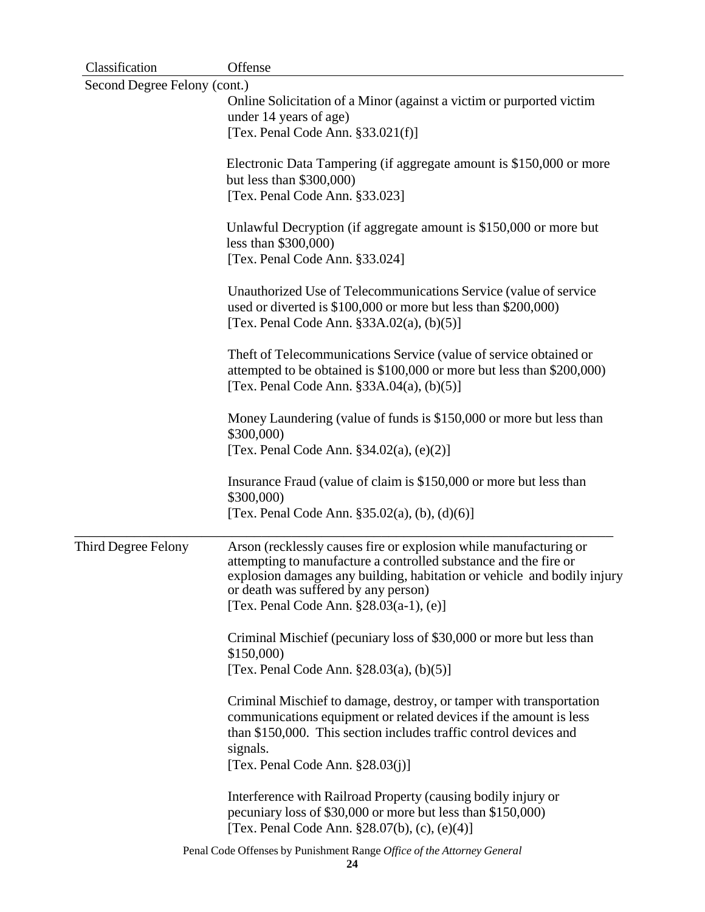| Classification | Offense |
| --- | --- |
| Second Degree Felony (cont.) | |
| | Online Solicitation of a Minor (against a victim or purported victim under 14 years of age)<br>[Tex. Penal Code Ann. §33.021(f)] |
| | Electronic Data Tampering (if aggregate amount is $150,000 or more but less than $300,000)<br>[Tex. Penal Code Ann. §33.023] |
| | Unlawful Decryption (if aggregate amount is $150,000 or more but less than $300,000)<br>[Tex. Penal Code Ann. §33.024] |
| | Unauthorized Use of Telecommunications Service (value of service used or diverted is $100,000 or more but less than $200,000)<br>[Tex. Penal Code Ann. §33A.02(a), (b)(5)] |
| | Theft of Telecommunications Service (value of service obtained or attempted to be obtained is $100,000 or more but less than $200,000)<br>[Tex. Penal Code Ann. §33A.04(a), (b)(5)] |
| | Money Laundering (value of funds is $150,000 or more but less than $300,000)<br>[Tex. Penal Code Ann. §34.02(a), (e)(2)] |
| | Insurance Fraud (value of claim is $150,000 or more but less than $300,000)<br>[Tex. Penal Code Ann. §35.02(a), (b), (d)(6)] |
| Third Degree Felony | Arson (recklessly causes fire or explosion while manufacturing or attempting to manufacture a controlled substance and the fire or explosion damages any building, habitation or vehicle and bodily injury or death was suffered by any person)<br>[Tex. Penal Code Ann. §28.03(a-1), (e)] |
| | Criminal Mischief (pecuniary loss of $30,000 or more but less than $150,000)<br>[Tex. Penal Code Ann. §28.03(a), (b)(5)] |
| | Criminal Mischief to damage, destroy, or tamper with transportation communications equipment or related devices if the amount is less than $150,000. This section includes traffic control devices and signals.<br>[Tex. Penal Code Ann. §28.03(j)] |
| | Interference with Railroad Property (causing bodily injury or pecuniary loss of $30,000 or more but less than $150,000)<br>[Tex. Penal Code Ann. §28.07(b), (c), (e)(4)] |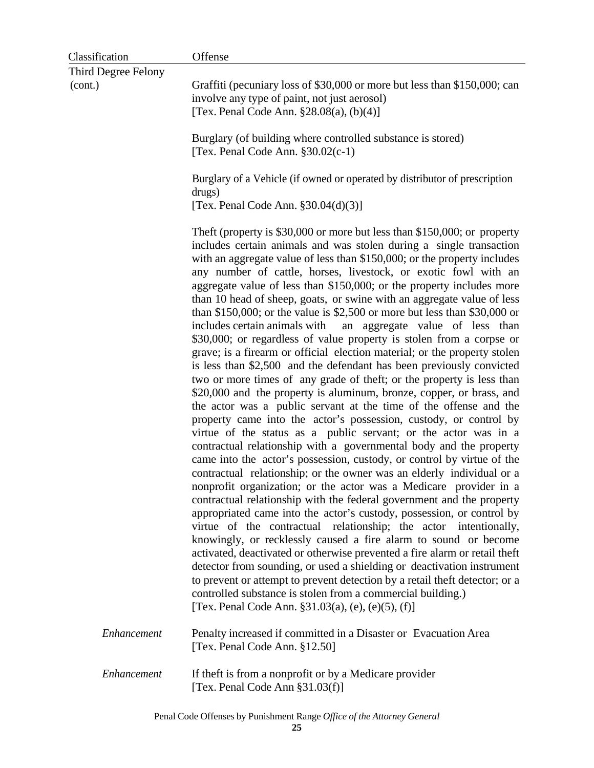| Classification | Offense |
| --- | --- |
| Third Degree Felony (cont.) | Graffiti (pecuniary loss of $30,000 or more but less than $150,000; can involve any type of paint, not just aerosol) [Tex. Penal Code Ann. §28.08(a), (b)(4)] |
| | Burglary (of building where controlled substance is stored) [Tex. Penal Code Ann. §30.02(c-1) |
| | Burglary of a Vehicle (if owned or operated by distributor of prescription drugs) [Tex. Penal Code Ann. §30.04(d)(3)] |
| | Theft (property is $30,000 or more but less than $150,000; or property includes certain animals and was stolen during a single transaction with an aggregate value of less than $150,000; or the property includes any number of cattle, horses, livestock, or exotic fowl with an aggregate value of less than $150,000; or the property includes more than 10 head of sheep, goats, or swine with an aggregate value of less than $150,000; or the value is $2,500 or more but less than $30,000 or includes certain animals with an aggregate value of less than $30,000; or regardless of value property is stolen from a corpse or grave; is a firearm or official election material; or the property stolen is less than $2,500 and the defendant has been previously convicted two or more times of any grade of theft; or the property is less than $20,000 and the property is aluminum, bronze, copper, or brass, and the actor was a public servant at the time of the offense and the property came into the actor's possession, custody, or control by virtue of the status as a public servant; or the actor was in a contractual relationship with a governmental body and the property came into the actor's possession, custody, or control by virtue of the contractual relationship; or the owner was an elderly individual or a nonprofit organization; or the actor was a Medicare provider in a contractual relationship with the federal government and the property appropriated came into the actor's custody, possession, or control by virtue of the contractual relationship; the actor intentionally, knowingly, or recklessly caused a fire alarm to sound or become activated, deactivated or otherwise prevented a fire alarm or retail theft detector from sounding, or used a shielding or deactivation instrument to prevent or attempt to prevent detection by a retail theft detector; or a controlled substance is stolen from a commercial building.) [Tex. Penal Code Ann. §31.03(a), (e), (e)(5), (f)] |
| *Enhancement* | Penalty increased if committed in a Disaster or Evacuation Area [Tex. Penal Code Ann. §12.50] |
| *Enhancement* | If theft is from a nonprofit or by a Medicare provider [Tex. Penal Code Ann §31.03(f)] |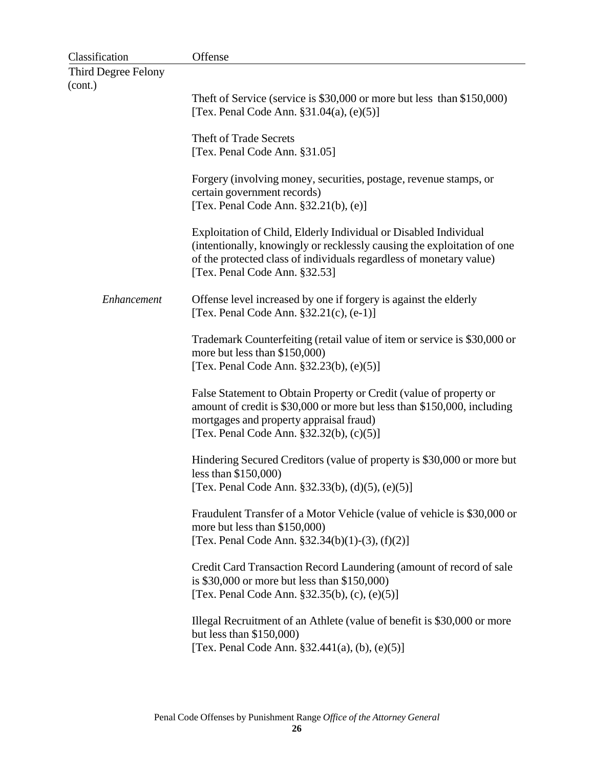| Classification | Offense |
| --- | --- |
| Third Degree Felony (cont.) | |
| | Theft of Service (service is $30,000 or more but less than $150,000) [Tex. Penal Code Ann. §31.04(a), (e)(5)] |
| | Theft of Trade Secrets [Tex. Penal Code Ann. §31.05] |
| | Forgery (involving money, securities, postage, revenue stamps, or certain government records) [Tex. Penal Code Ann. §32.21(b), (e)] |
| | Exploitation of Child, Elderly Individual or Disabled Individual (intentionally, knowingly or recklessly causing the exploitation of one of the protected class of individuals regardless of monetary value) [Tex. Penal Code Ann. §32.53] |
| *Enhancement* | Offense level increased by one if forgery is against the elderly [Tex. Penal Code Ann. §32.21(c), (e-1)] |
| | Trademark Counterfeiting (retail value of item or service is $30,000 or more but less than $150,000) [Tex. Penal Code Ann. §32.23(b), (e)(5)] |
| | False Statement to Obtain Property or Credit (value of property or amount of credit is $30,000 or more but less than $150,000, including mortgages and property appraisal fraud) [Tex. Penal Code Ann. §32.32(b), (c)(5)] |
| | Hindering Secured Creditors (value of property is $30,000 or more but less than $150,000) [Tex. Penal Code Ann. §32.33(b), (d)(5), (e)(5)] |
| | Fraudulent Transfer of a Motor Vehicle (value of vehicle is $30,000 or more but less than $150,000) [Tex. Penal Code Ann. §32.34(b)(1)-(3), (f)(2)] |
| | Credit Card Transaction Record Laundering (amount of record of sale is $30,000 or more but less than $150,000) [Tex. Penal Code Ann. §32.35(b), (c), (e)(5)] |
| | Illegal Recruitment of an Athlete (value of benefit is $30,000 or more but less than $150,000) [Tex. Penal Code Ann. §32.441(a), (b), (e)(5)] |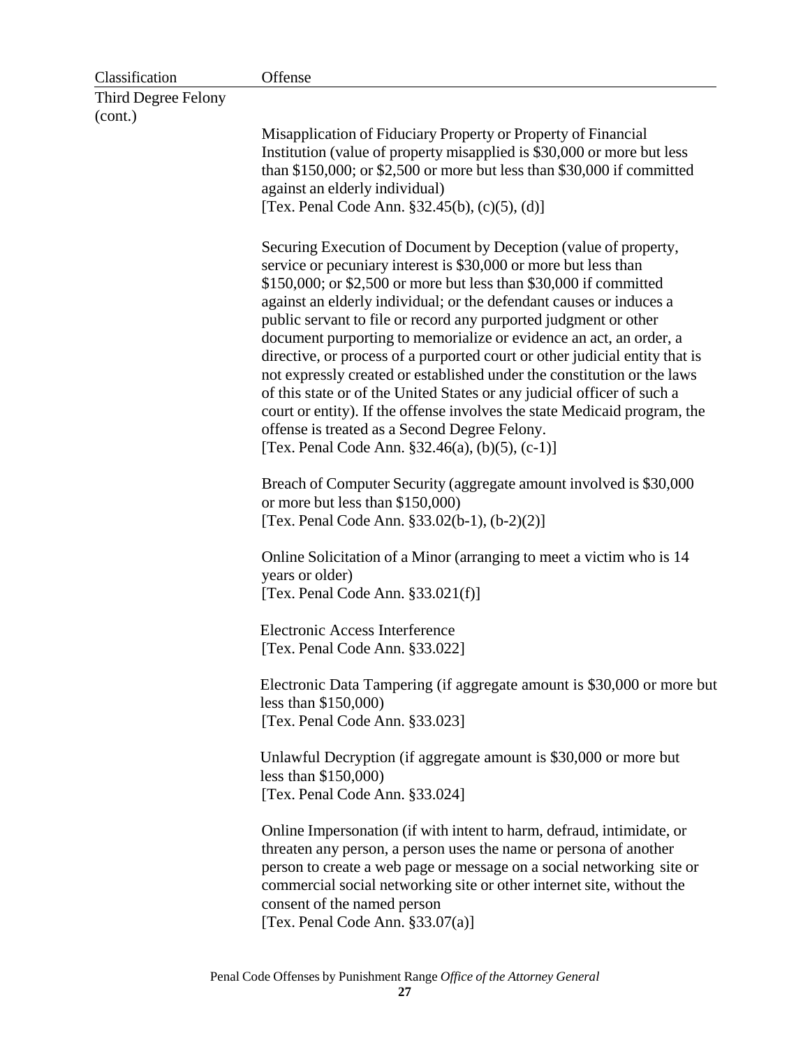| Classification | Offense |
|---|---|
| Third Degree Felony (cont.) | |
| | Misapplication of Fiduciary Property or Property of Financial Institution (value of property misapplied is $30,000 or more but less than $150,000; or $2,500 or more but less than $30,000 if committed against an elderly individual) [Tex. Penal Code Ann. §32.45(b), (c)(5), (d)] |
| | Securing Execution of Document by Deception (value of property, service or pecuniary interest is $30,000 or more but less than $150,000; or $2,500 or more but less than $30,000 if committed against an elderly individual; or the defendant causes or induces a public servant to file or record any purported judgment or other document purporting to memorialize or evidence an act, an order, a directive, or process of a purported court or other judicial entity that is not expressly created or established under the constitution or the laws of this state or of the United States or any judicial officer of such a court or entity). If the offense involves the state Medicaid program, the offense is treated as a Second Degree Felony. [Tex. Penal Code Ann. §32.46(a), (b)(5), (c-1)] |
| | Breach of Computer Security (aggregate amount involved is $30,000 or more but less than $150,000) [Tex. Penal Code Ann. §33.02(b-1), (b-2)(2)] |
| | Online Solicitation of a Minor (arranging to meet a victim who is 14 years or older) [Tex. Penal Code Ann. §33.021(f)] |
| | Electronic Access Interference [Tex. Penal Code Ann. §33.022] |
| | Electronic Data Tampering (if aggregate amount is $30,000 or more but less than $150,000) [Tex. Penal Code Ann. §33.023] |
| | Unlawful Decryption (if aggregate amount is $30,000 or more but less than $150,000) [Tex. Penal Code Ann. §33.024] |
| | Online Impersonation (if with intent to harm, defraud, intimidate, or threaten any person, a person uses the name or persona of another person to create a web page or message on a social networking site or commercial social networking site or other internet site, without the consent of the named person [Tex. Penal Code Ann. §33.07(a)] |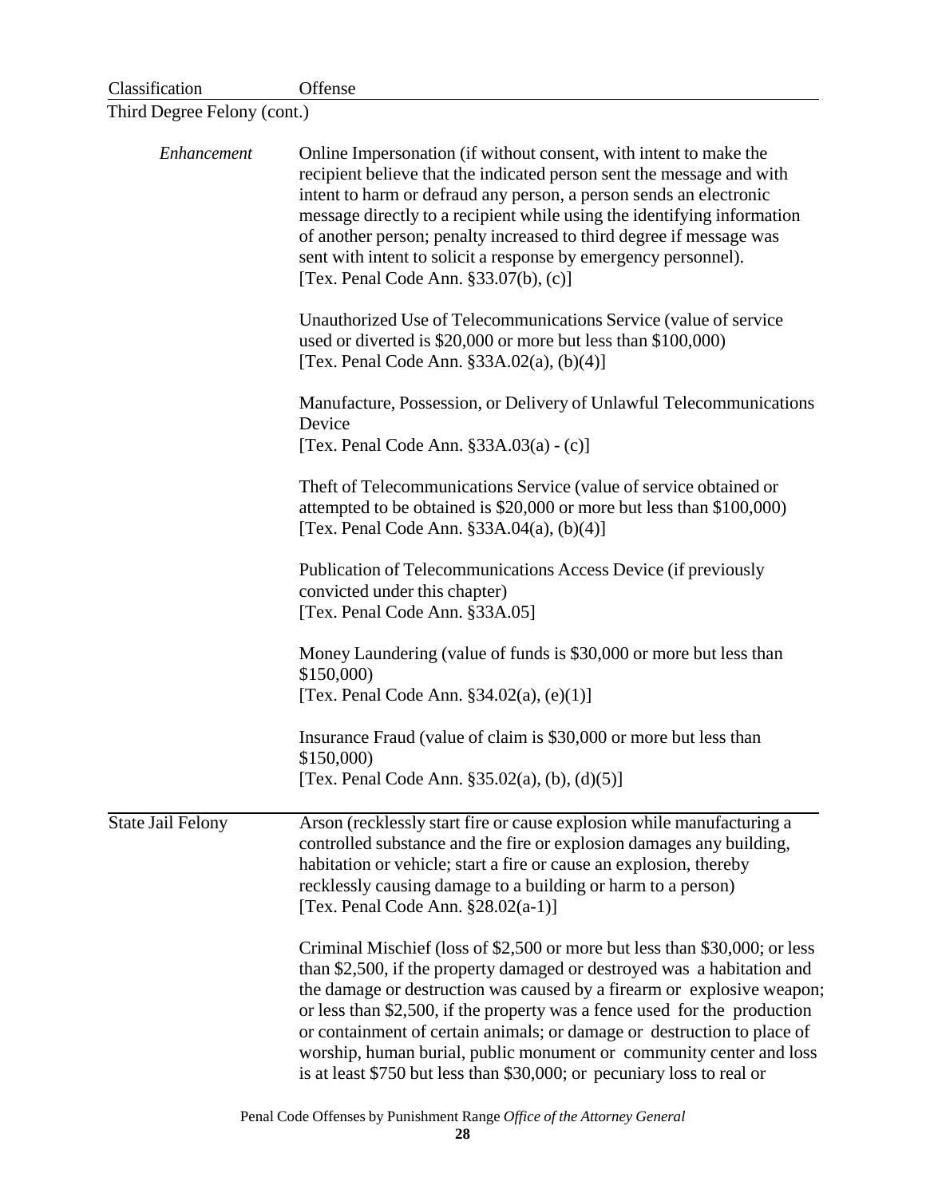| Classification | Offense |
| --- | --- |
| Third Degree Felony (cont.) | |
| *Enhancement* | Online Impersonation (if without consent, with intent to make the recipient believe that the indicated person sent the message and with intent to harm or defraud any person, a person sends an electronic message directly to a recipient while using the identifying information of another person; penalty increased to third degree if message was sent with intent to solicit a response by emergency personnel). [Tex. Penal Code Ann. §33.07(b), (c)] |
| | Unauthorized Use of Telecommunications Service (value of service used or diverted is $20,000 or more but less than $100,000) [Tex. Penal Code Ann. §33A.02(a), (b)(4)] |
| | Manufacture, Possession, or Delivery of Unlawful Telecommunications Device [Tex. Penal Code Ann. §33A.03(a) - (c)] |
| | Theft of Telecommunications Service (value of service obtained or attempted to be obtained is $20,000 or more but less than $100,000) [Tex. Penal Code Ann. §33A.04(a), (b)(4)] |
| | Publication of Telecommunications Access Device (if previously convicted under this chapter) [Tex. Penal Code Ann. §33A.05] |
| | Money Laundering (value of funds is $30,000 or more but less than $150,000) [Tex. Penal Code Ann. §34.02(a), (e)(1)] |
| | Insurance Fraud (value of claim is $30,000 or more but less than $150,000) [Tex. Penal Code Ann. §35.02(a), (b), (d)(5)] |
| State Jail Felony | Arson (recklessly start fire or cause explosion while manufacturing a controlled substance and the fire or explosion damages any building, habitation or vehicle; start a fire or cause an explosion, thereby recklessly causing damage to a building or harm to a person) [Tex. Penal Code Ann. §28.02(a-1)] |
| | Criminal Mischief (loss of $2,500 or more but less than $30,000; or less than $2,500, if the property damaged or destroyed was a habitation and the damage or destruction was caused by a firearm or explosive weapon; or less than $2,500, if the property was a fence used for the production or containment of certain animals; or damage or destruction to place of worship, human burial, public monument or community center and loss is at least $750 but less than $30,000; or pecuniary loss to real or |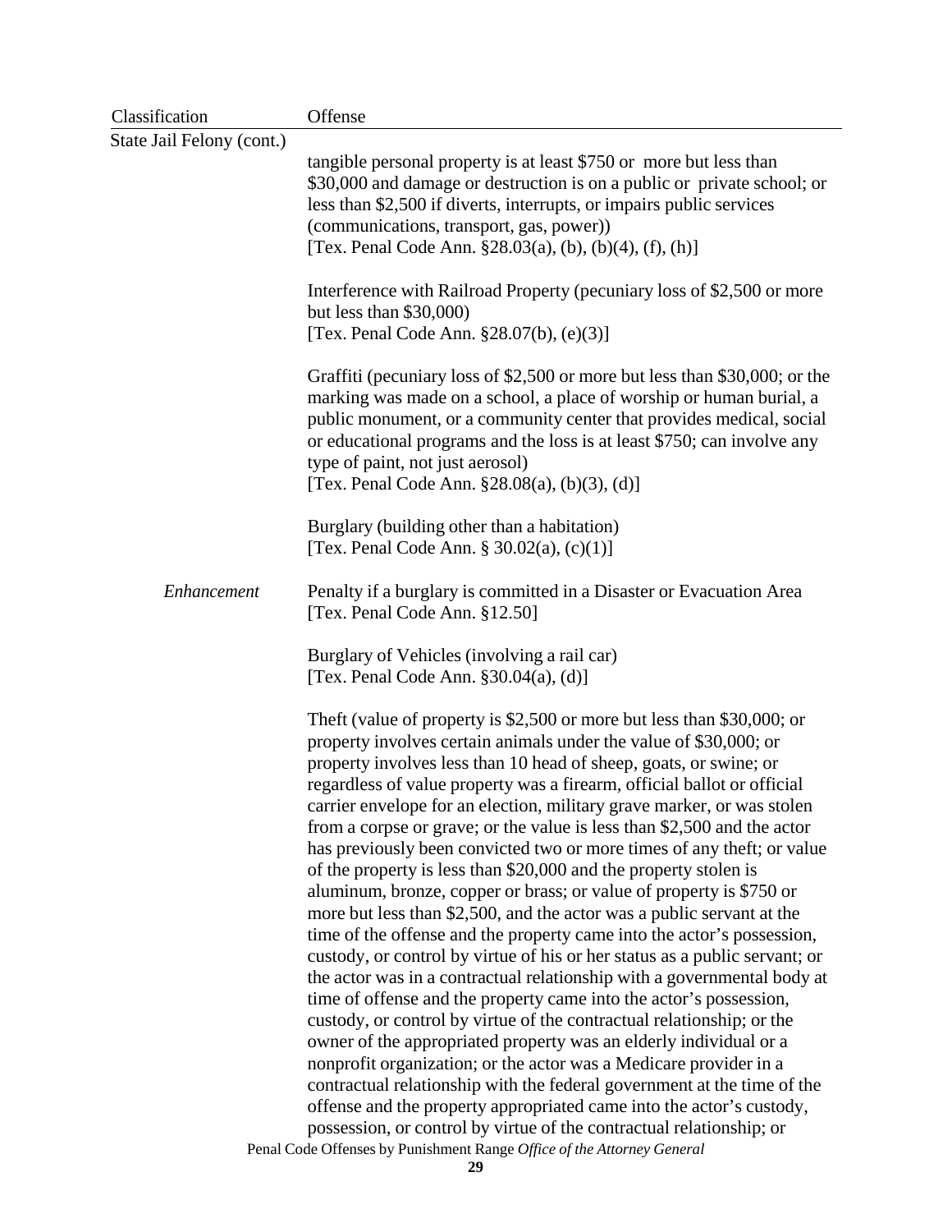| Classification | Offense |
|---|---|
| State Jail Felony (cont.) | tangible personal property is at least $750 or more but less than $30,000 and damage or destruction is on a public or private school; or less than $2,500 if diverts, interrupts, or impairs public services (communications, transport, gas, power)) [Tex. Penal Code Ann. §28.03(a), (b), (b)(4), (f), (h)] |
| | Interference with Railroad Property (pecuniary loss of $2,500 or more but less than $30,000) [Tex. Penal Code Ann. §28.07(b), (e)(3)] |
| | Graffiti (pecuniary loss of $2,500 or more but less than $30,000; or the marking was made on a school, a place of worship or human burial, a public monument, or a community center that provides medical, social or educational programs and the loss is at least $750; can involve any type of paint, not just aerosol) [Tex. Penal Code Ann. §28.08(a), (b)(3), (d)] |
| | Burglary (building other than a habitation) [Tex. Penal Code Ann. § 30.02(a), (c)(1)] |
| *Enhancement* | Penalty if a burglary is committed in a Disaster or Evacuation Area [Tex. Penal Code Ann. §12.50] |
| | Burglary of Vehicles (involving a rail car) [Tex. Penal Code Ann. §30.04(a), (d)] |
| | Theft (value of property is $2,500 or more but less than $30,000; or property involves certain animals under the value of $30,000; or property involves less than 10 head of sheep, goats, or swine; or regardless of value property was a firearm, official ballot or official carrier envelope for an election, military grave marker, or was stolen from a corpse or grave; or the value is less than $2,500 and the actor has previously been convicted two or more times of any theft; or value of the property is less than $20,000 and the property stolen is aluminum, bronze, copper or brass; or value of property is $750 or more but less than $2,500, and the actor was a public servant at the time of the offense and the property came into the actor's possession, custody, or control by virtue of his or her status as a public servant; or the actor was in a contractual relationship with a governmental body at time of offense and the property came into the actor's possession, custody, or control by virtue of the contractual relationship; or the owner of the appropriated property was an elderly individual or a nonprofit organization; or the actor was a Medicare provider in a contractual relationship with the federal government at the time of the offense and the property appropriated came into the actor's custody, possession, or control by virtue of the contractual relationship; or |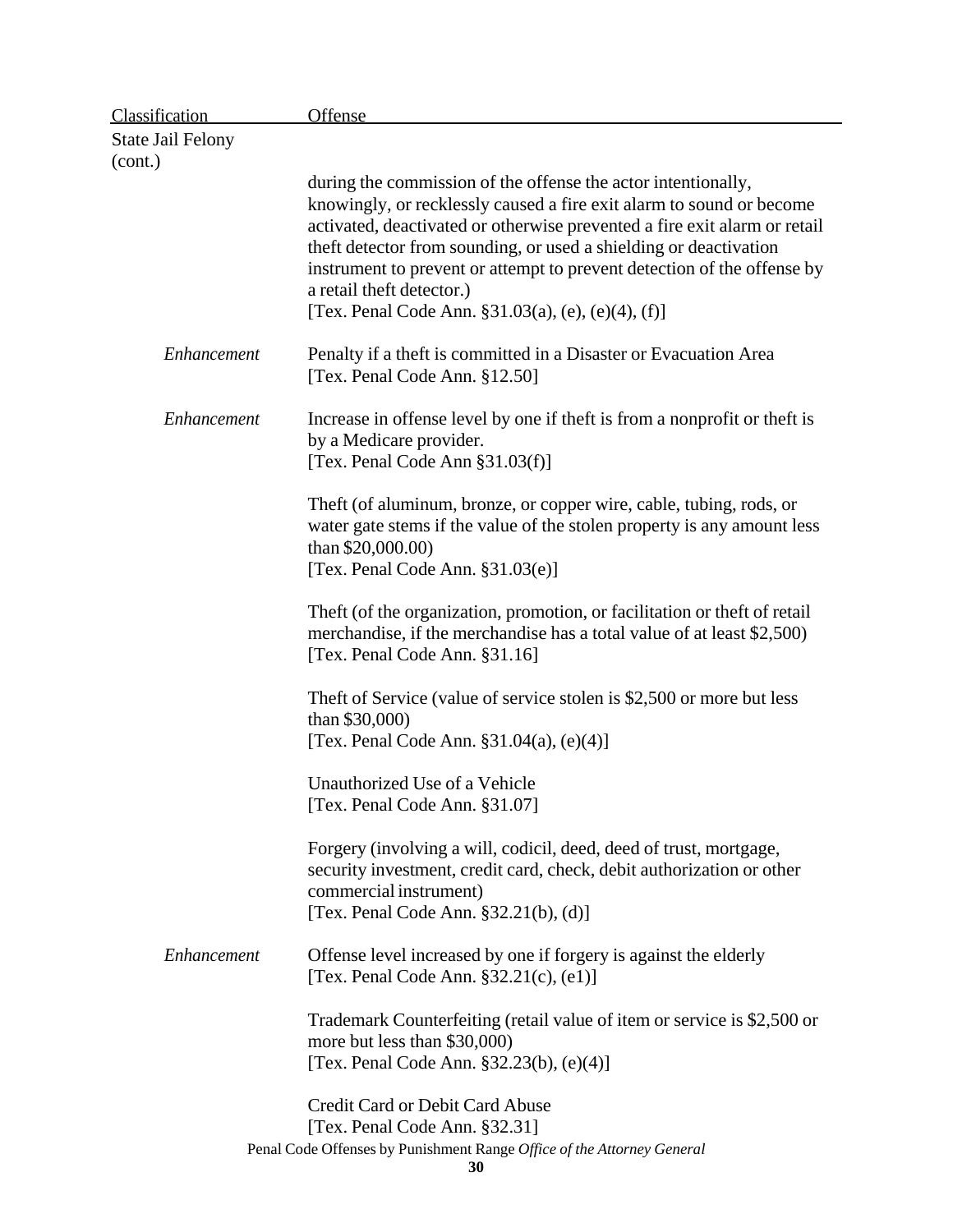| Classification | Offense |
|---|---|
| State Jail Felony (cont.) | |
| | during the commission of the offense the actor intentionally, knowingly, or recklessly caused a fire exit alarm to sound or become activated, deactivated or otherwise prevented a fire exit alarm or retail theft detector from sounding, or used a shielding or deactivation instrument to prevent or attempt to prevent detection of the offense by a retail theft detector.) [Tex. Penal Code Ann. §31.03(a), (e), (e)(4), (f)] |
| *Enhancement* | Penalty if a theft is committed in a Disaster or Evacuation Area [Tex. Penal Code Ann. §12.50] |
| *Enhancement* | Increase in offense level by one if theft is from a nonprofit or theft is by a Medicare provider. [Tex. Penal Code Ann §31.03(f)] |
| | Theft (of aluminum, bronze, or copper wire, cable, tubing, rods, or water gate stems if the value of the stolen property is any amount less than $20,000.00) [Tex. Penal Code Ann. §31.03(e)] |
| | Theft (of the organization, promotion, or facilitation or theft of retail merchandise, if the merchandise has a total value of at least $2,500) [Tex. Penal Code Ann. §31.16] |
| | Theft of Service (value of service stolen is $2,500 or more but less than $30,000) [Tex. Penal Code Ann. §31.04(a), (e)(4)] |
| | Unauthorized Use of a Vehicle [Tex. Penal Code Ann. §31.07] |
| | Forgery (involving a will, codicil, deed, deed of trust, mortgage, security investment, credit card, check, debit authorization or other commercial instrument) [Tex. Penal Code Ann. §32.21(b), (d)] |
| *Enhancement* | Offense level increased by one if forgery is against the elderly [Tex. Penal Code Ann. §32.21(c), (e1)] |
| | Trademark Counterfeiting (retail value of item or service is $2,500 or more but less than $30,000) [Tex. Penal Code Ann. §32.23(b), (e)(4)] |
| | Credit Card or Debit Card Abuse [Tex. Penal Code Ann. §32.31] |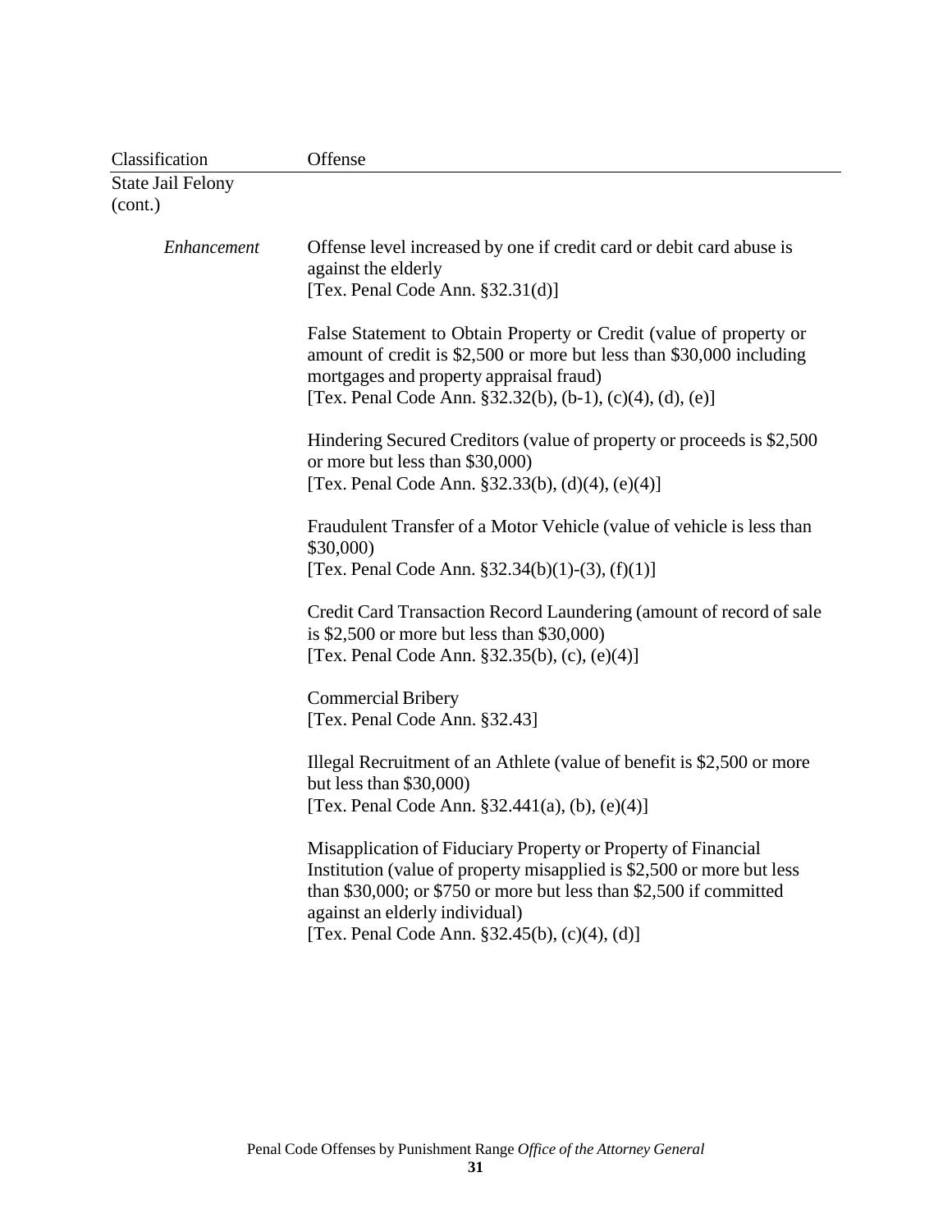| Classification | Offense |
|---|---|
| State Jail Felony (cont.) | |
| *Enhancement* | Offense level increased by one if credit card or debit card abuse is against the elderly [Tex. Penal Code Ann. §32.31(d)] |
| | False Statement to Obtain Property or Credit (value of property or amount of credit is $2,500 or more but less than $30,000 including mortgages and property appraisal fraud) [Tex. Penal Code Ann. §32.32(b), (b-1), (c)(4), (d), (e)] |
| | Hindering Secured Creditors (value of property or proceeds is $2,500 or more but less than $30,000) [Tex. Penal Code Ann. §32.33(b), (d)(4), (e)(4)] |
| | Fraudulent Transfer of a Motor Vehicle (value of vehicle is less than $30,000) [Tex. Penal Code Ann. §32.34(b)(1)-(3), (f)(1)] |
| | Credit Card Transaction Record Laundering (amount of record of sale is $2,500 or more but less than $30,000) [Tex. Penal Code Ann. §32.35(b), (c), (e)(4)] |
| | Commercial Bribery [Tex. Penal Code Ann. §32.43] |
| | Illegal Recruitment of an Athlete (value of benefit is $2,500 or more but less than $30,000) [Tex. Penal Code Ann. §32.441(a), (b), (e)(4)] |
| | Misapplication of Fiduciary Property or Property of Financial Institution (value of property misapplied is $2,500 or more but less than $30,000; or $750 or more but less than $2,500 if committed against an elderly individual) [Tex. Penal Code Ann. §32.45(b), (c)(4), (d)] |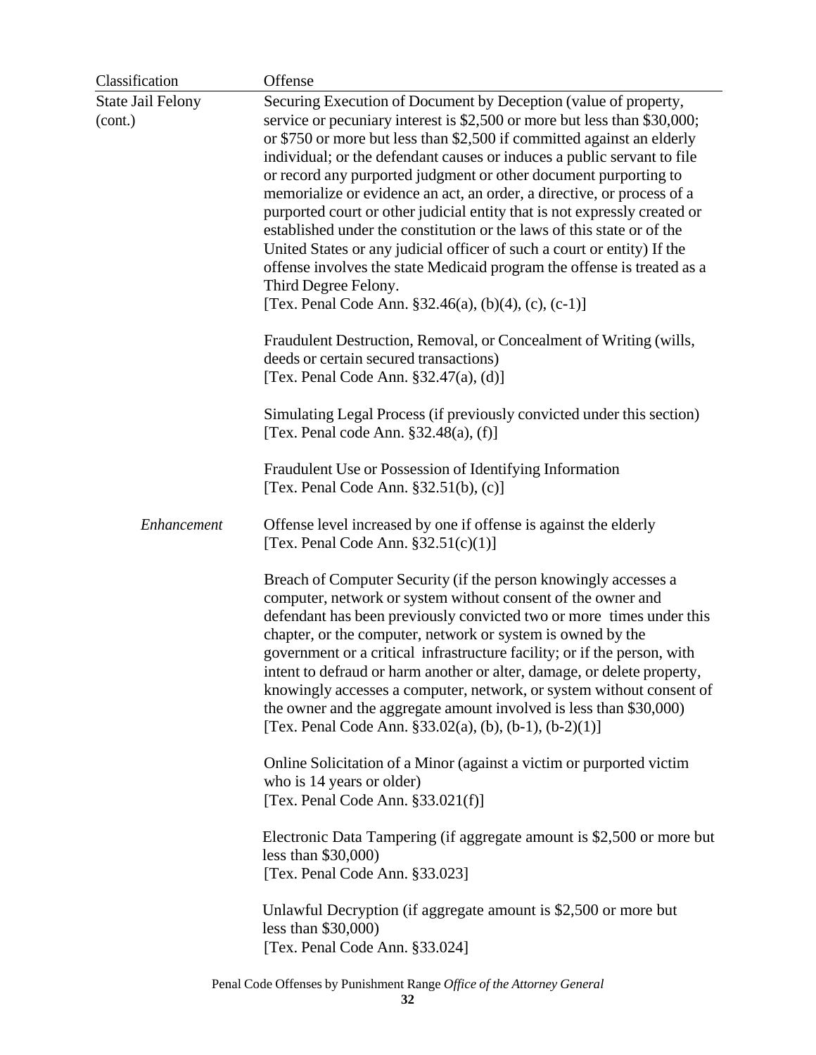| Classification | Offense |
|---|---|
| State Jail Felony (cont.) | Securing Execution of Document by Deception (value of property, service or pecuniary interest is $2,500 or more but less than $30,000; or $750 or more but less than $2,500 if committed against an elderly individual; or the defendant causes or induces a public servant to file or record any purported judgment or other document purporting to memorialize or evidence an act, an order, a directive, or process of a purported court or other judicial entity that is not expressly created or established under the constitution or the laws of this state or of the United States or any judicial officer of such a court or entity) If the offense involves the state Medicaid program the offense is treated as a Third Degree Felony.<br>[Tex. Penal Code Ann. §32.46(a), (b)(4), (c), (c-1)] |
| | Fraudulent Destruction, Removal, or Concealment of Writing (wills, deeds or certain secured transactions)<br>[Tex. Penal Code Ann. §32.47(a), (d)] |
| | Simulating Legal Process (if previously convicted under this section)<br>[Tex. Penal code Ann. §32.48(a), (f)] |
| | Fraudulent Use or Possession of Identifying Information<br>[Tex. Penal Code Ann. §32.51(b), (c)] |
| *Enhancement* | Offense level increased by one if offense is against the elderly<br>[Tex. Penal Code Ann. §32.51(c)(1)] |
| | Breach of Computer Security (if the person knowingly accesses a computer, network or system without consent of the owner and defendant has been previously convicted two or more times under this chapter, or the computer, network or system is owned by the government or a critical infrastructure facility; or if the person, with intent to defraud or harm another or alter, damage, or delete property, knowingly accesses a computer, network, or system without consent of the owner and the aggregate amount involved is less than $30,000)<br>[Tex. Penal Code Ann. §33.02(a), (b), (b-1), (b-2)(1)] |
| | Online Solicitation of a Minor (against a victim or purported victim who is 14 years or older)<br>[Tex. Penal Code Ann. §33.021(f)] |
| | Electronic Data Tampering (if aggregate amount is $2,500 or more but less than $30,000)<br>[Tex. Penal Code Ann. §33.023] |
| | Unlawful Decryption (if aggregate amount is $2,500 or more but less than $30,000)<br>[Tex. Penal Code Ann. §33.024] |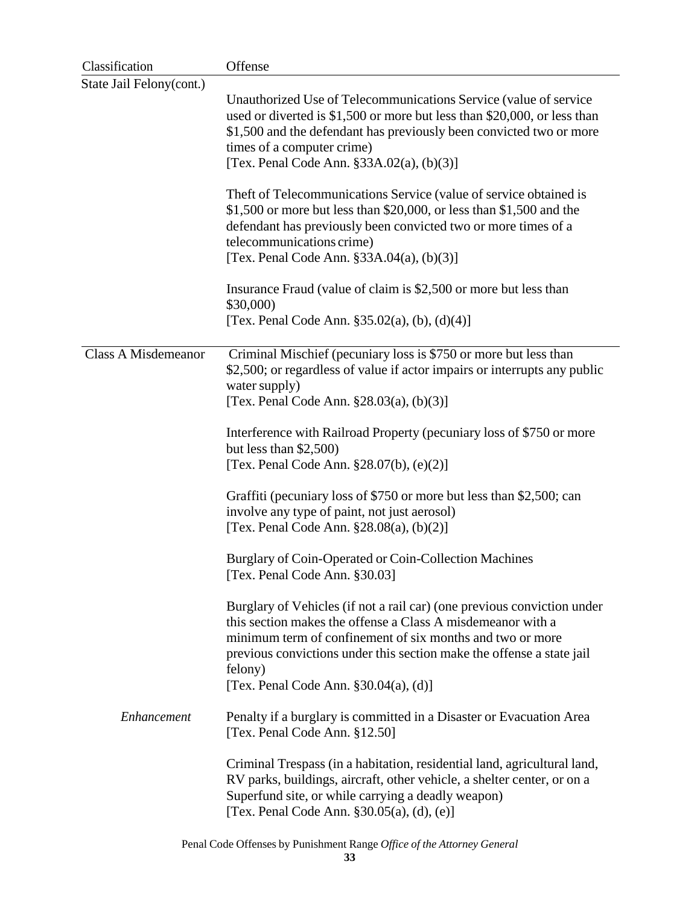| Classification | Offense |
| --- | --- |
| State Jail Felony(cont.) | Unauthorized Use of Telecommunications Service (value of service used or diverted is $1,500 or more but less than $20,000, or less than $1,500 and the defendant has previously been convicted two or more times of a computer crime)<br>[Tex. Penal Code Ann. §33A.02(a), (b)(3)] |
| | Theft of Telecommunications Service (value of service obtained is $1,500 or more but less than $20,000, or less than $1,500 and the defendant has previously been convicted two or more times of a telecommunications crime)<br>[Tex. Penal Code Ann. §33A.04(a), (b)(3)] |
| | Insurance Fraud (value of claim is $2,500 or more but less than $30,000)<br>[Tex. Penal Code Ann. §35.02(a), (b), (d)(4)] |
| Class A Misdemeanor | Criminal Mischief (pecuniary loss is $750 or more but less than $2,500; or regardless of value if actor impairs or interrupts any public water supply)<br>[Tex. Penal Code Ann. §28.03(a), (b)(3)] |
| | Interference with Railroad Property (pecuniary loss of $750 or more but less than $2,500)<br>[Tex. Penal Code Ann. §28.07(b), (e)(2)] |
| | Graffiti (pecuniary loss of $750 or more but less than $2,500; can involve any type of paint, not just aerosol)<br>[Tex. Penal Code Ann. §28.08(a), (b)(2)] |
| | Burglary of Coin-Operated or Coin-Collection Machines<br>[Tex. Penal Code Ann. §30.03] |
| | Burglary of Vehicles (if not a rail car) (one previous conviction under this section makes the offense a Class A misdemeanor with a minimum term of confinement of six months and two or more previous convictions under this section make the offense a state jail felony)<br>[Tex. Penal Code Ann. §30.04(a), (d)] |
| *Enhancement* | Penalty if a burglary is committed in a Disaster or Evacuation Area<br>[Tex. Penal Code Ann. §12.50] |
| | Criminal Trespass (in a habitation, residential land, agricultural land, RV parks, buildings, aircraft, other vehicle, a shelter center, or on a Superfund site, or while carrying a deadly weapon)<br>[Tex. Penal Code Ann. §30.05(a), (d), (e)] |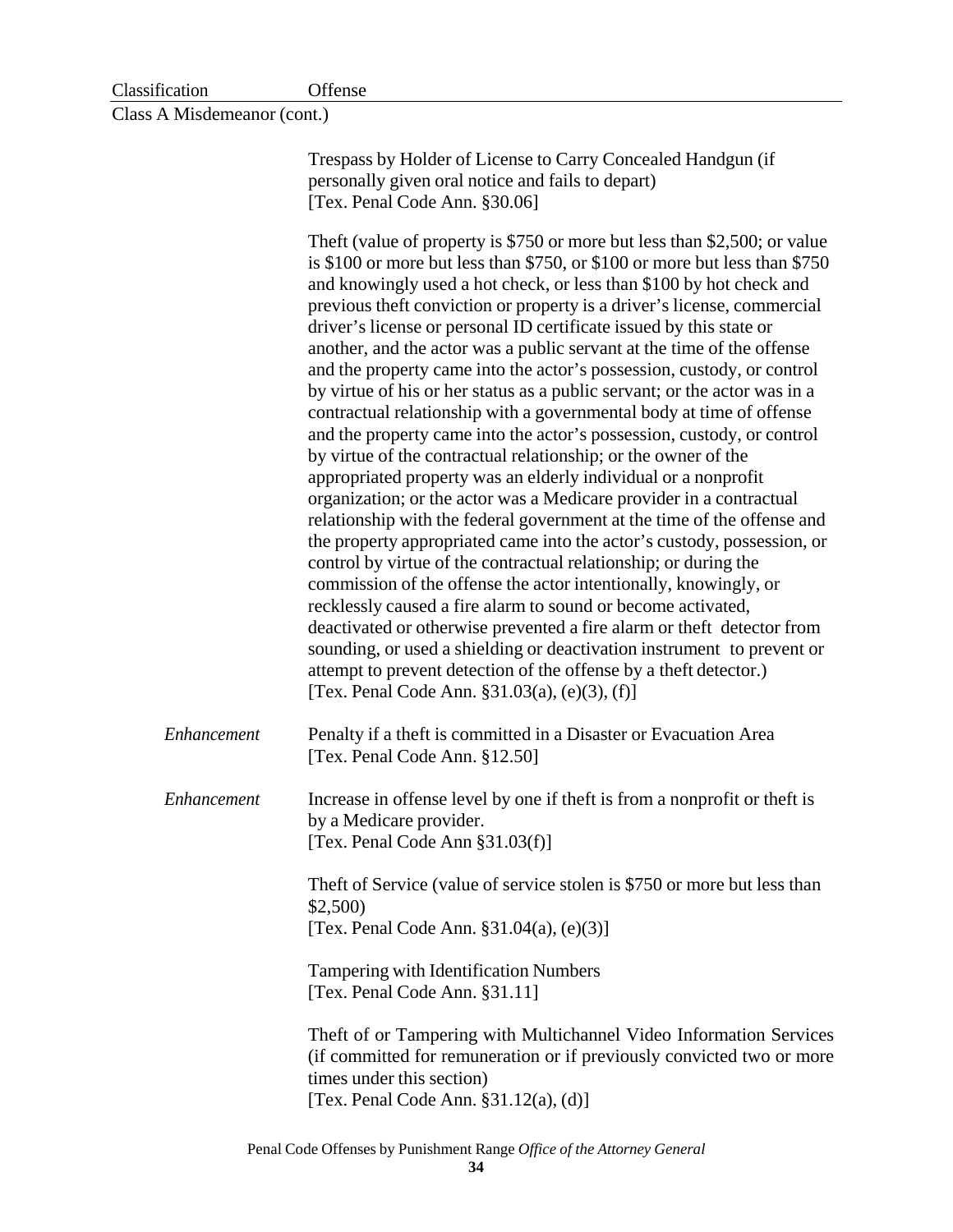| Classification | Offense |
|---|---|
| Class A Misdemeanor (cont.) | |
| | Trespass by Holder of License to Carry Concealed Handgun (if personally given oral notice and fails to depart) [Tex. Penal Code Ann. §30.06] |
| | Theft (value of property is $750 or more but less than $2,500; or value is $100 or more but less than $750, or $100 or more but less than $750 and knowingly used a hot check, or less than $100 by hot check and previous theft conviction or property is a driver's license, commercial driver's license or personal ID certificate issued by this state or another, and the actor was a public servant at the time of the offense and the property came into the actor's possession, custody, or control by virtue of his or her status as a public servant; or the actor was in a contractual relationship with a governmental body at time of offense and the property came into the actor's possession, custody, or control by virtue of the contractual relationship; or the owner of the appropriated property was an elderly individual or a nonprofit organization; or the actor was a Medicare provider in a contractual relationship with the federal government at the time of the offense and the property appropriated came into the actor's custody, possession, or control by virtue of the contractual relationship; or during the commission of the offense the actor intentionally, knowingly, or recklessly caused a fire alarm to sound or become activated, deactivated or otherwise prevented a fire alarm or theft detector from sounding, or used a shielding or deactivation instrument to prevent or attempt to prevent detection of the offense by a theft detector.) [Tex. Penal Code Ann. §31.03(a), (e)(3), (f)] |
| *Enhancement* | Penalty if a theft is committed in a Disaster or Evacuation Area [Tex. Penal Code Ann. §12.50] |
| *Enhancement* | Increase in offense level by one if theft is from a nonprofit or theft is by a Medicare provider. [Tex. Penal Code Ann §31.03(f)] |
| | Theft of Service (value of service stolen is $750 or more but less than $2,500) [Tex. Penal Code Ann. §31.04(a), (e)(3)] |
| | Tampering with Identification Numbers [Tex. Penal Code Ann. §31.11] |
| | Theft of or Tampering with Multichannel Video Information Services (if committed for remuneration or if previously convicted two or more times under this section) [Tex. Penal Code Ann. §31.12(a), (d)] |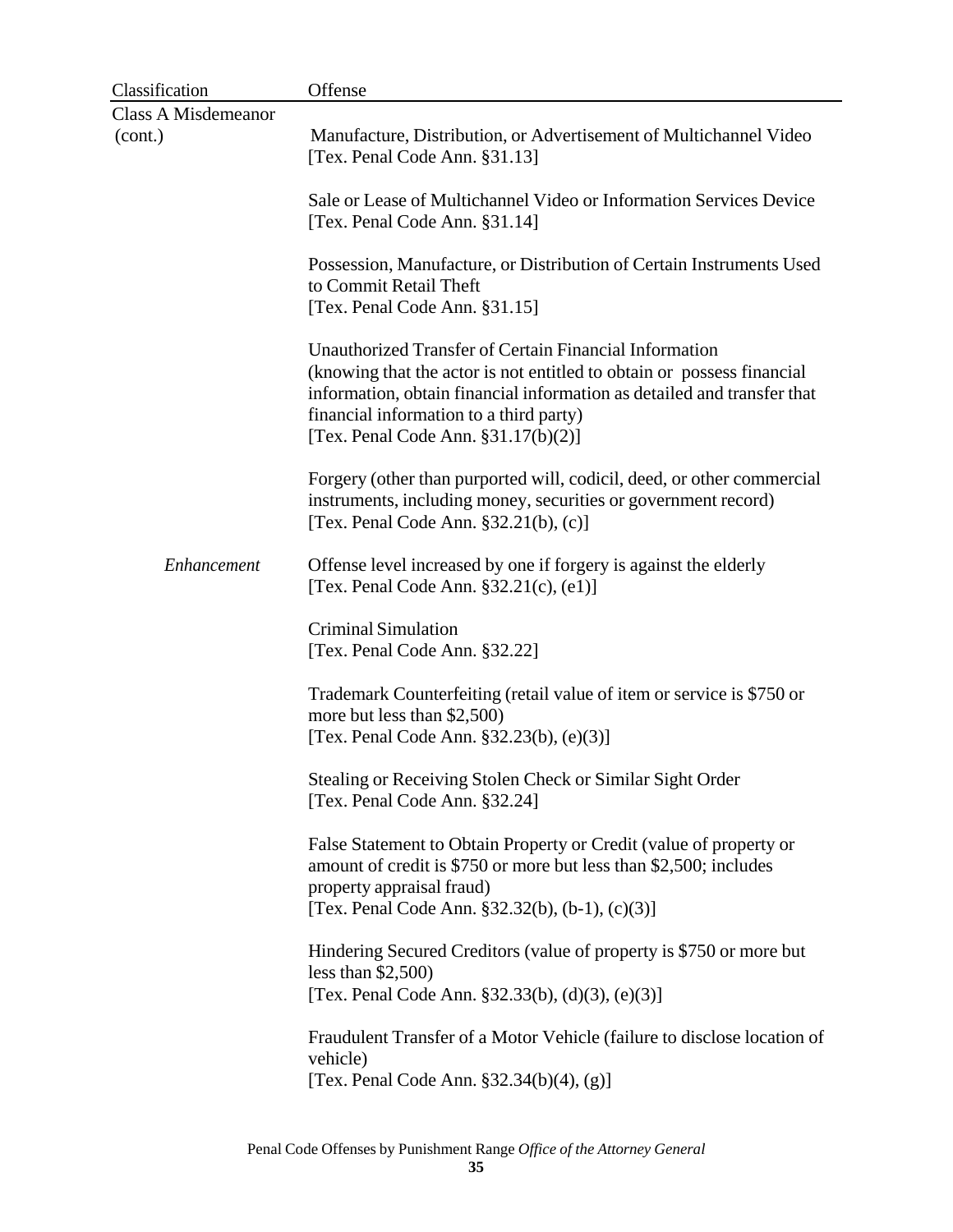| Classification | Offense |
|---|---|
| Class A Misdemeanor (cont.) | Manufacture, Distribution, or Advertisement of Multichannel Video [Tex. Penal Code Ann. §31.13] |
| | Sale or Lease of Multichannel Video or Information Services Device [Tex. Penal Code Ann. §31.14] |
| | Possession, Manufacture, or Distribution of Certain Instruments Used to Commit Retail Theft [Tex. Penal Code Ann. §31.15] |
| | Unauthorized Transfer of Certain Financial Information (knowing that the actor is not entitled to obtain or possess financial information, obtain financial information as detailed and transfer that financial information to a third party) [Tex. Penal Code Ann. §31.17(b)(2)] |
| | Forgery (other than purported will, codicil, deed, or other commercial instruments, including money, securities or government record) [Tex. Penal Code Ann. §32.21(b), (c)] |
| *Enhancement* | Offense level increased by one if forgery is against the elderly [Tex. Penal Code Ann. §32.21(c), (e1)] |
| | Criminal Simulation [Tex. Penal Code Ann. §32.22] |
| | Trademark Counterfeiting (retail value of item or service is $750 or more but less than $2,500) [Tex. Penal Code Ann. §32.23(b), (e)(3)] |
| | Stealing or Receiving Stolen Check or Similar Sight Order [Tex. Penal Code Ann. §32.24] |
| | False Statement to Obtain Property or Credit (value of property or amount of credit is $750 or more but less than $2,500; includes property appraisal fraud) [Tex. Penal Code Ann. §32.32(b), (b-1), (c)(3)] |
| | Hindering Secured Creditors (value of property is $750 or more but less than $2,500) [Tex. Penal Code Ann. §32.33(b), (d)(3), (e)(3)] |
| | Fraudulent Transfer of a Motor Vehicle (failure to disclose location of vehicle) [Tex. Penal Code Ann. §32.34(b)(4), (g)] |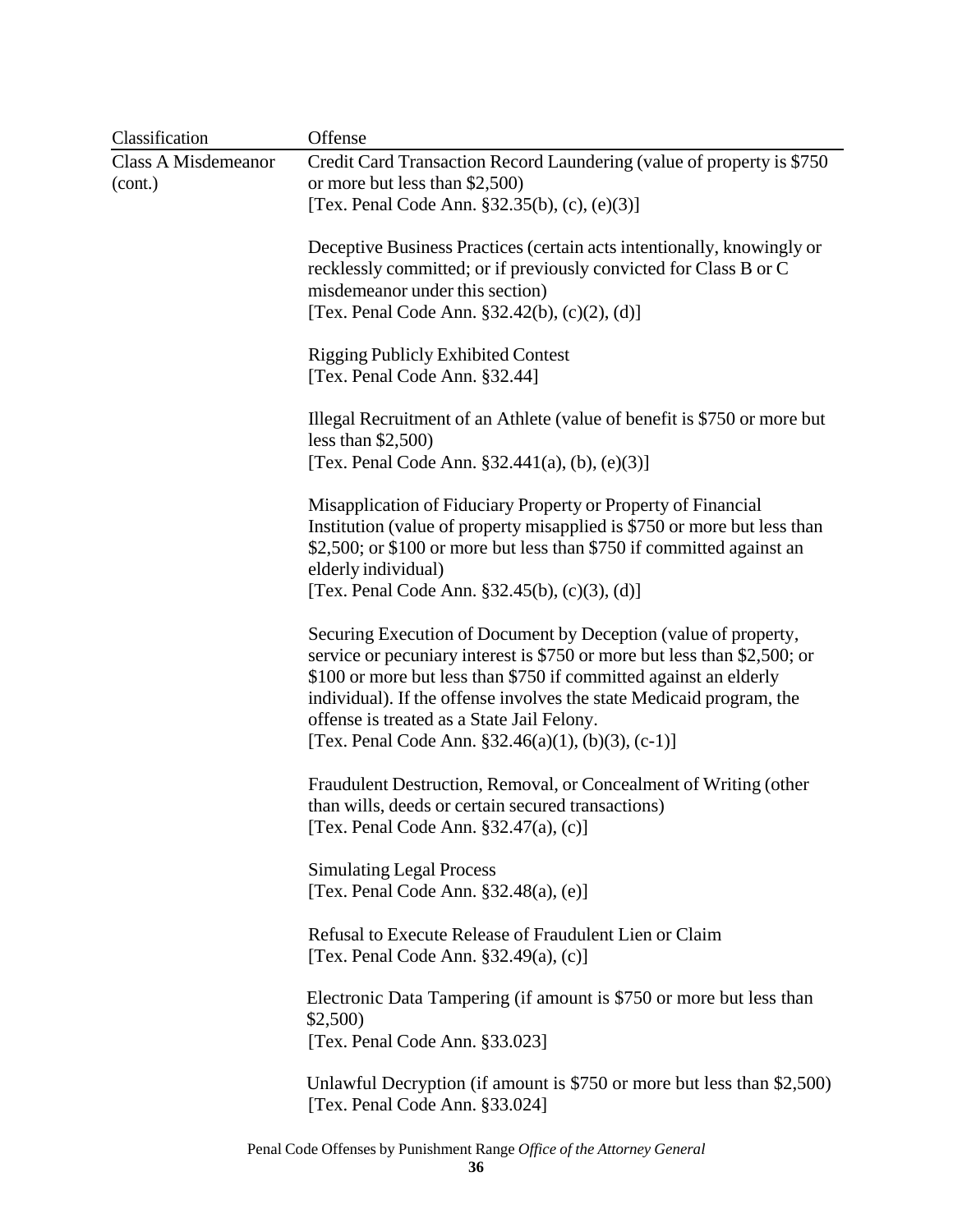| Classification | Offense |
|---|---|
| Class A Misdemeanor (cont.) | Credit Card Transaction Record Laundering (value of property is $750 or more but less than $2,500) [Tex. Penal Code Ann. §32.35(b), (c), (e)(3)] |
| | Deceptive Business Practices (certain acts intentionally, knowingly or recklessly committed; or if previously convicted for Class B or C misdemeanor under this section) [Tex. Penal Code Ann. §32.42(b), (c)(2), (d)] |
| | Rigging Publicly Exhibited Contest [Tex. Penal Code Ann. §32.44] |
| | Illegal Recruitment of an Athlete (value of benefit is $750 or more but less than $2,500) [Tex. Penal Code Ann. §32.441(a), (b), (e)(3)] |
| | Misapplication of Fiduciary Property or Property of Financial Institution (value of property misapplied is $750 or more but less than $2,500; or $100 or more but less than $750 if committed against an elderly individual) [Tex. Penal Code Ann. §32.45(b), (c)(3), (d)] |
| | Securing Execution of Document by Deception (value of property, service or pecuniary interest is $750 or more but less than $2,500; or $100 or more but less than $750 if committed against an elderly individual). If the offense involves the state Medicaid program, the offense is treated as a State Jail Felony. [Tex. Penal Code Ann. §32.46(a)(1), (b)(3), (c-1)] |
| | Fraudulent Destruction, Removal, or Concealment of Writing (other than wills, deeds or certain secured transactions) [Tex. Penal Code Ann. §32.47(a), (c)] |
| | Simulating Legal Process [Tex. Penal Code Ann. §32.48(a), (e)] |
| | Refusal to Execute Release of Fraudulent Lien or Claim [Tex. Penal Code Ann. §32.49(a), (c)] |
| | Electronic Data Tampering (if amount is $750 or more but less than $2,500) [Tex. Penal Code Ann. §33.023] |
| | Unlawful Decryption (if amount is $750 or more but less than $2,500) [Tex. Penal Code Ann. §33.024] |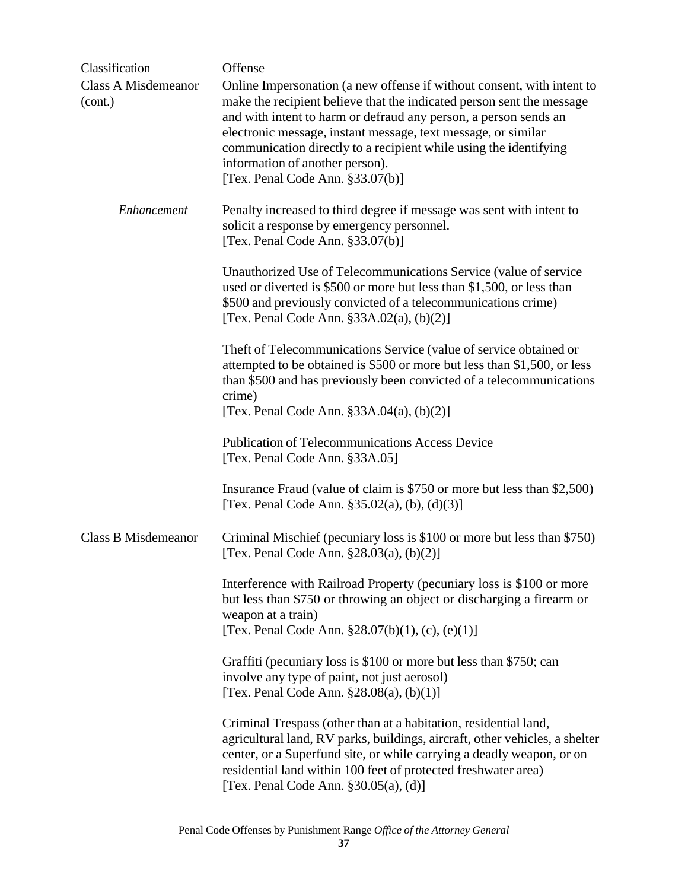| Classification | Offense |
|---|---|
| Class A Misdemeanor (cont.) | Online Impersonation (a new offense if without consent, with intent to make the recipient believe that the indicated person sent the message and with intent to harm or defraud any person, a person sends an electronic message, instant message, text message, or similar communication directly to a recipient while using the identifying information of another person).<br>[Tex. Penal Code Ann. §33.07(b)] |
| *Enhancement* | Penalty increased to third degree if message was sent with intent to solicit a response by emergency personnel.<br>[Tex. Penal Code Ann. §33.07(b)] |
| | Unauthorized Use of Telecommunications Service (value of service used or diverted is $500 or more but less than $1,500, or less than $500 and previously convicted of a telecommunications crime)<br>[Tex. Penal Code Ann. §33A.02(a), (b)(2)] |
| | Theft of Telecommunications Service (value of service obtained or attempted to be obtained is $500 or more but less than $1,500, or less than $500 and has previously been convicted of a telecommunications crime)<br>[Tex. Penal Code Ann. §33A.04(a), (b)(2)] |
| | Publication of Telecommunications Access Device<br>[Tex. Penal Code Ann. §33A.05] |
| | Insurance Fraud (value of claim is $750 or more but less than $2,500)<br>[Tex. Penal Code Ann. §35.02(a), (b), (d)(3)] |
| Class B Misdemeanor | Criminal Mischief (pecuniary loss is $100 or more but less than $750)<br>[Tex. Penal Code Ann. §28.03(a), (b)(2)] |
| | Interference with Railroad Property (pecuniary loss is $100 or more but less than $750 or throwing an object or discharging a firearm or weapon at a train)<br>[Tex. Penal Code Ann. §28.07(b)(1), (c), (e)(1)] |
| | Graffiti (pecuniary loss is $100 or more but less than $750; can involve any type of paint, not just aerosol)<br>[Tex. Penal Code Ann. §28.08(a), (b)(1)] |
| | Criminal Trespass (other than at a habitation, residential land, agricultural land, RV parks, buildings, aircraft, other vehicles, a shelter center, or a Superfund site, or while carrying a deadly weapon, or on residential land within 100 feet of protected freshwater area)<br>[Tex. Penal Code Ann. §30.05(a), (d)] |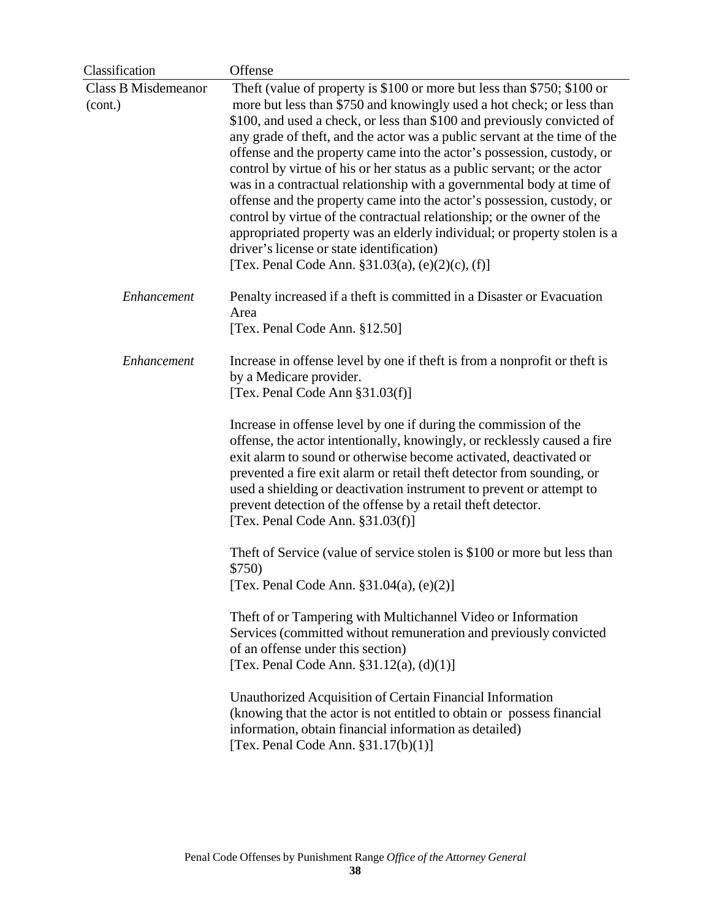| Classification | Offense |
|---|---|
| Class B Misdemeanor (cont.) | Theft (value of property is $100 or more but less than $750; $100 or more but less than $750 and knowingly used a hot check; or less than $100, and used a check, or less than $100 and previously convicted of any grade of theft, and the actor was a public servant at the time of the offense and the property came into the actor's possession, custody, or control by virtue of his or her status as a public servant; or the actor was in a contractual relationship with a governmental body at time of offense and the property came into the actor's possession, custody, or control by virtue of the contractual relationship; or the owner of the appropriated property was an elderly individual; or property stolen is a driver's license or state identification) [Tex. Penal Code Ann. §31.03(a), (e)(2)(c), (f)] |
| *Enhancement* | Penalty increased if a theft is committed in a Disaster or Evacuation Area [Tex. Penal Code Ann. §12.50] |
| *Enhancement* | Increase in offense level by one if theft is from a nonprofit or theft is by a Medicare provider. [Tex. Penal Code Ann §31.03(f)] |
| | Increase in offense level by one if during the commission of the offense, the actor intentionally, knowingly, or recklessly caused a fire exit alarm to sound or otherwise become activated, deactivated or prevented a fire exit alarm or retail theft detector from sounding, or used a shielding or deactivation instrument to prevent or attempt to prevent detection of the offense by a retail theft detector. [Tex. Penal Code Ann. §31.03(f)] |
| | Theft of Service (value of service stolen is $100 or more but less than $750) [Tex. Penal Code Ann. §31.04(a), (e)(2)] |
| | Theft of or Tampering with Multichannel Video or Information Services (committed without remuneration and previously convicted of an offense under this section) [Tex. Penal Code Ann. §31.12(a), (d)(1)] |
| | Unauthorized Acquisition of Certain Financial Information (knowing that the actor is not entitled to obtain or possess financial information, obtain financial information as detailed) [Tex. Penal Code Ann. §31.17(b)(1)] |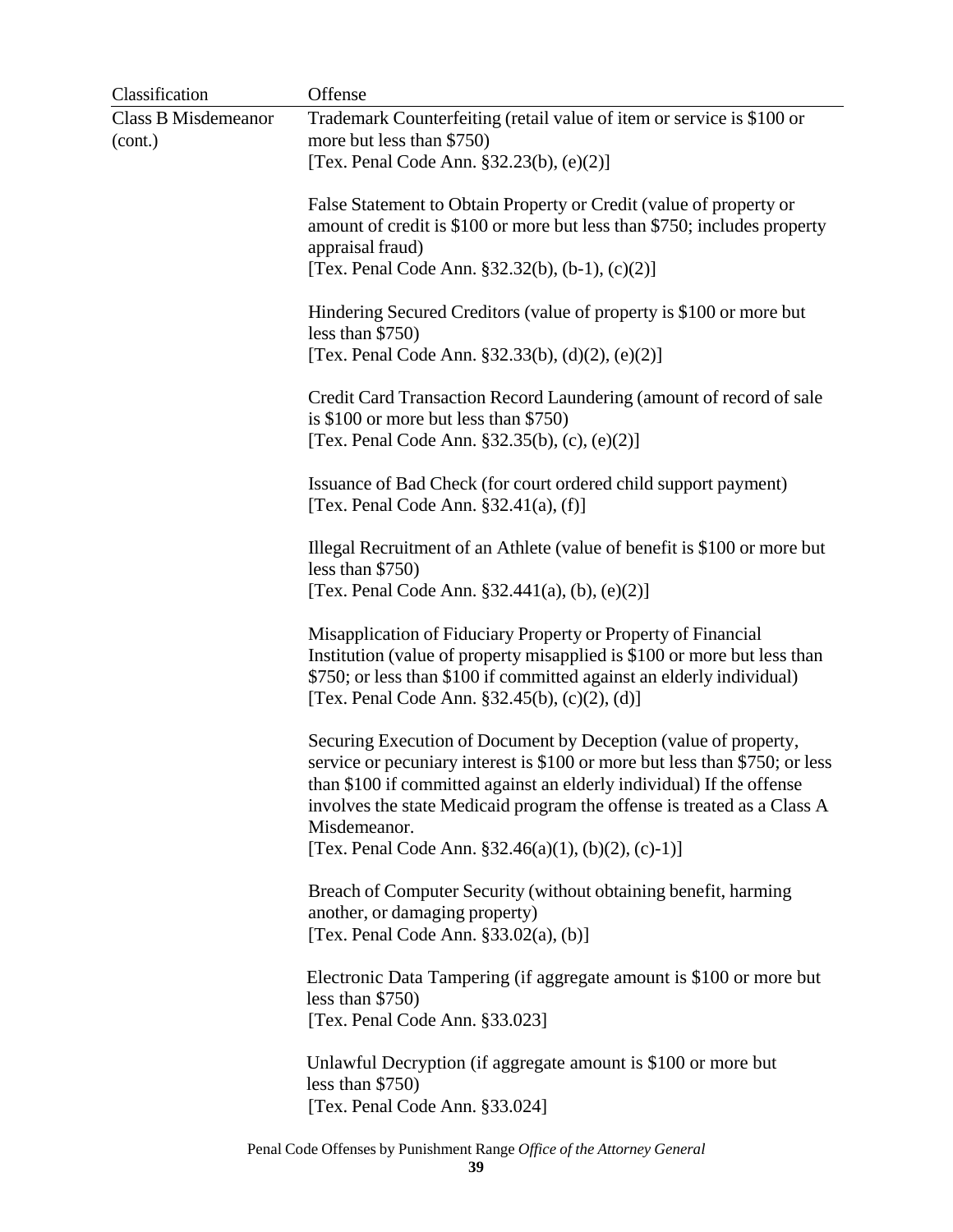| Classification | Offense |
|---|---|
| Class B Misdemeanor (cont.) | Trademark Counterfeiting (retail value of item or service is $100 or more but less than $750) [Tex. Penal Code Ann. §32.23(b), (e)(2)] |
| | False Statement to Obtain Property or Credit (value of property or amount of credit is $100 or more but less than $750; includes property appraisal fraud) [Tex. Penal Code Ann. §32.32(b), (b-1), (c)(2)] |
| | Hindering Secured Creditors (value of property is $100 or more but less than $750) [Tex. Penal Code Ann. §32.33(b), (d)(2), (e)(2)] |
| | Credit Card Transaction Record Laundering (amount of record of sale is $100 or more but less than $750) [Tex. Penal Code Ann. §32.35(b), (c), (e)(2)] |
| | Issuance of Bad Check (for court ordered child support payment) [Tex. Penal Code Ann. §32.41(a), (f)] |
| | Illegal Recruitment of an Athlete (value of benefit is $100 or more but less than $750) [Tex. Penal Code Ann. §32.441(a), (b), (e)(2)] |
| | Misapplication of Fiduciary Property or Property of Financial Institution (value of property misapplied is $100 or more but less than $750; or less than $100 if committed against an elderly individual) [Tex. Penal Code Ann. §32.45(b), (c)(2), (d)] |
| | Securing Execution of Document by Deception (value of property, service or pecuniary interest is $100 or more but less than $750; or less than $100 if committed against an elderly individual) If the offense involves the state Medicaid program the offense is treated as a Class A Misdemeanor. [Tex. Penal Code Ann. §32.46(a)(1), (b)(2), (c)-1)] |
| | Breach of Computer Security (without obtaining benefit, harming another, or damaging property) [Tex. Penal Code Ann. §33.02(a), (b)] |
| | Electronic Data Tampering (if aggregate amount is $100 or more but less than $750) [Tex. Penal Code Ann. §33.023] |
| | Unlawful Decryption (if aggregate amount is $100 or more but less than $750) [Tex. Penal Code Ann. §33.024] |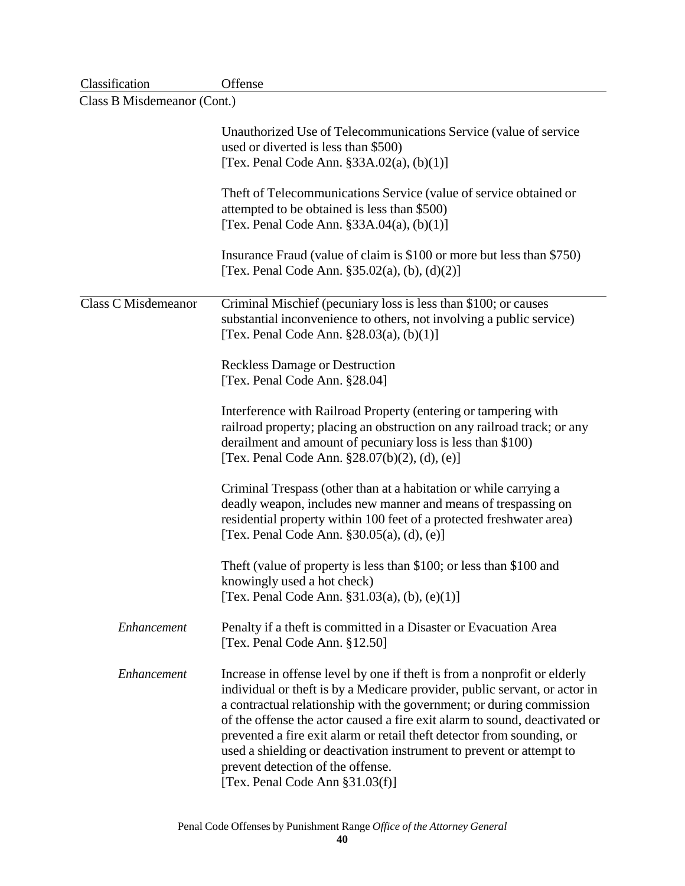| Classification | Offense |
|---|---|
| Class B Misdemeanor (Cont.) | |
| | Unauthorized Use of Telecommunications Service (value of service used or diverted is less than $500) [Tex. Penal Code Ann. §33A.02(a), (b)(1)] |
| | Theft of Telecommunications Service (value of service obtained or attempted to be obtained is less than $500) [Tex. Penal Code Ann. §33A.04(a), (b)(1)] |
| | Insurance Fraud (value of claim is $100 or more but less than $750) [Tex. Penal Code Ann. §35.02(a), (b), (d)(2)] |
| Class C Misdemeanor | Criminal Mischief (pecuniary loss is less than $100; or causes substantial inconvenience to others, not involving a public service) [Tex. Penal Code Ann. §28.03(a), (b)(1)] |
| | Reckless Damage or Destruction [Tex. Penal Code Ann. §28.04] |
| | Interference with Railroad Property (entering or tampering with railroad property; placing an obstruction on any railroad track; or any derailment and amount of pecuniary loss is less than $100) [Tex. Penal Code Ann. §28.07(b)(2), (d), (e)] |
| | Criminal Trespass (other than at a habitation or while carrying a deadly weapon, includes new manner and means of trespassing on residential property within 100 feet of a protected freshwater area) [Tex. Penal Code Ann. §30.05(a), (d), (e)] |
| | Theft (value of property is less than $100; or less than $100 and knowingly used a hot check) [Tex. Penal Code Ann. §31.03(a), (b), (e)(1)] |
| *Enhancement* | Penalty if a theft is committed in a Disaster or Evacuation Area [Tex. Penal Code Ann. §12.50] |
| *Enhancement* | Increase in offense level by one if theft is from a nonprofit or elderly individual or theft is by a Medicare provider, public servant, or actor in a contractual relationship with the government; or during commission of the offense the actor caused a fire exit alarm to sound, deactivated or prevented a fire exit alarm or retail theft detector from sounding, or used a shielding or deactivation instrument to prevent or attempt to prevent detection of the offense. [Tex. Penal Code Ann §31.03(f)] |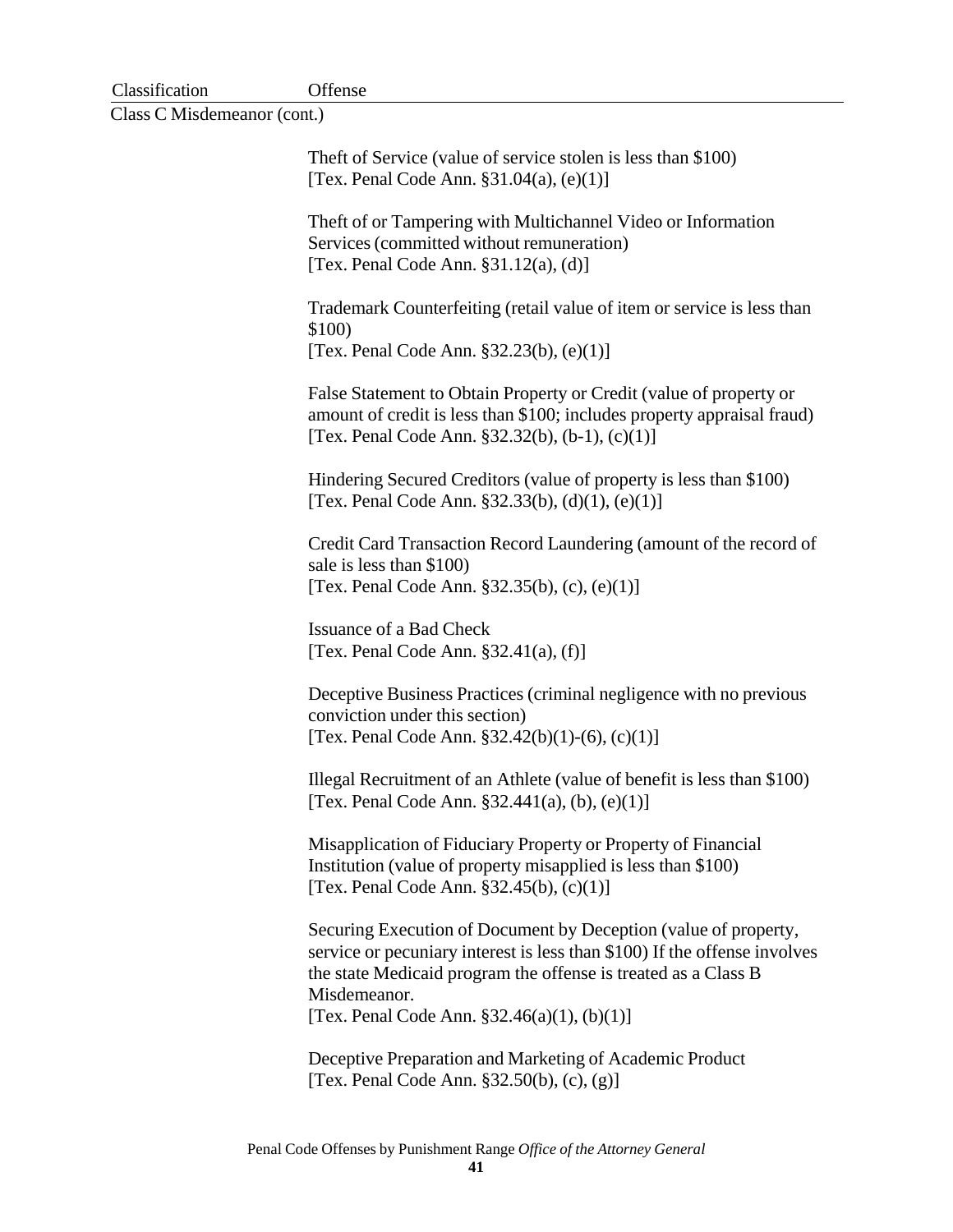| Classification | Offense |
|---|---|
| Class C Misdemeanor (cont.) | |
| | Theft of Service (value of service stolen is less than $100) [Tex. Penal Code Ann. §31.04(a), (e)(1)] |
| | Theft of or Tampering with Multichannel Video or Information Services (committed without remuneration) [Tex. Penal Code Ann. §31.12(a), (d)] |
| | Trademark Counterfeiting (retail value of item or service is less than $100) [Tex. Penal Code Ann. §32.23(b), (e)(1)] |
| | False Statement to Obtain Property or Credit (value of property or amount of credit is less than $100; includes property appraisal fraud) [Tex. Penal Code Ann. §32.32(b), (b-1), (c)(1)] |
| | Hindering Secured Creditors (value of property is less than $100) [Tex. Penal Code Ann. §32.33(b), (d)(1), (e)(1)] |
| | Credit Card Transaction Record Laundering (amount of the record of sale is less than $100) [Tex. Penal Code Ann. §32.35(b), (c), (e)(1)] |
| | Issuance of a Bad Check [Tex. Penal Code Ann. §32.41(a), (f)] |
| | Deceptive Business Practices (criminal negligence with no previous conviction under this section) [Tex. Penal Code Ann. §32.42(b)(1)-(6), (c)(1)] |
| | Illegal Recruitment of an Athlete (value of benefit is less than $100) [Tex. Penal Code Ann. §32.441(a), (b), (e)(1)] |
| | Misapplication of Fiduciary Property or Property of Financial Institution (value of property misapplied is less than $100) [Tex. Penal Code Ann. §32.45(b), (c)(1)] |
| | Securing Execution of Document by Deception (value of property, service or pecuniary interest is less than $100) If the offense involves the state Medicaid program the offense is treated as a Class B Misdemeanor. [Tex. Penal Code Ann. §32.46(a)(1), (b)(1)] |
| | Deceptive Preparation and Marketing of Academic Product [Tex. Penal Code Ann. §32.50(b), (c), (g)] |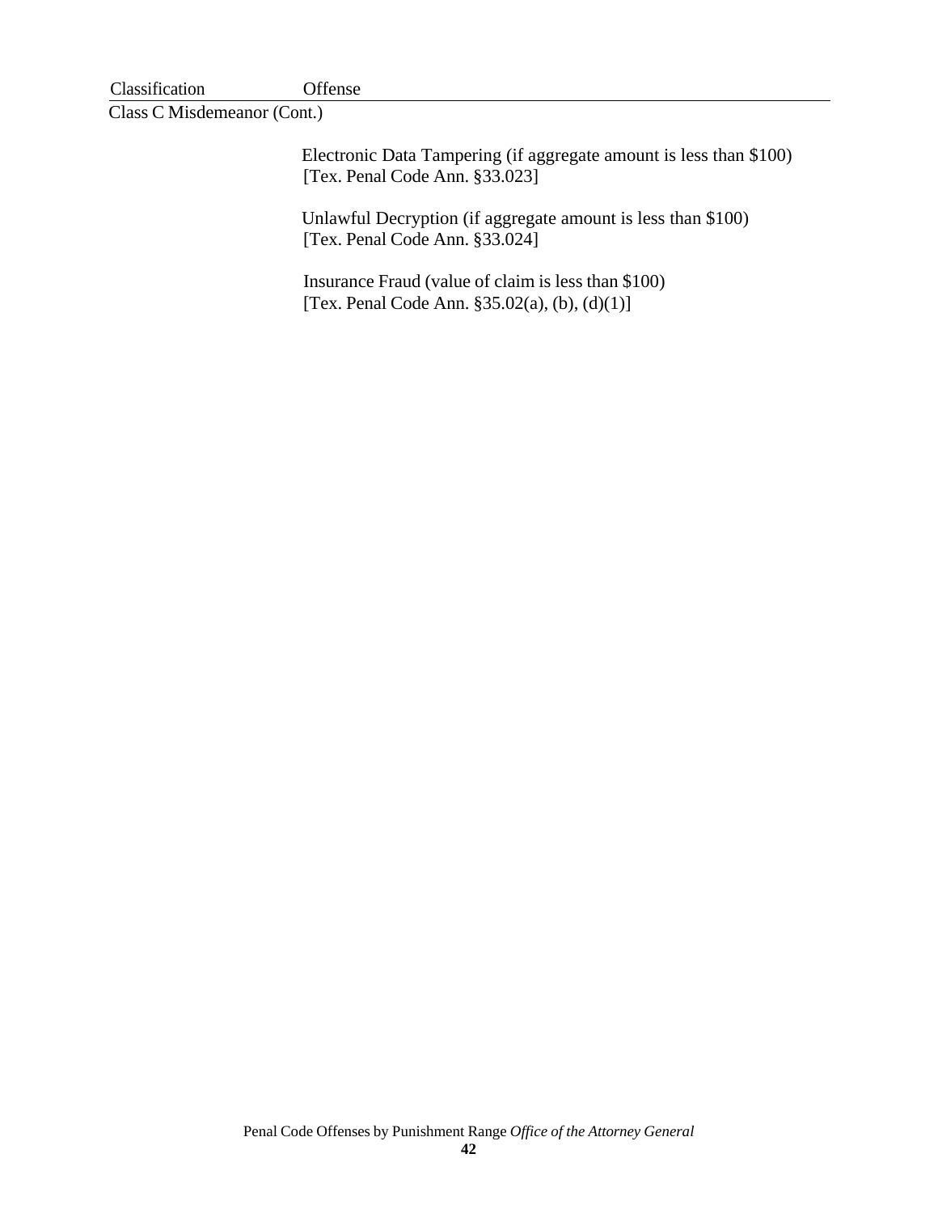| Classification | Offense |
|---|---|
| Class C Misdemeanor (Cont.) | |
| | Electronic Data Tampering (if aggregate amount is less than $100) [Tex. Penal Code Ann. §33.023] |
| | Unlawful Decryption (if aggregate amount is less than $100) [Tex. Penal Code Ann. §33.024] |
| | Insurance Fraud (value of claim is less than $100) [Tex. Penal Code Ann. §35.02(a), (b), (d)(1)] |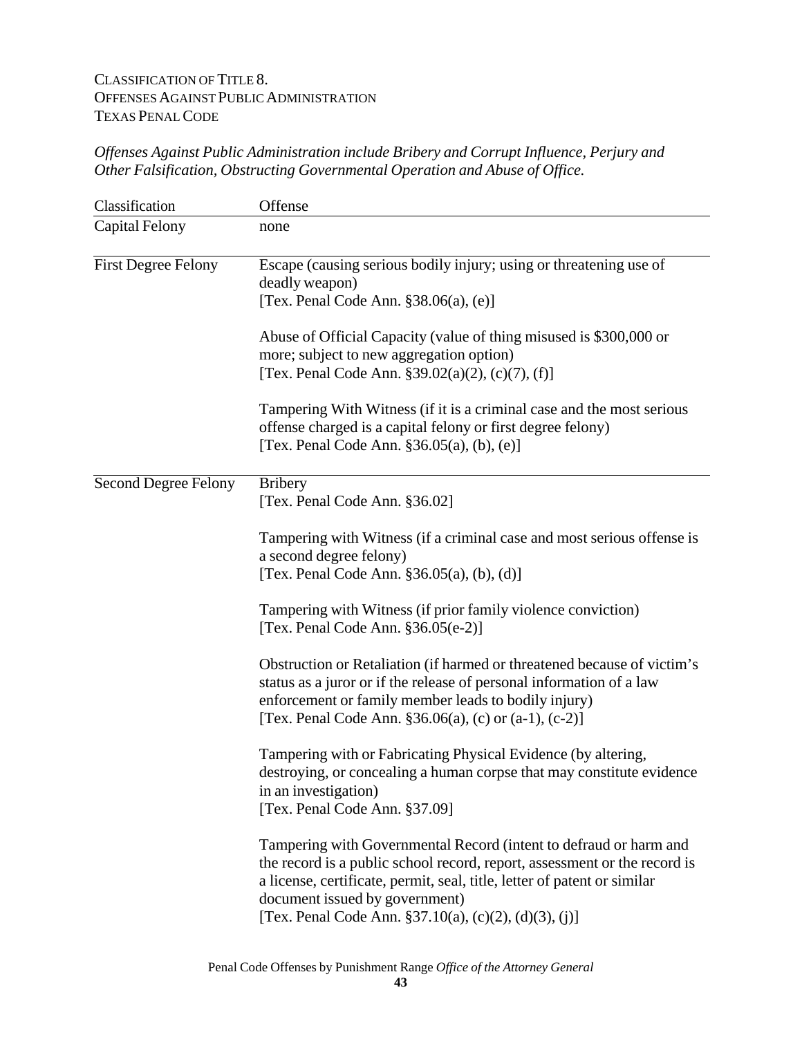CLASSIFICATION OF TITLE 8.
OFFENSES AGAINST PUBLIC ADMINISTRATION
TEXAS PENAL CODE

*Offenses Against Public Administration include Bribery and Corrupt Influence, Perjury and Other Falsification, Obstructing Governmental Operation and Abuse of Office.*

| Classification | Offense |
|---|---|
| Capital Felony | none |
| First Degree Felony | Escape (causing serious bodily injury; using or threatening use of deadly weapon)<br>[Tex. Penal Code Ann. §38.06(a), (e)]<br><br>Abuse of Official Capacity (value of thing misused is $300,000 or more; subject to new aggregation option)<br>[Tex. Penal Code Ann. §39.02(a)(2), (c)(7), (f)]<br><br>Tampering With Witness (if it is a criminal case and the most serious offense charged is a capital felony or first degree felony)<br>[Tex. Penal Code Ann. §36.05(a), (b), (e)] |
| Second Degree Felony | Bribery<br>[Tex. Penal Code Ann. §36.02]<br><br>Tampering with Witness (if a criminal case and most serious offense is a second degree felony)<br>[Tex. Penal Code Ann. §36.05(a), (b), (d)]<br><br>Tampering with Witness (if prior family violence conviction)<br>[Tex. Penal Code Ann. §36.05(e-2)]<br><br>Obstruction or Retaliation (if harmed or threatened because of victim's status as a juror or if the release of personal information of a law enforcement or family member leads to bodily injury)<br>[Tex. Penal Code Ann. §36.06(a), (c) or (a-1), (c-2)]<br><br>Tampering with or Fabricating Physical Evidence (by altering, destroying, or concealing a human corpse that may constitute evidence in an investigation)<br>[Tex. Penal Code Ann. §37.09]<br><br>Tampering with Governmental Record (intent to defraud or harm and the record is a public school record, report, assessment or the record is a license, certificate, permit, seal, title, letter of patent or similar document issued by government)<br>[Tex. Penal Code Ann. §37.10(a), (c)(2), (d)(3), (j)] |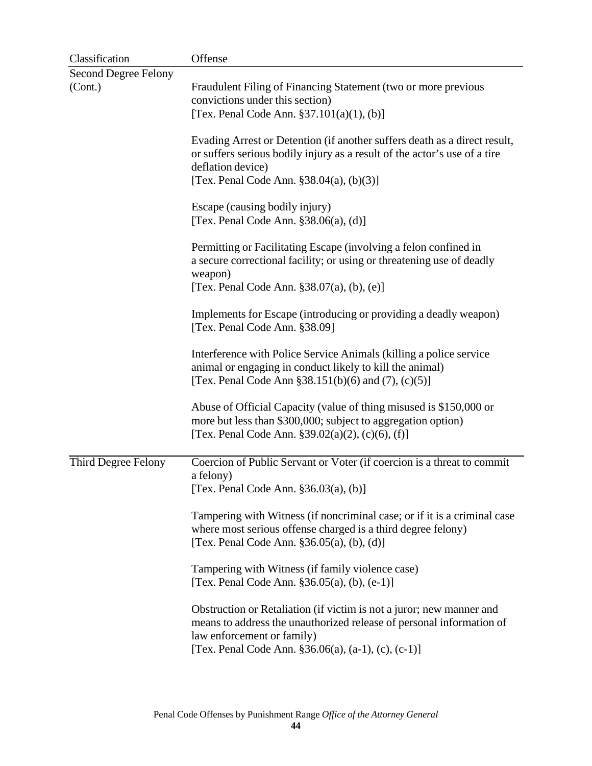| Classification | Offense |
|---|---|
| Second Degree Felony (Cont.) | Fraudulent Filing of Financing Statement (two or more previous convictions under this section)<br>[Tex. Penal Code Ann. §37.101(a)(1), (b)] |
| | Evading Arrest or Detention (if another suffers death as a direct result, or suffers serious bodily injury as a result of the actor's use of a tire deflation device)<br>[Tex. Penal Code Ann. §38.04(a), (b)(3)] |
| | Escape (causing bodily injury)<br>[Tex. Penal Code Ann. §38.06(a), (d)] |
| | Permitting or Facilitating Escape (involving a felon confined in a secure correctional facility; or using or threatening use of deadly weapon)<br>[Tex. Penal Code Ann. §38.07(a), (b), (e)] |
| | Implements for Escape (introducing or providing a deadly weapon)<br>[Tex. Penal Code Ann. §38.09] |
| | Interference with Police Service Animals (killing a police service animal or engaging in conduct likely to kill the animal)<br>[Tex. Penal Code Ann §38.151(b)(6) and (7), (c)(5)] |
| | Abuse of Official Capacity (value of thing misused is $150,000 or more but less than $300,000; subject to aggregation option)<br>[Tex. Penal Code Ann. §39.02(a)(2), (c)(6), (f)] |
| Third Degree Felony | Coercion of Public Servant or Voter (if coercion is a threat to commit a felony)<br>[Tex. Penal Code Ann. §36.03(a), (b)] |
| | Tampering with Witness (if noncriminal case; or if it is a criminal case where most serious offense charged is a third degree felony)<br>[Tex. Penal Code Ann. §36.05(a), (b), (d)] |
| | Tampering with Witness (if family violence case)<br>[Tex. Penal Code Ann. §36.05(a), (b), (e-1)] |
| | Obstruction or Retaliation (if victim is not a juror; new manner and means to address the unauthorized release of personal information of law enforcement or family)<br>[Tex. Penal Code Ann. §36.06(a), (a-1), (c), (c-1)] |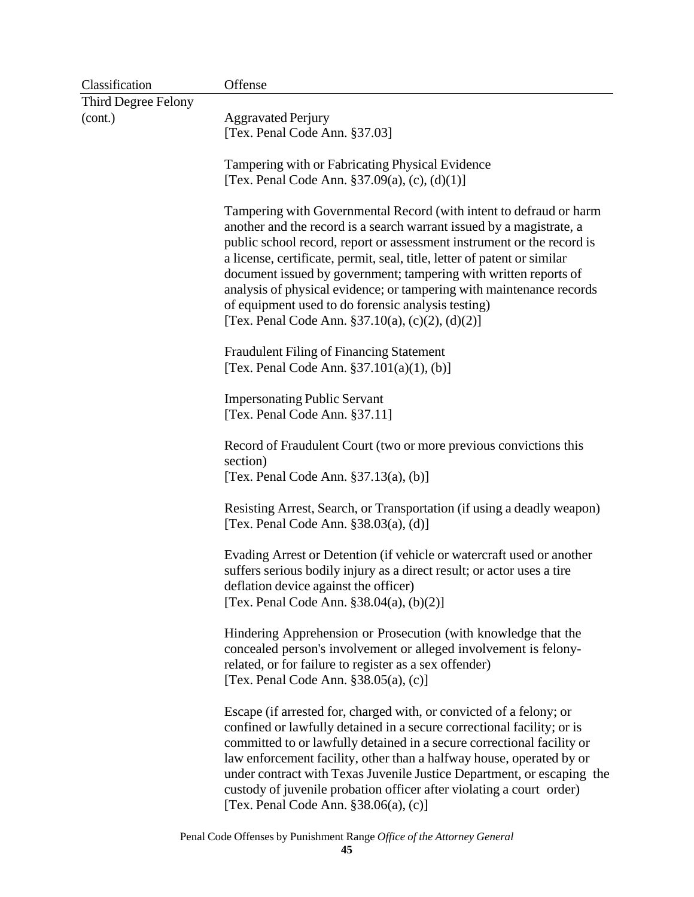| Classification | Offense |
|---|---|
| Third Degree Felony (cont.) | Aggravated Perjury [Tex. Penal Code Ann. §37.03] |
| | Tampering with or Fabricating Physical Evidence [Tex. Penal Code Ann. §37.09(a), (c), (d)(1)] |
| | Tampering with Governmental Record (with intent to defraud or harm another and the record is a search warrant issued by a magistrate, a public school record, report or assessment instrument or the record is a license, certificate, permit, seal, title, letter of patent or similar document issued by government; tampering with written reports of analysis of physical evidence; or tampering with maintenance records of equipment used to do forensic analysis testing) [Tex. Penal Code Ann. §37.10(a), (c)(2), (d)(2)] |
| | Fraudulent Filing of Financing Statement [Tex. Penal Code Ann. §37.101(a)(1), (b)] |
| | Impersonating Public Servant [Tex. Penal Code Ann. §37.11] |
| | Record of Fraudulent Court (two or more previous convictions this section) [Tex. Penal Code Ann. §37.13(a), (b)] |
| | Resisting Arrest, Search, or Transportation (if using a deadly weapon) [Tex. Penal Code Ann. §38.03(a), (d)] |
| | Evading Arrest or Detention (if vehicle or watercraft used or another suffers serious bodily injury as a direct result; or actor uses a tire deflation device against the officer) [Tex. Penal Code Ann. §38.04(a), (b)(2)] |
| | Hindering Apprehension or Prosecution (with knowledge that the concealed person's involvement or alleged involvement is felony-related, or for failure to register as a sex offender) [Tex. Penal Code Ann. §38.05(a), (c)] |
| | Escape (if arrested for, charged with, or convicted of a felony; or confined or lawfully detained in a secure correctional facility; or is committed to or lawfully detained in a secure correctional facility or law enforcement facility, other than a halfway house, operated by or under contract with Texas Juvenile Justice Department, or escaping the custody of juvenile probation officer after violating a court order) [Tex. Penal Code Ann. §38.06(a), (c)] |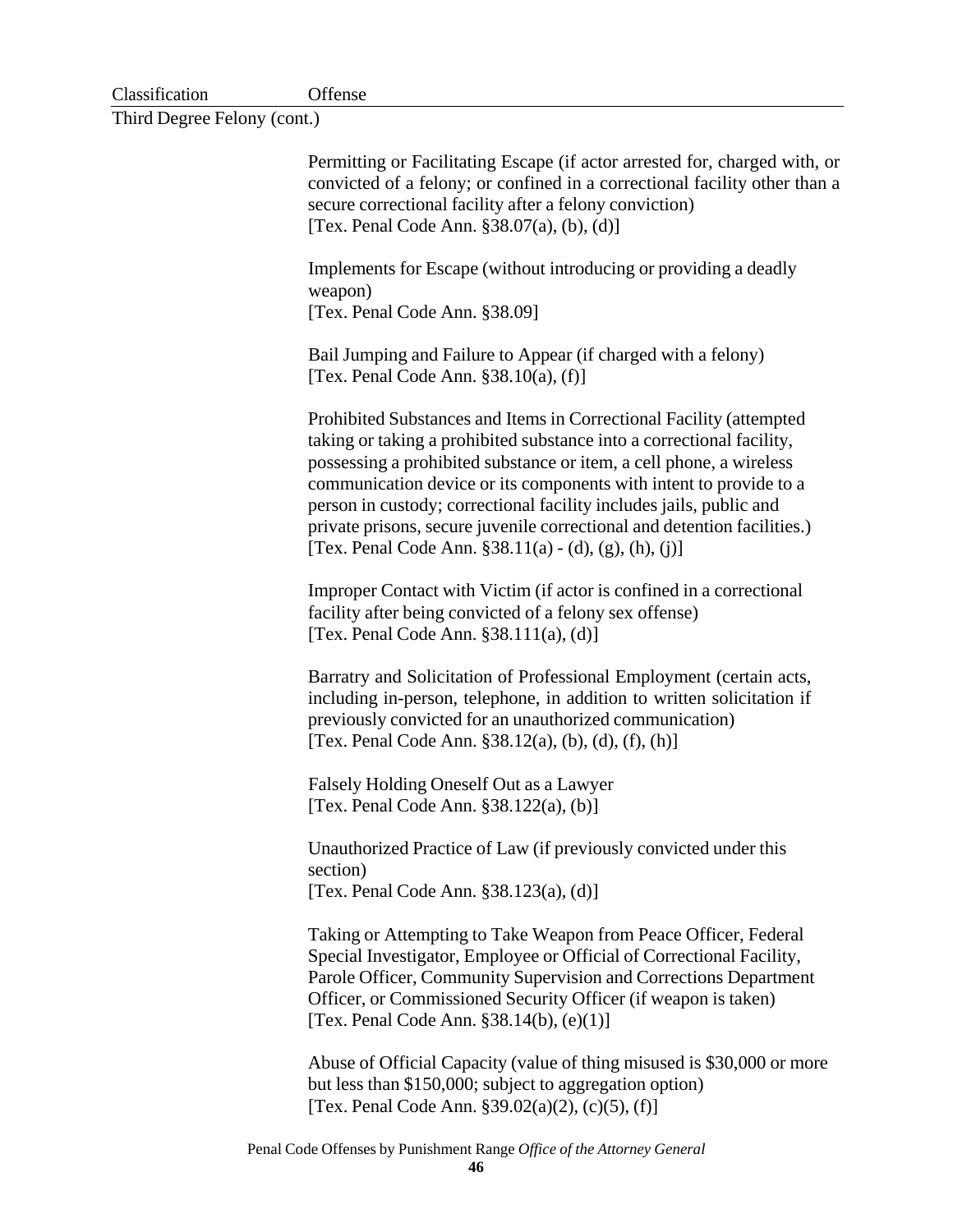| Classification | Offense |
|---|---|
| Third Degree Felony (cont.) | |
| | Permitting or Facilitating Escape (if actor arrested for, charged with, or convicted of a felony; or confined in a correctional facility other than a secure correctional facility after a felony conviction) [Tex. Penal Code Ann. §38.07(a), (b), (d)] |
| | Implements for Escape (without introducing or providing a deadly weapon) [Tex. Penal Code Ann. §38.09] |
| | Bail Jumping and Failure to Appear (if charged with a felony) [Tex. Penal Code Ann. §38.10(a), (f)] |
| | Prohibited Substances and Items in Correctional Facility (attempted taking or taking a prohibited substance into a correctional facility, possessing a prohibited substance or item, a cell phone, a wireless communication device or its components with intent to provide to a person in custody; correctional facility includes jails, public and private prisons, secure juvenile correctional and detention facilities.) [Tex. Penal Code Ann. §38.11(a) - (d), (g), (h), (j)] |
| | Improper Contact with Victim (if actor is confined in a correctional facility after being convicted of a felony sex offense) [Tex. Penal Code Ann. §38.111(a), (d)] |
| | Barratry and Solicitation of Professional Employment (certain acts, including in-person, telephone, in addition to written solicitation if previously convicted for an unauthorized communication) [Tex. Penal Code Ann. §38.12(a), (b), (d), (f), (h)] |
| | Falsely Holding Oneself Out as a Lawyer [Tex. Penal Code Ann. §38.122(a), (b)] |
| | Unauthorized Practice of Law (if previously convicted under this section) [Tex. Penal Code Ann. §38.123(a), (d)] |
| | Taking or Attempting to Take Weapon from Peace Officer, Federal Special Investigator, Employee or Official of Correctional Facility, Parole Officer, Community Supervision and Corrections Department Officer, or Commissioned Security Officer (if weapon is taken) [Tex. Penal Code Ann. §38.14(b), (e)(1)] |
| | Abuse of Official Capacity (value of thing misused is $30,000 or more but less than $150,000; subject to aggregation option) [Tex. Penal Code Ann. §39.02(a)(2), (c)(5), (f)] |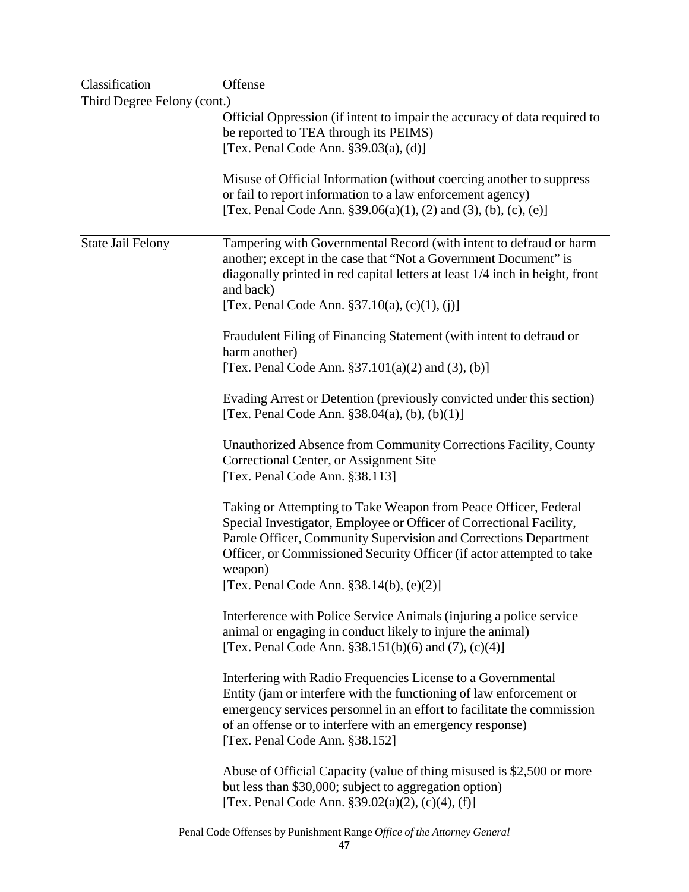| Classification | Offense |
|---|---|
| Third Degree Felony (cont.) | |
| | Official Oppression (if intent to impair the accuracy of data required to be reported to TEA through its PEIMS) [Tex. Penal Code Ann. §39.03(a), (d)] |
| | Misuse of Official Information (without coercing another to suppress or fail to report information to a law enforcement agency) [Tex. Penal Code Ann. §39.06(a)(1), (2) and (3), (b), (c), (e)] |
| State Jail Felony | Tampering with Governmental Record (with intent to defraud or harm another; except in the case that "Not a Government Document" is diagonally printed in red capital letters at least 1/4 inch in height, front and back) [Tex. Penal Code Ann. §37.10(a), (c)(1), (j)] |
| | Fraudulent Filing of Financing Statement (with intent to defraud or harm another) [Tex. Penal Code Ann. §37.101(a)(2) and (3), (b)] |
| | Evading Arrest or Detention (previously convicted under this section) [Tex. Penal Code Ann. §38.04(a), (b), (b)(1)] |
| | Unauthorized Absence from Community Corrections Facility, County Correctional Center, or Assignment Site [Tex. Penal Code Ann. §38.113] |
| | Taking or Attempting to Take Weapon from Peace Officer, Federal Special Investigator, Employee or Officer of Correctional Facility, Parole Officer, Community Supervision and Corrections Department Officer, or Commissioned Security Officer (if actor attempted to take weapon) [Tex. Penal Code Ann. §38.14(b), (e)(2)] |
| | Interference with Police Service Animals (injuring a police service animal or engaging in conduct likely to injure the animal) [Tex. Penal Code Ann. §38.151(b)(6) and (7), (c)(4)] |
| | Interfering with Radio Frequencies License to a Governmental Entity (jam or interfere with the functioning of law enforcement or emergency services personnel in an effort to facilitate the commission of an offense or to interfere with an emergency response) [Tex. Penal Code Ann. §38.152] |
| | Abuse of Official Capacity (value of thing misused is $2,500 or more but less than $30,000; subject to aggregation option) [Tex. Penal Code Ann. §39.02(a)(2), (c)(4), (f)] |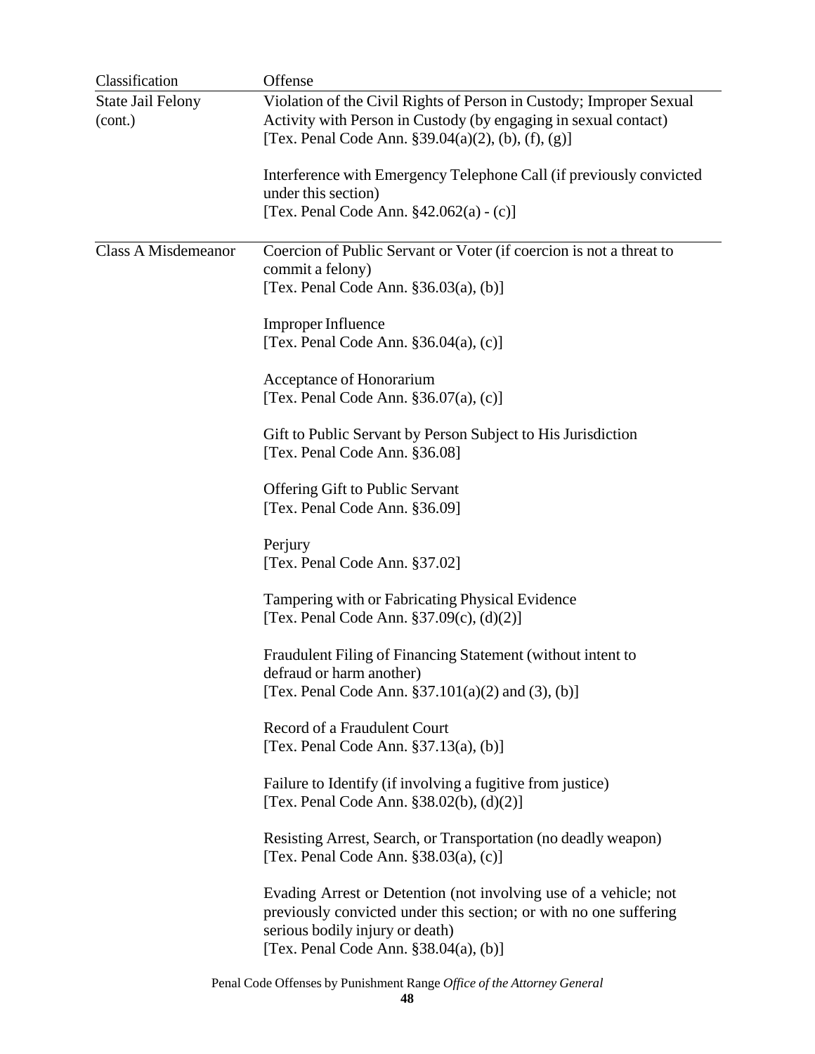| Classification | Offense |
|---|---|
| State Jail Felony (cont.) | Violation of the Civil Rights of Person in Custody; Improper Sexual Activity with Person in Custody (by engaging in sexual contact) [Tex. Penal Code Ann. §39.04(a)(2), (b), (f), (g)] |
| | Interference with Emergency Telephone Call (if previously convicted under this section) [Tex. Penal Code Ann. §42.062(a) - (c)] |
| Class A Misdemeanor | Coercion of Public Servant or Voter (if coercion is not a threat to commit a felony) [Tex. Penal Code Ann. §36.03(a), (b)] |
| | Improper Influence [Tex. Penal Code Ann. §36.04(a), (c)] |
| | Acceptance of Honorarium [Tex. Penal Code Ann. §36.07(a), (c)] |
| | Gift to Public Servant by Person Subject to His Jurisdiction [Tex. Penal Code Ann. §36.08] |
| | Offering Gift to Public Servant [Tex. Penal Code Ann. §36.09] |
| | Perjury [Tex. Penal Code Ann. §37.02] |
| | Tampering with or Fabricating Physical Evidence [Tex. Penal Code Ann. §37.09(c), (d)(2)] |
| | Fraudulent Filing of Financing Statement (without intent to defraud or harm another) [Tex. Penal Code Ann. §37.101(a)(2) and (3), (b)] |
| | Record of a Fraudulent Court [Tex. Penal Code Ann. §37.13(a), (b)] |
| | Failure to Identify (if involving a fugitive from justice) [Tex. Penal Code Ann. §38.02(b), (d)(2)] |
| | Resisting Arrest, Search, or Transportation (no deadly weapon) [Tex. Penal Code Ann. §38.03(a), (c)] |
| | Evading Arrest or Detention (not involving use of a vehicle; not previously convicted under this section; or with no one suffering serious bodily injury or death) [Tex. Penal Code Ann. §38.04(a), (b)] |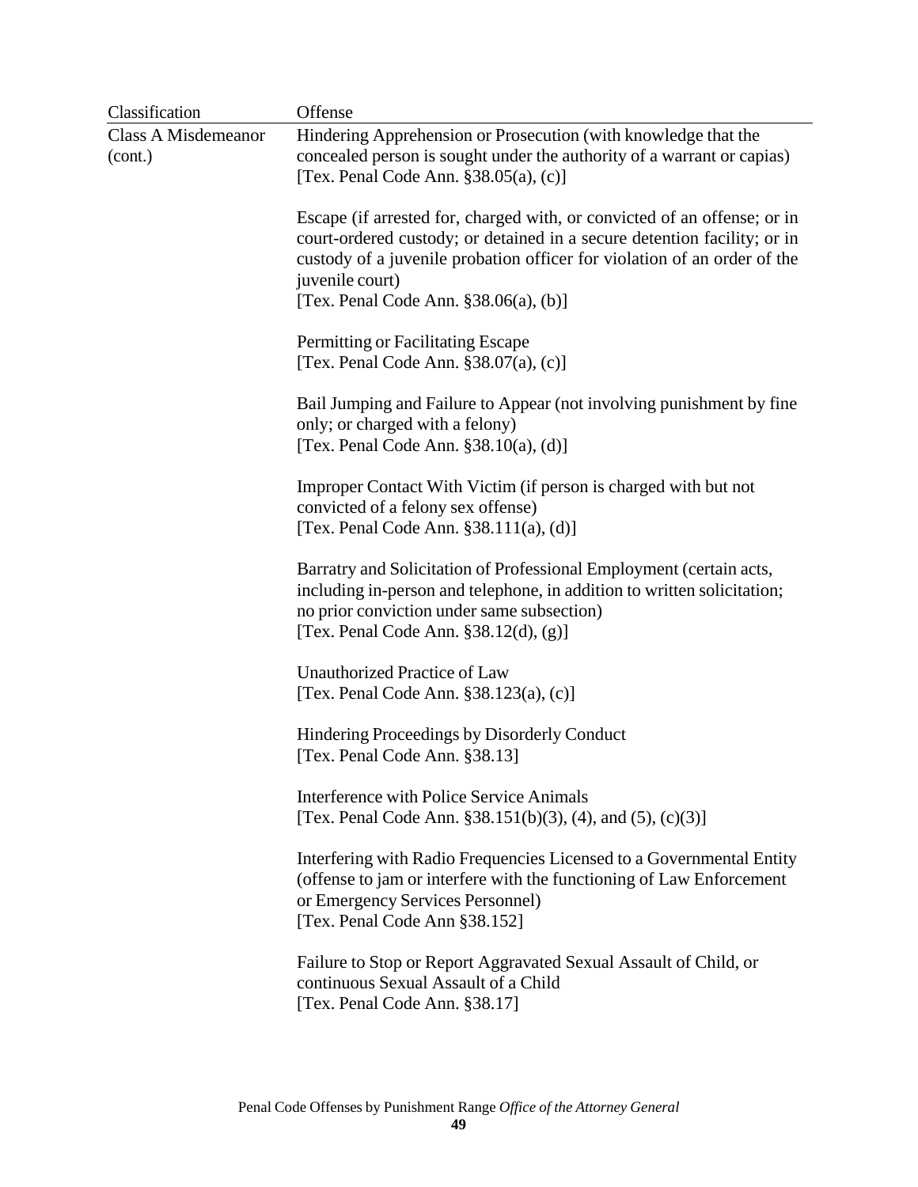| Classification | Offense |
|---|---|
| Class A Misdemeanor (cont.) | Hindering Apprehension or Prosecution (with knowledge that the concealed person is sought under the authority of a warrant or capias) [Tex. Penal Code Ann. §38.05(a), (c)] |
| | Escape (if arrested for, charged with, or convicted of an offense; or in court-ordered custody; or detained in a secure detention facility; or in custody of a juvenile probation officer for violation of an order of the juvenile court) [Tex. Penal Code Ann. §38.06(a), (b)] |
| | Permitting or Facilitating Escape [Tex. Penal Code Ann. §38.07(a), (c)] |
| | Bail Jumping and Failure to Appear (not involving punishment by fine only; or charged with a felony) [Tex. Penal Code Ann. §38.10(a), (d)] |
| | Improper Contact With Victim (if person is charged with but not convicted of a felony sex offense) [Tex. Penal Code Ann. §38.111(a), (d)] |
| | Barratry and Solicitation of Professional Employment (certain acts, including in-person and telephone, in addition to written solicitation; no prior conviction under same subsection) [Tex. Penal Code Ann. §38.12(d), (g)] |
| | Unauthorized Practice of Law [Tex. Penal Code Ann. §38.123(a), (c)] |
| | Hindering Proceedings by Disorderly Conduct [Tex. Penal Code Ann. §38.13] |
| | Interference with Police Service Animals [Tex. Penal Code Ann. §38.151(b)(3), (4), and (5), (c)(3)] |
| | Interfering with Radio Frequencies Licensed to a Governmental Entity (offense to jam or interfere with the functioning of Law Enforcement or Emergency Services Personnel) [Tex. Penal Code Ann §38.152] |
| | Failure to Stop or Report Aggravated Sexual Assault of Child, or continuous Sexual Assault of a Child [Tex. Penal Code Ann. §38.17] |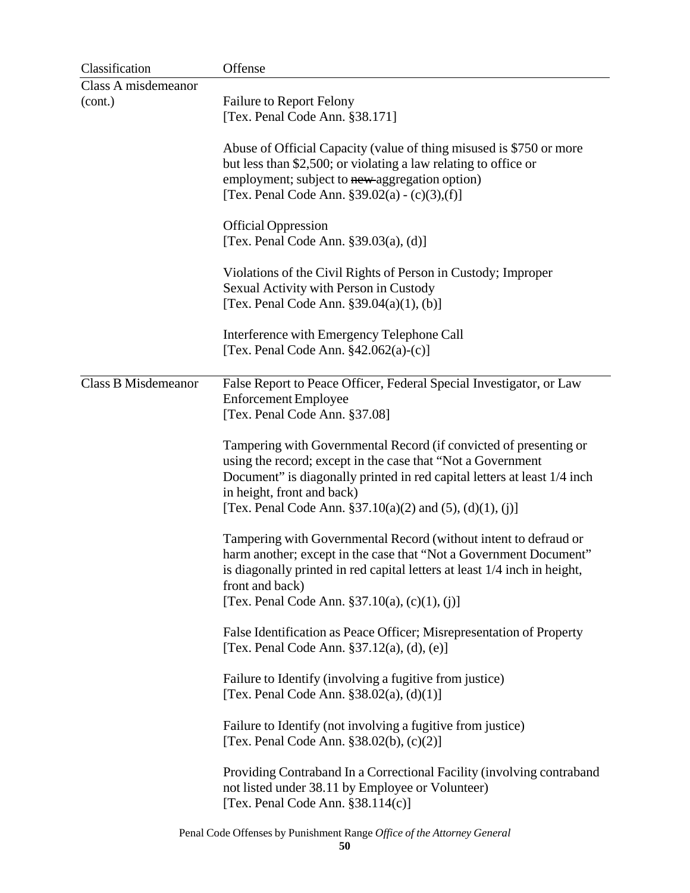| Classification | Offense |
|---|---|
| Class A misdemeanor (cont.) | Failure to Report Felony<br>[Tex. Penal Code Ann. §38.171] |
| | Abuse of Official Capacity (value of thing misused is $750 or more but less than $2,500; or violating a law relating to office or employment; subject to ~~new~~ aggregation option)<br>[Tex. Penal Code Ann. §39.02(a) - (c)(3),(f)] |
| | Official Oppression<br>[Tex. Penal Code Ann. §39.03(a), (d)] |
| | Violations of the Civil Rights of Person in Custody; Improper Sexual Activity with Person in Custody<br>[Tex. Penal Code Ann. §39.04(a)(1), (b)] |
| | Interference with Emergency Telephone Call<br>[Tex. Penal Code Ann. §42.062(a)-(c)] |
| Class B Misdemeanor | False Report to Peace Officer, Federal Special Investigator, or Law Enforcement Employee<br>[Tex. Penal Code Ann. §37.08] |
| | Tampering with Governmental Record (if convicted of presenting or using the record; except in the case that "Not a Government Document" is diagonally printed in red capital letters at least 1/4 inch in height, front and back)<br>[Tex. Penal Code Ann. §37.10(a)(2) and (5), (d)(1), (j)] |
| | Tampering with Governmental Record (without intent to defraud or harm another; except in the case that "Not a Government Document" is diagonally printed in red capital letters at least 1/4 inch in height, front and back)<br>[Tex. Penal Code Ann. §37.10(a), (c)(1), (j)] |
| | False Identification as Peace Officer; Misrepresentation of Property<br>[Tex. Penal Code Ann. §37.12(a), (d), (e)] |
| | Failure to Identify (involving a fugitive from justice)<br>[Tex. Penal Code Ann. §38.02(a), (d)(1)] |
| | Failure to Identify (not involving a fugitive from justice)<br>[Tex. Penal Code Ann. §38.02(b), (c)(2)] |
| | Providing Contraband In a Correctional Facility (involving contraband not listed under 38.11 by Employee or Volunteer)<br>[Tex. Penal Code Ann. §38.114(c)] |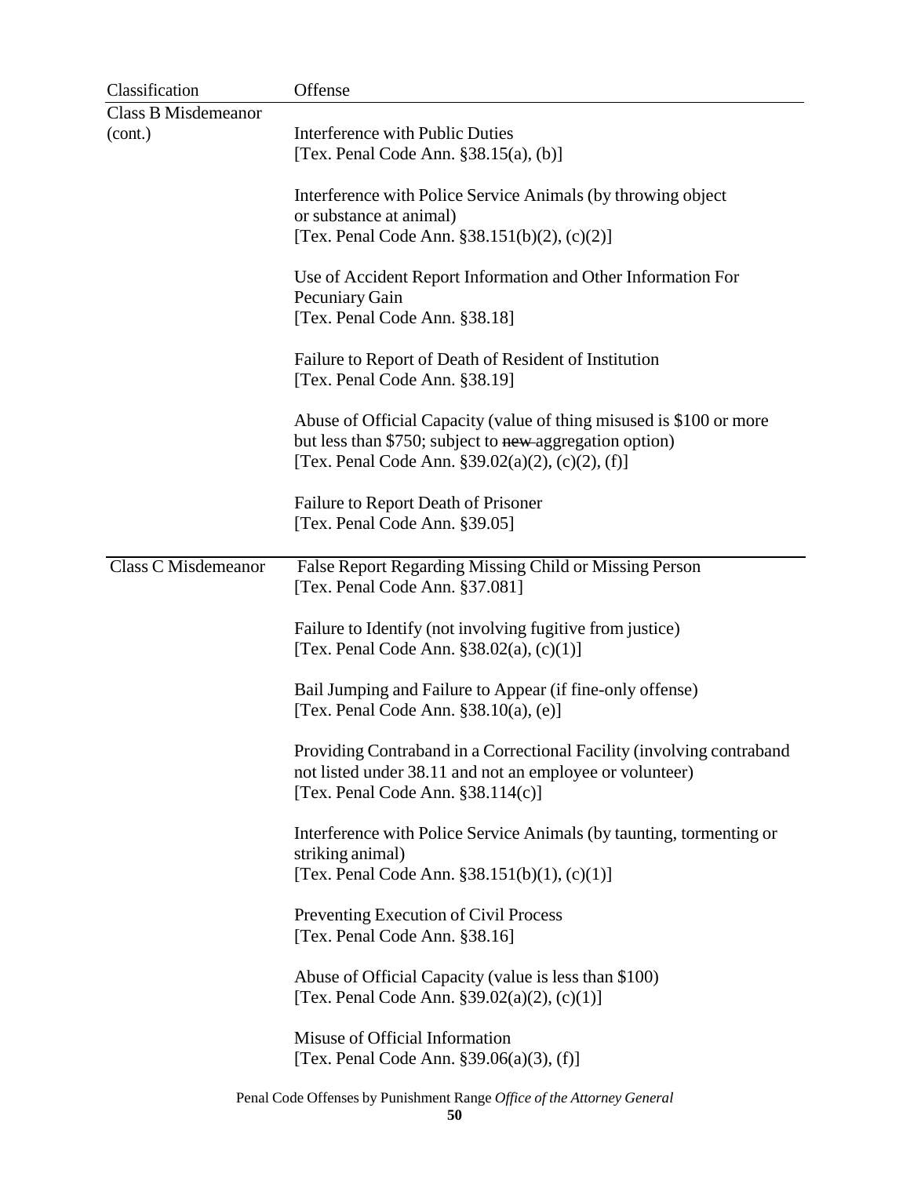| Classification | Offense |
|---|---|
| Class B Misdemeanor (cont.) | Interference with Public Duties [Tex. Penal Code Ann. §38.15(a), (b)] |
| | Interference with Police Service Animals (by throwing object or substance at animal) [Tex. Penal Code Ann. §38.151(b)(2), (c)(2)] |
| | Use of Accident Report Information and Other Information For Pecuniary Gain [Tex. Penal Code Ann. §38.18] |
| | Failure to Report of Death of Resident of Institution [Tex. Penal Code Ann. §38.19] |
| | Abuse of Official Capacity (value of thing misused is $100 or more but less than $750; subject to ~~new~~ aggregation option) [Tex. Penal Code Ann. §39.02(a)(2), (c)(2), (f)] |
| | Failure to Report Death of Prisoner [Tex. Penal Code Ann. §39.05] |
| Class C Misdemeanor | False Report Regarding Missing Child or Missing Person [Tex. Penal Code Ann. §37.081] |
| | Failure to Identify (not involving fugitive from justice) [Tex. Penal Code Ann. §38.02(a), (c)(1)] |
| | Bail Jumping and Failure to Appear (if fine-only offense) [Tex. Penal Code Ann. §38.10(a), (e)] |
| | Providing Contraband in a Correctional Facility (involving contraband not listed under 38.11 and not an employee or volunteer) [Tex. Penal Code Ann. §38.114(c)] |
| | Interference with Police Service Animals (by taunting, tormenting or striking animal) [Tex. Penal Code Ann. §38.151(b)(1), (c)(1)] |
| | Preventing Execution of Civil Process [Tex. Penal Code Ann. §38.16] |
| | Abuse of Official Capacity (value is less than $100) [Tex. Penal Code Ann. §39.02(a)(2), (c)(1)] |
| | Misuse of Official Information [Tex. Penal Code Ann. §39.06(a)(3), (f)] |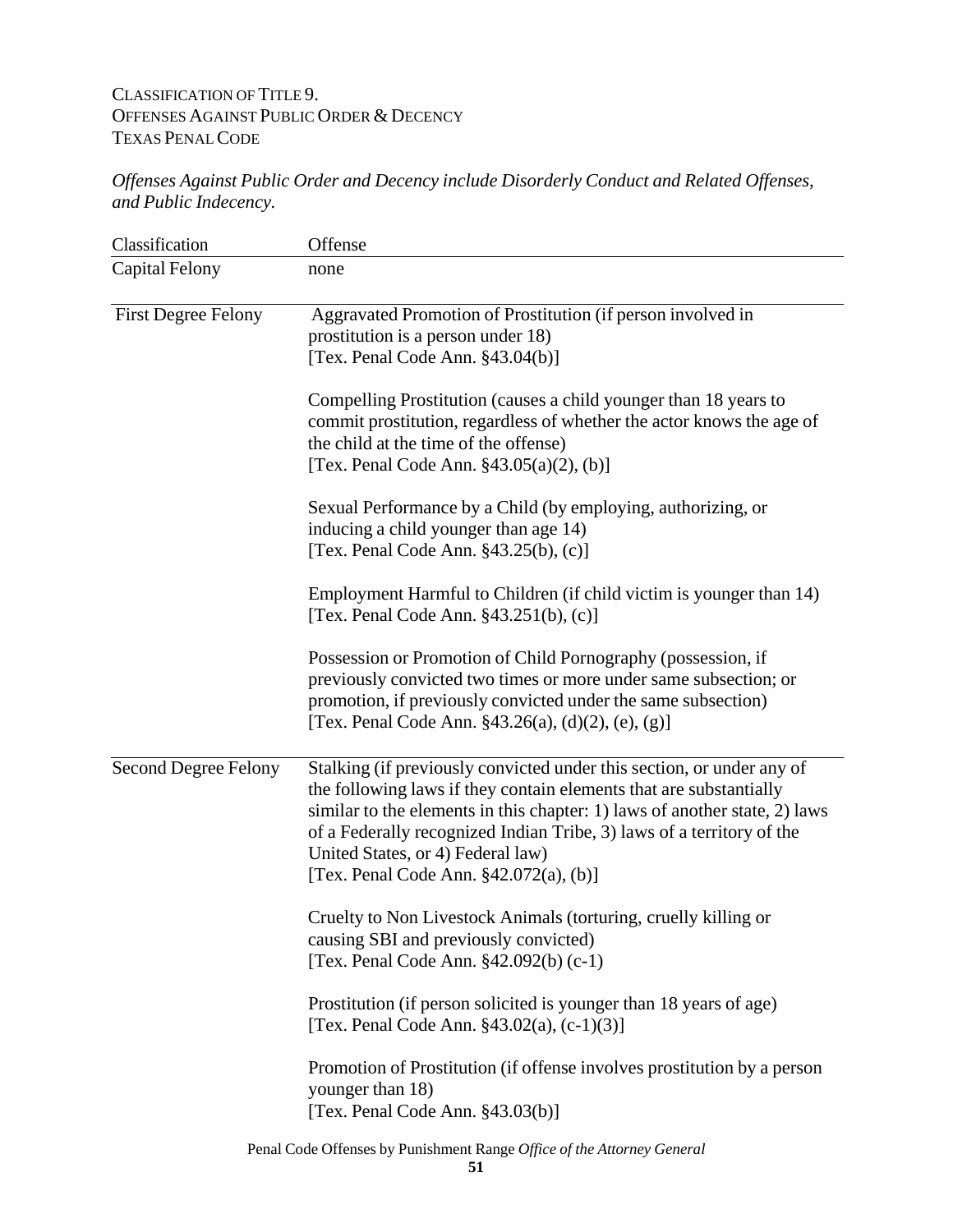CLASSIFICATION OF TITLE 9.
OFFENSES AGAINST PUBLIC ORDER & DECENCY
TEXAS PENAL CODE

*Offenses Against Public Order and Decency include Disorderly Conduct and Related Offenses, and Public Indecency.*

| Classification | Offense |
|---|---|
| Capital Felony | none |
| First Degree Felony | Aggravated Promotion of Prostitution (if person involved in prostitution is a person under 18)<br>[Tex. Penal Code Ann. §43.04(b)]<br><br>Compelling Prostitution (causes a child younger than 18 years to commit prostitution, regardless of whether the actor knows the age of the child at the time of the offense)<br>[Tex. Penal Code Ann. §43.05(a)(2), (b)]<br><br>Sexual Performance by a Child (by employing, authorizing, or inducing a child younger than age 14)<br>[Tex. Penal Code Ann. §43.25(b), (c)]<br><br>Employment Harmful to Children (if child victim is younger than 14)<br>[Tex. Penal Code Ann. §43.251(b), (c)]<br><br>Possession or Promotion of Child Pornography (possession, if previously convicted two times or more under same subsection; or promotion, if previously convicted under the same subsection)<br>[Tex. Penal Code Ann. §43.26(a), (d)(2), (e), (g)] |
| Second Degree Felony | Stalking (if previously convicted under this section, or under any of the following laws if they contain elements that are substantially similar to the elements in this chapter: 1) laws of another state, 2) laws of a Federally recognized Indian Tribe, 3) laws of a territory of the United States, or 4) Federal law)<br>[Tex. Penal Code Ann. §42.072(a), (b)]<br><br>Cruelty to Non Livestock Animals (torturing, cruelly killing or causing SBI and previously convicted)<br>[Tex. Penal Code Ann. §42.092(b) (c-1)<br><br>Prostitution (if person solicited is younger than 18 years of age)<br>[Tex. Penal Code Ann. §43.02(a), (c-1)(3)]<br><br>Promotion of Prostitution (if offense involves prostitution by a person younger than 18)<br>[Tex. Penal Code Ann. §43.03(b)] |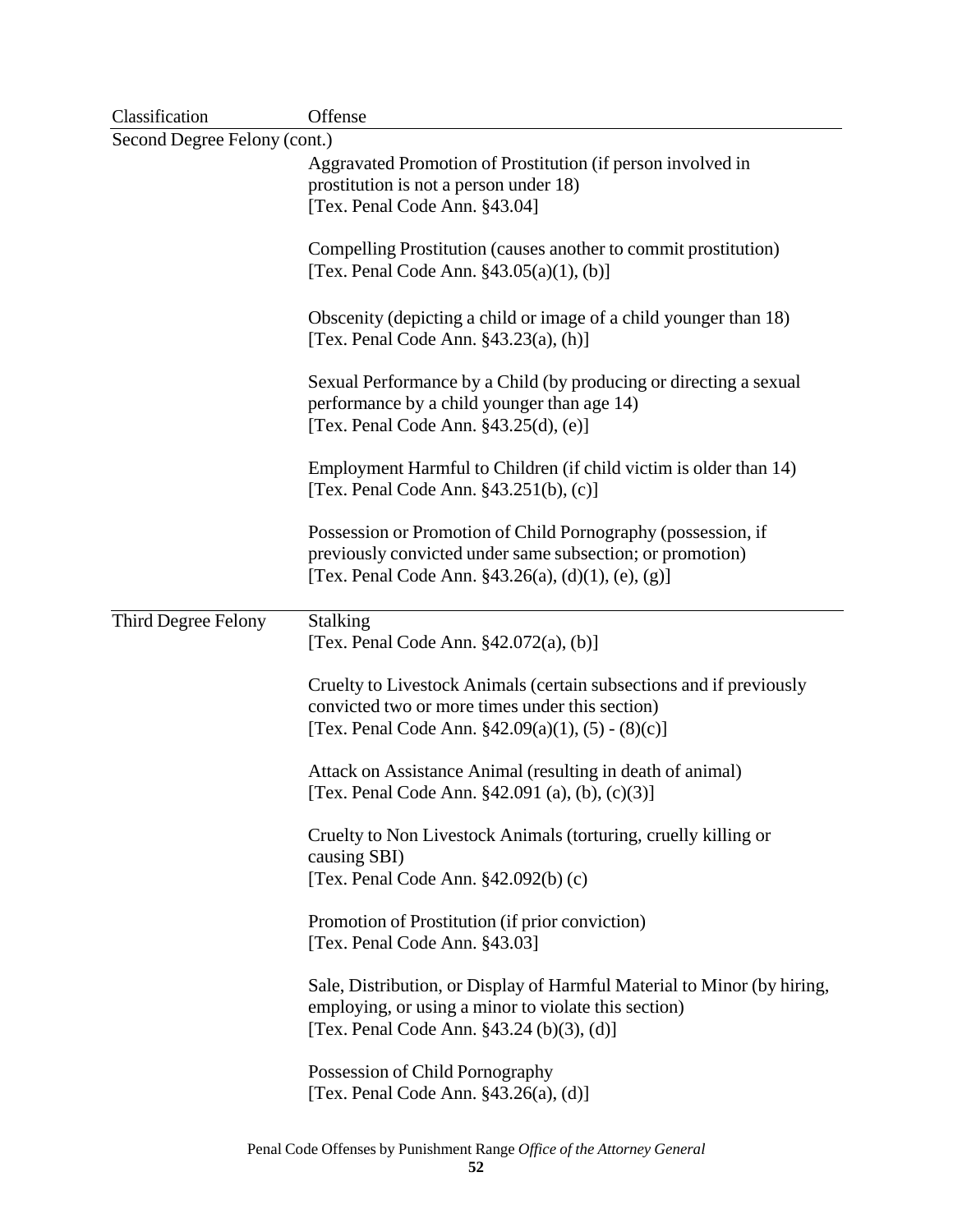| Classification | Offense |
|---|---|
| Second Degree Felony (cont.) | |
| | Aggravated Promotion of Prostitution (if person involved in prostitution is not a person under 18) [Tex. Penal Code Ann. §43.04] |
| | Compelling Prostitution (causes another to commit prostitution) [Tex. Penal Code Ann. §43.05(a)(1), (b)] |
| | Obscenity (depicting a child or image of a child younger than 18) [Tex. Penal Code Ann. §43.23(a), (h)] |
| | Sexual Performance by a Child (by producing or directing a sexual performance by a child younger than age 14) [Tex. Penal Code Ann. §43.25(d), (e)] |
| | Employment Harmful to Children (if child victim is older than 14) [Tex. Penal Code Ann. §43.251(b), (c)] |
| | Possession or Promotion of Child Pornography (possession, if previously convicted under same subsection; or promotion) [Tex. Penal Code Ann. §43.26(a), (d)(1), (e), (g)] |
| Third Degree Felony | Stalking [Tex. Penal Code Ann. §42.072(a), (b)] |
| | Cruelty to Livestock Animals (certain subsections and if previously convicted two or more times under this section) [Tex. Penal Code Ann. §42.09(a)(1), (5) - (8)(c)] |
| | Attack on Assistance Animal (resulting in death of animal) [Tex. Penal Code Ann. §42.091 (a), (b), (c)(3)] |
| | Cruelty to Non Livestock Animals (torturing, cruelly killing or causing SBI) [Tex. Penal Code Ann. §42.092(b) (c) |
| | Promotion of Prostitution (if prior conviction) [Tex. Penal Code Ann. §43.03] |
| | Sale, Distribution, or Display of Harmful Material to Minor (by hiring, employing, or using a minor to violate this section) [Tex. Penal Code Ann. §43.24 (b)(3), (d)] |
| | Possession of Child Pornography [Tex. Penal Code Ann. §43.26(a), (d)] |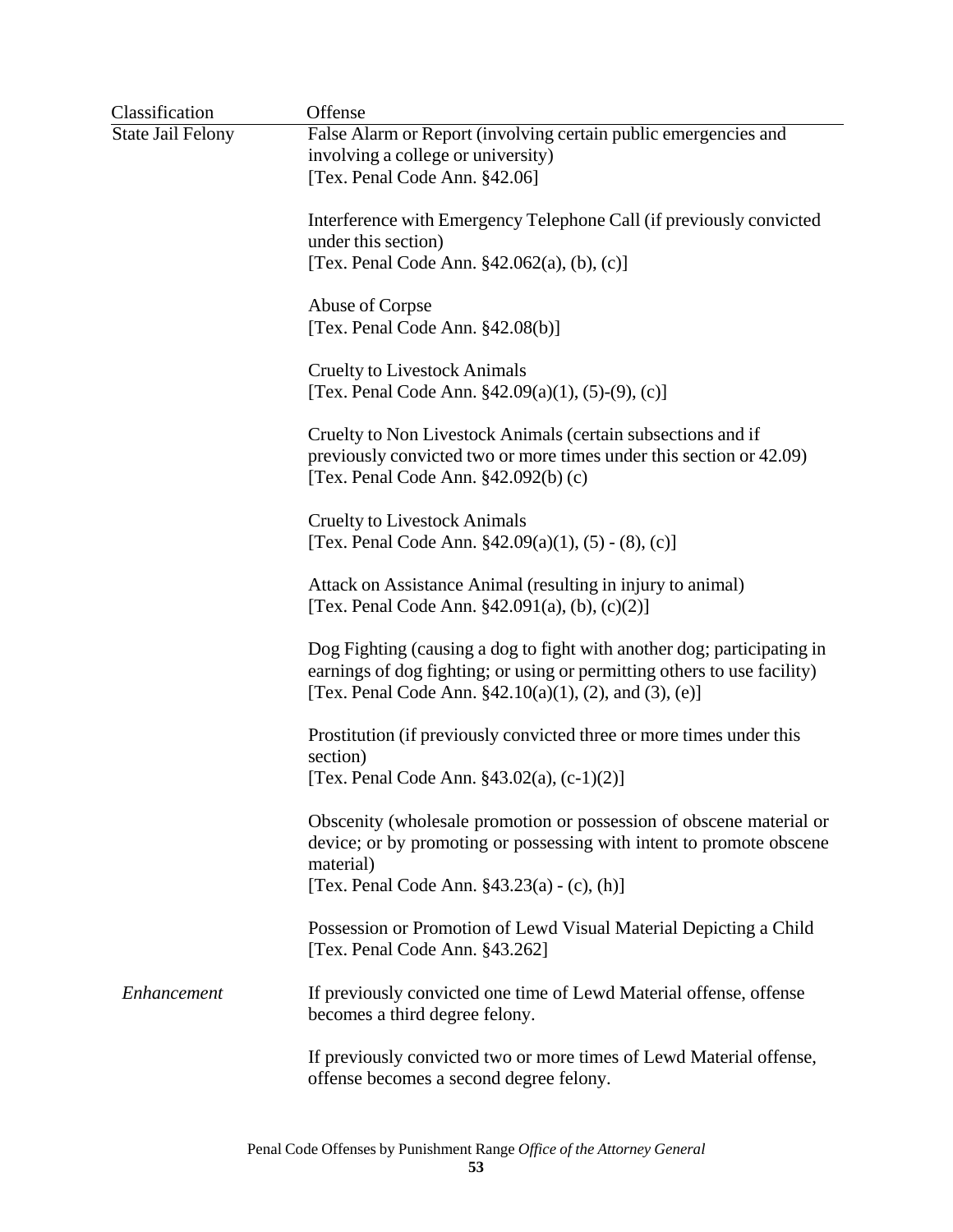| Classification | Offense |
|---|---|
| State Jail Felony | False Alarm or Report (involving certain public emergencies and involving a college or university)<br>[Tex. Penal Code Ann. §42.06] |
| | Interference with Emergency Telephone Call (if previously convicted under this section)<br>[Tex. Penal Code Ann. §42.062(a), (b), (c)] |
| | Abuse of Corpse<br>[Tex. Penal Code Ann. §42.08(b)] |
| | Cruelty to Livestock Animals<br>[Tex. Penal Code Ann. §42.09(a)(1), (5)-(9), (c)] |
| | Cruelty to Non Livestock Animals (certain subsections and if previously convicted two or more times under this section or 42.09)<br>[Tex. Penal Code Ann. §42.092(b) (c) |
| | Cruelty to Livestock Animals<br>[Tex. Penal Code Ann. §42.09(a)(1), (5) - (8), (c)] |
| | Attack on Assistance Animal (resulting in injury to animal)<br>[Tex. Penal Code Ann. §42.091(a), (b), (c)(2)] |
| | Dog Fighting (causing a dog to fight with another dog; participating in earnings of dog fighting; or using or permitting others to use facility)<br>[Tex. Penal Code Ann. §42.10(a)(1), (2), and (3), (e)] |
| | Prostitution (if previously convicted three or more times under this section)<br>[Tex. Penal Code Ann. §43.02(a), (c-1)(2)] |
| | Obscenity (wholesale promotion or possession of obscene material or device; or by promoting or possessing with intent to promote obscene material)<br>[Tex. Penal Code Ann. §43.23(a) - (c), (h)] |
| | Possession or Promotion of Lewd Visual Material Depicting a Child<br>[Tex. Penal Code Ann. §43.262] |
| *Enhancement* | If previously convicted one time of Lewd Material offense, offense becomes a third degree felony. |
| | If previously convicted two or more times of Lewd Material offense, offense becomes a second degree felony. |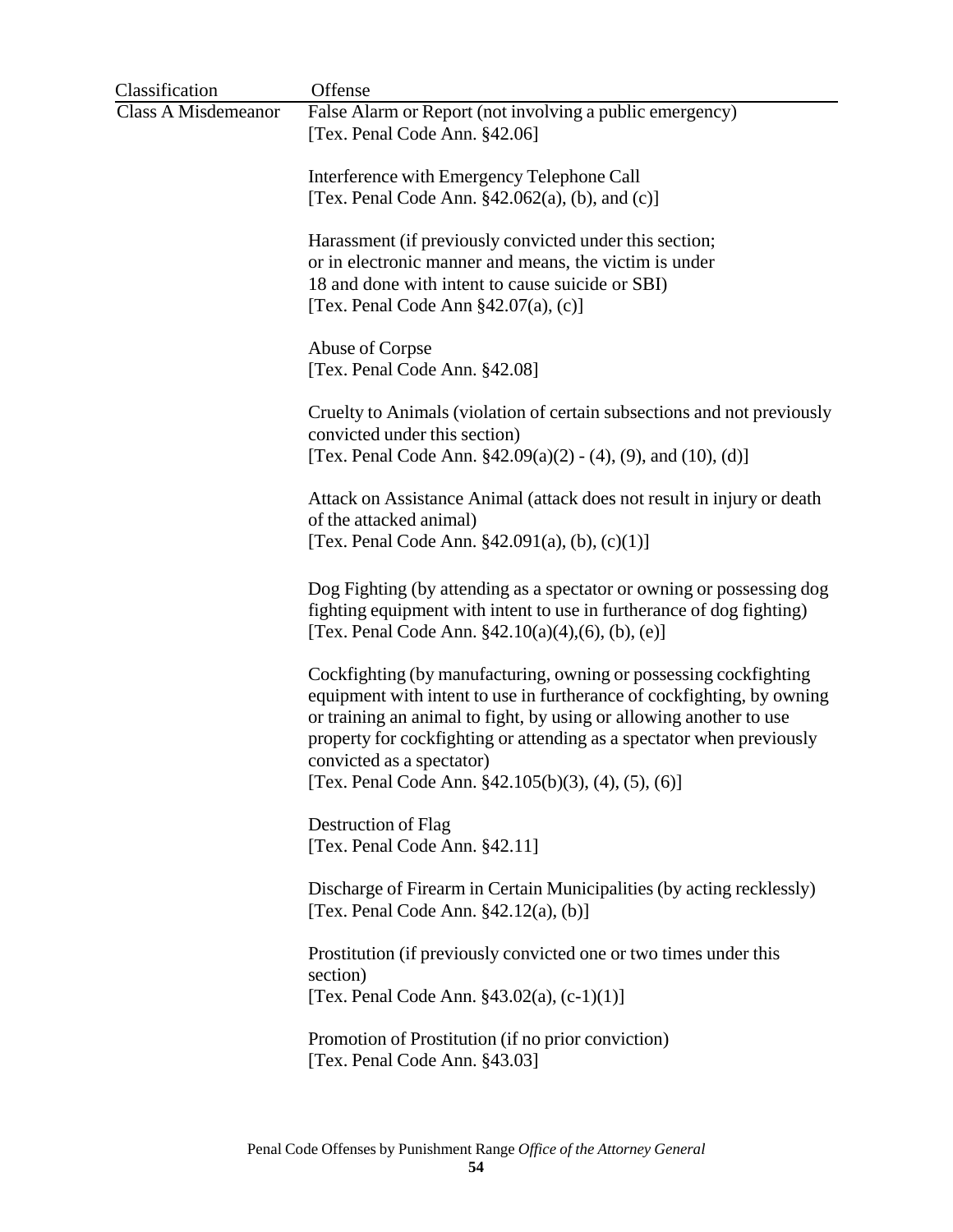| Classification | Offense |
|---|---|
| Class A Misdemeanor | False Alarm or Report (not involving a public emergency)<br>[Tex. Penal Code Ann. §42.06] |
| | Interference with Emergency Telephone Call<br>[Tex. Penal Code Ann. §42.062(a), (b), and (c)] |
| | Harassment (if previously convicted under this section; or in electronic manner and means, the victim is under 18 and done with intent to cause suicide or SBI)<br>[Tex. Penal Code Ann §42.07(a), (c)] |
| | Abuse of Corpse<br>[Tex. Penal Code Ann. §42.08] |
| | Cruelty to Animals (violation of certain subsections and not previously convicted under this section)<br>[Tex. Penal Code Ann. §42.09(a)(2) - (4), (9), and (10), (d)] |
| | Attack on Assistance Animal (attack does not result in injury or death of the attacked animal)<br>[Tex. Penal Code Ann. §42.091(a), (b), (c)(1)] |
| | Dog Fighting (by attending as a spectator or owning or possessing dog fighting equipment with intent to use in furtherance of dog fighting)<br>[Tex. Penal Code Ann. §42.10(a)(4),(6), (b), (e)] |
| | Cockfighting (by manufacturing, owning or possessing cockfighting equipment with intent to use in furtherance of cockfighting, by owning or training an animal to fight, by using or allowing another to use property for cockfighting or attending as a spectator when previously convicted as a spectator)<br>[Tex. Penal Code Ann. §42.105(b)(3), (4), (5), (6)] |
| | Destruction of Flag<br>[Tex. Penal Code Ann. §42.11] |
| | Discharge of Firearm in Certain Municipalities (by acting recklessly)<br>[Tex. Penal Code Ann. §42.12(a), (b)] |
| | Prostitution (if previously convicted one or two times under this section)<br>[Tex. Penal Code Ann. §43.02(a), (c-1)(1)] |
| | Promotion of Prostitution (if no prior conviction)<br>[Tex. Penal Code Ann. §43.03] |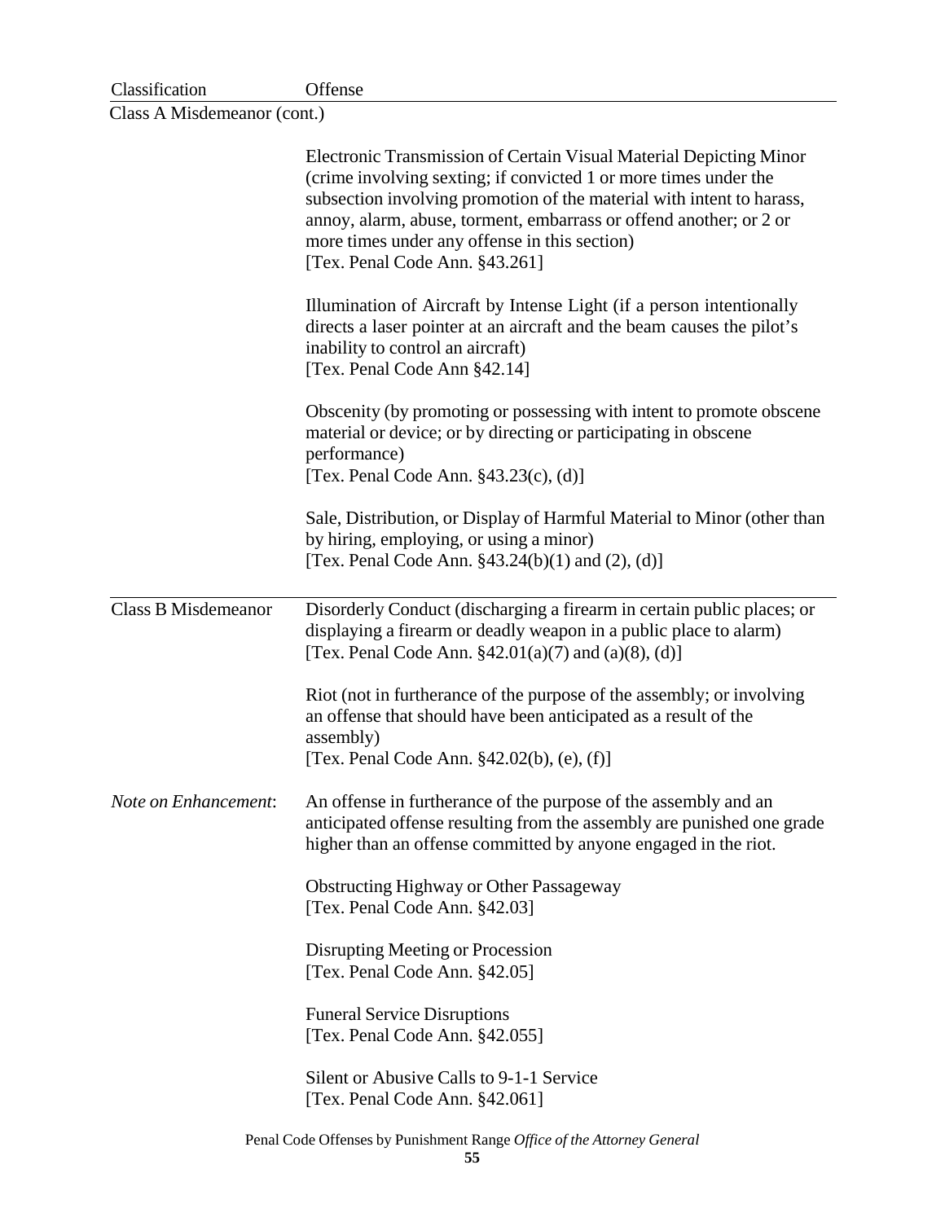| Classification | Offense |
| --- | --- |
| Class A Misdemeanor (cont.) | |
| | Electronic Transmission of Certain Visual Material Depicting Minor (crime involving sexting; if convicted 1 or more times under the subsection involving promotion of the material with intent to harass, annoy, alarm, abuse, torment, embarrass or offend another; or 2 or more times under any offense in this section) [Tex. Penal Code Ann. §43.261] |
| | Illumination of Aircraft by Intense Light (if a person intentionally directs a laser pointer at an aircraft and the beam causes the pilot's inability to control an aircraft) [Tex. Penal Code Ann §42.14] |
| | Obscenity (by promoting or possessing with intent to promote obscene material or device; or by directing or participating in obscene performance) [Tex. Penal Code Ann. §43.23(c), (d)] |
| | Sale, Distribution, or Display of Harmful Material to Minor (other than by hiring, employing, or using a minor) [Tex. Penal Code Ann. §43.24(b)(1) and (2), (d)] |
| Class B Misdemeanor | Disorderly Conduct (discharging a firearm in certain public places; or displaying a firearm or deadly weapon in a public place to alarm) [Tex. Penal Code Ann. §42.01(a)(7) and (a)(8), (d)] |
| | Riot (not in furtherance of the purpose of the assembly; or involving an offense that should have been anticipated as a result of the assembly) [Tex. Penal Code Ann. §42.02(b), (e), (f)] |
| *Note on Enhancement*: | An offense in furtherance of the purpose of the assembly and an anticipated offense resulting from the assembly are punished one grade higher than an offense committed by anyone engaged in the riot. |
| | Obstructing Highway or Other Passageway [Tex. Penal Code Ann. §42.03] |
| | Disrupting Meeting or Procession [Tex. Penal Code Ann. §42.05] |
| | Funeral Service Disruptions [Tex. Penal Code Ann. §42.055] |
| | Silent or Abusive Calls to 9-1-1 Service [Tex. Penal Code Ann. §42.061] |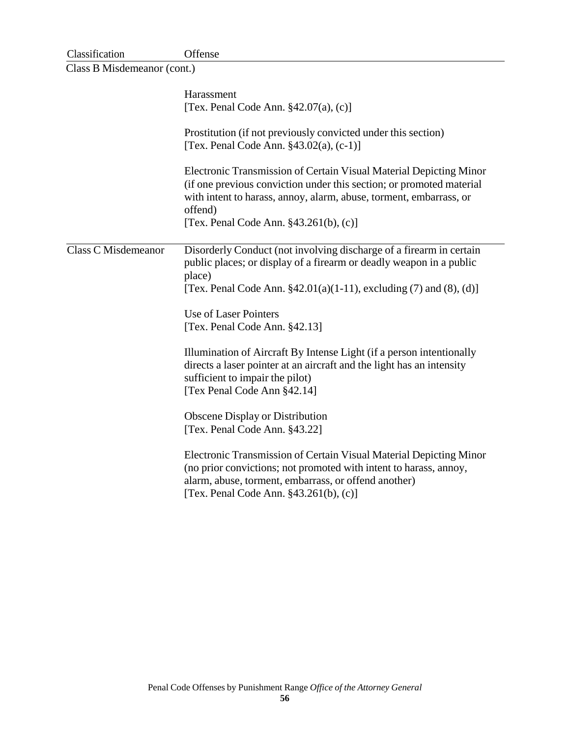| Classification | Offense |
|---|---|
| Class B Misdemeanor (cont.) | |
| | Harassment<br>[Tex. Penal Code Ann. §42.07(a), (c)] |
| | Prostitution (if not previously convicted under this section)<br>[Tex. Penal Code Ann. §43.02(a), (c-1)] |
| | Electronic Transmission of Certain Visual Material Depicting Minor (if one previous conviction under this section; or promoted material with intent to harass, annoy, alarm, abuse, torment, embarrass, or offend)<br>[Tex. Penal Code Ann. §43.261(b), (c)] |
| Class C Misdemeanor | Disorderly Conduct (not involving discharge of a firearm in certain public places; or display of a firearm or deadly weapon in a public place)<br>[Tex. Penal Code Ann. §42.01(a)(1-11), excluding (7) and (8), (d)] |
| | Use of Laser Pointers<br>[Tex. Penal Code Ann. §42.13] |
| | Illumination of Aircraft By Intense Light (if a person intentionally directs a laser pointer at an aircraft and the light has an intensity sufficient to impair the pilot)<br>[Tex Penal Code Ann §42.14] |
| | Obscene Display or Distribution<br>[Tex. Penal Code Ann. §43.22] |
| | Electronic Transmission of Certain Visual Material Depicting Minor (no prior convictions; not promoted with intent to harass, annoy, alarm, abuse, torment, embarrass, or offend another)<br>[Tex. Penal Code Ann. §43.261(b), (c)] |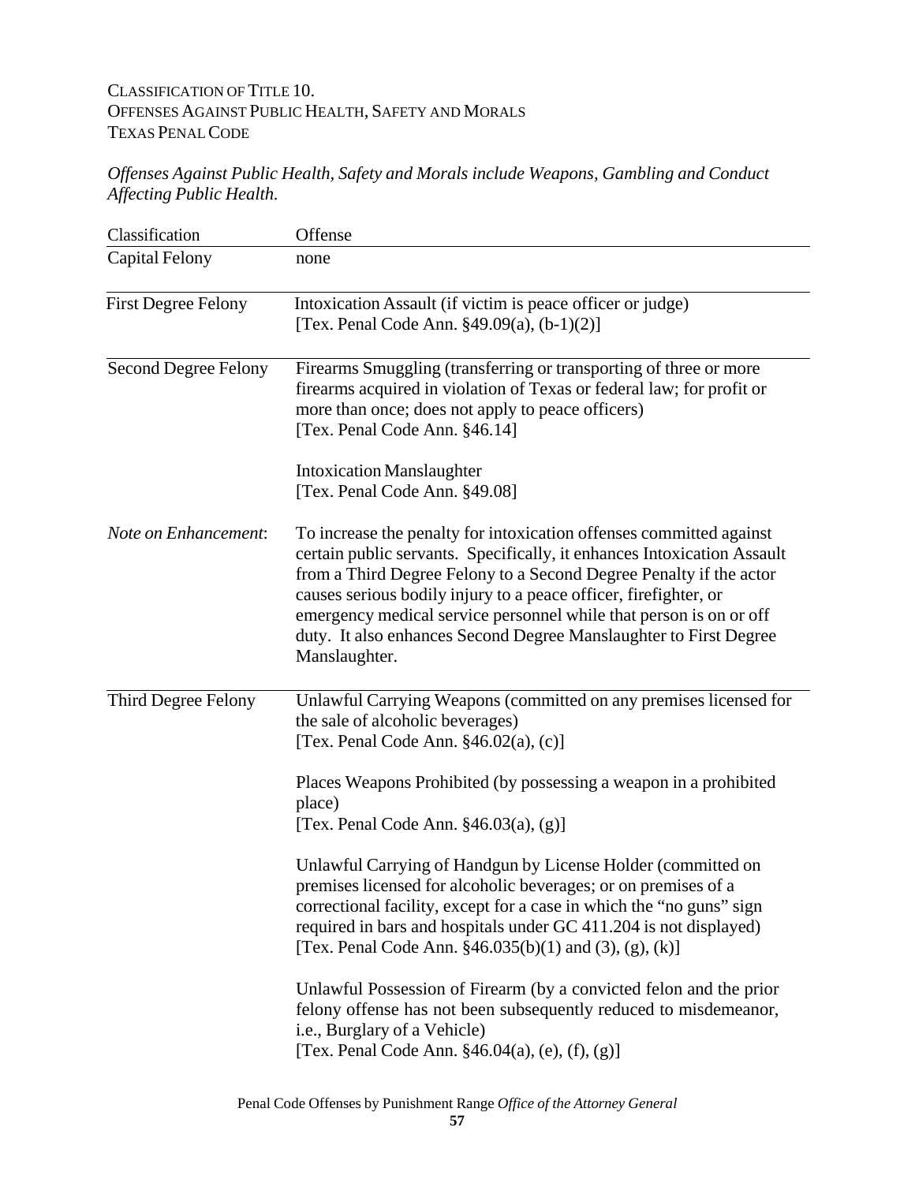CLASSIFICATION OF TITLE 10.
OFFENSES AGAINST PUBLIC HEALTH, SAFETY AND MORALS
TEXAS PENAL CODE

*Offenses Against Public Health, Safety and Morals include Weapons, Gambling and Conduct Affecting Public Health.*

| Classification | Offense |
|---|---|
| Capital Felony | none |
| First Degree Felony | Intoxication Assault (if victim is peace officer or judge)<br>[Tex. Penal Code Ann. §49.09(a), (b-1)(2)] |
| Second Degree Felony | Firearms Smuggling (transferring or transporting of three or more firearms acquired in violation of Texas or federal law; for profit or more than once; does not apply to peace officers)<br>[Tex. Penal Code Ann. §46.14]<br><br>Intoxication Manslaughter<br>[Tex. Penal Code Ann. §49.08] |
| *Note on Enhancement*: | To increase the penalty for intoxication offenses committed against certain public servants. Specifically, it enhances Intoxication Assault from a Third Degree Felony to a Second Degree Penalty if the actor causes serious bodily injury to a peace officer, firefighter, or emergency medical service personnel while that person is on or off duty. It also enhances Second Degree Manslaughter to First Degree Manslaughter. |
| Third Degree Felony | Unlawful Carrying Weapons (committed on any premises licensed for the sale of alcoholic beverages)<br>[Tex. Penal Code Ann. §46.02(a), (c)]<br><br>Places Weapons Prohibited (by possessing a weapon in a prohibited place)<br>[Tex. Penal Code Ann. §46.03(a), (g)]<br><br>Unlawful Carrying of Handgun by License Holder (committed on premises licensed for alcoholic beverages; or on premises of a correctional facility, except for a case in which the "no guns" sign required in bars and hospitals under GC 411.204 is not displayed)<br>[Tex. Penal Code Ann. §46.035(b)(1) and (3), (g), (k)]<br><br>Unlawful Possession of Firearm (by a convicted felon and the prior felony offense has not been subsequently reduced to misdemeanor, i.e., Burglary of a Vehicle)<br>[Tex. Penal Code Ann. §46.04(a), (e), (f), (g)] |

Penal Code Offenses by Punishment Range *Office of the Attorney General*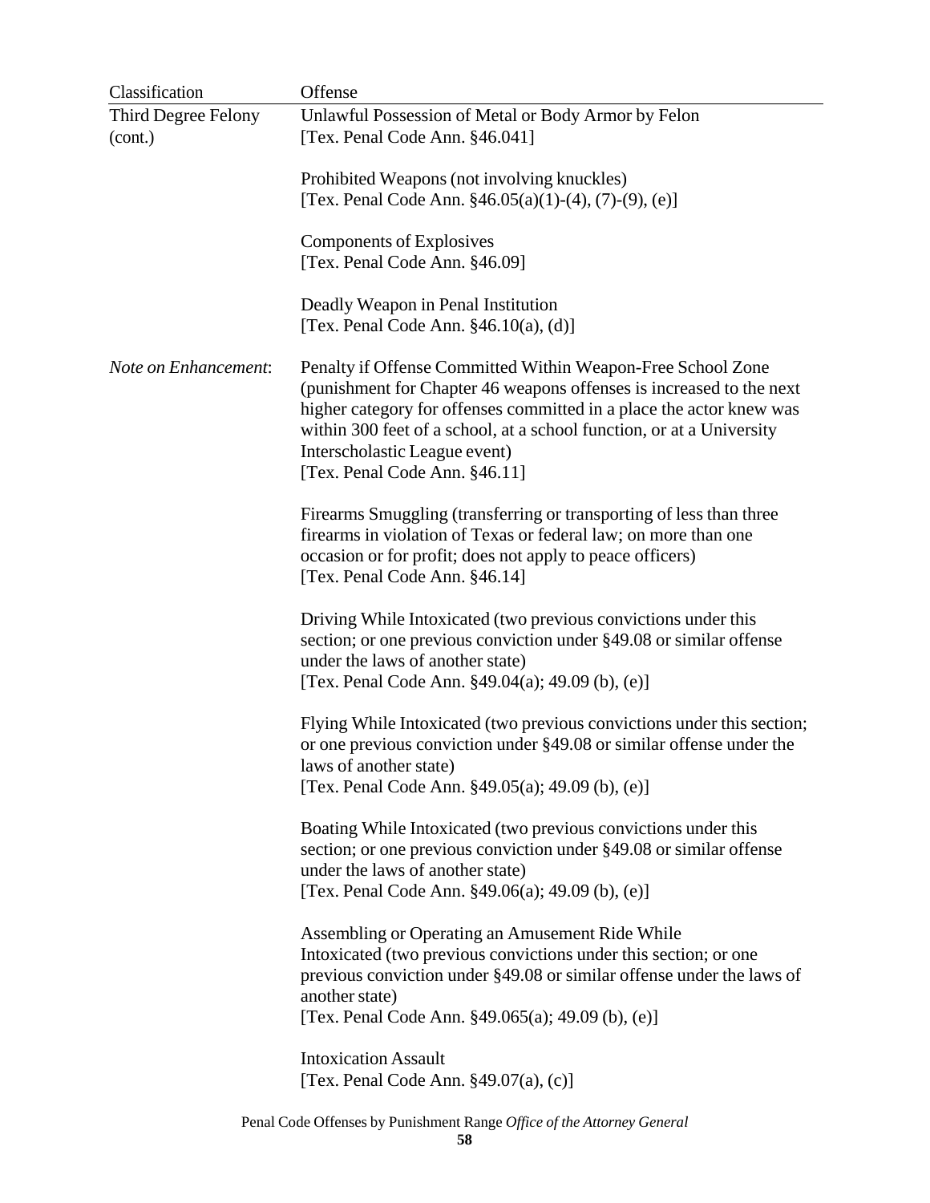| Classification | Offense |
|---|---|
| Third Degree Felony (cont.) | Unlawful Possession of Metal or Body Armor by Felon [Tex. Penal Code Ann. §46.041] |
| | Prohibited Weapons (not involving knuckles) [Tex. Penal Code Ann. §46.05(a)(1)-(4), (7)-(9), (e)] |
| | Components of Explosives [Tex. Penal Code Ann. §46.09] |
| | Deadly Weapon in Penal Institution [Tex. Penal Code Ann. §46.10(a), (d)] |
| *Note on Enhancement*: | Penalty if Offense Committed Within Weapon-Free School Zone (punishment for Chapter 46 weapons offenses is increased to the next higher category for offenses committed in a place the actor knew was within 300 feet of a school, at a school function, or at a University Interscholastic League event) [Tex. Penal Code Ann. §46.11] |
| | Firearms Smuggling (transferring or transporting of less than three firearms in violation of Texas or federal law; on more than one occasion or for profit; does not apply to peace officers) [Tex. Penal Code Ann. §46.14] |
| | Driving While Intoxicated (two previous convictions under this section; or one previous conviction under §49.08 or similar offense under the laws of another state) [Tex. Penal Code Ann. §49.04(a); 49.09 (b), (e)] |
| | Flying While Intoxicated (two previous convictions under this section; or one previous conviction under §49.08 or similar offense under the laws of another state) [Tex. Penal Code Ann. §49.05(a); 49.09 (b), (e)] |
| | Boating While Intoxicated (two previous convictions under this section; or one previous conviction under §49.08 or similar offense under the laws of another state) [Tex. Penal Code Ann. §49.06(a); 49.09 (b), (e)] |
| | Assembling or Operating an Amusement Ride While Intoxicated (two previous convictions under this section; or one previous conviction under §49.08 or similar offense under the laws of another state) [Tex. Penal Code Ann. §49.065(a); 49.09 (b), (e)] |
| | Intoxication Assault [Tex. Penal Code Ann. §49.07(a), (c)] |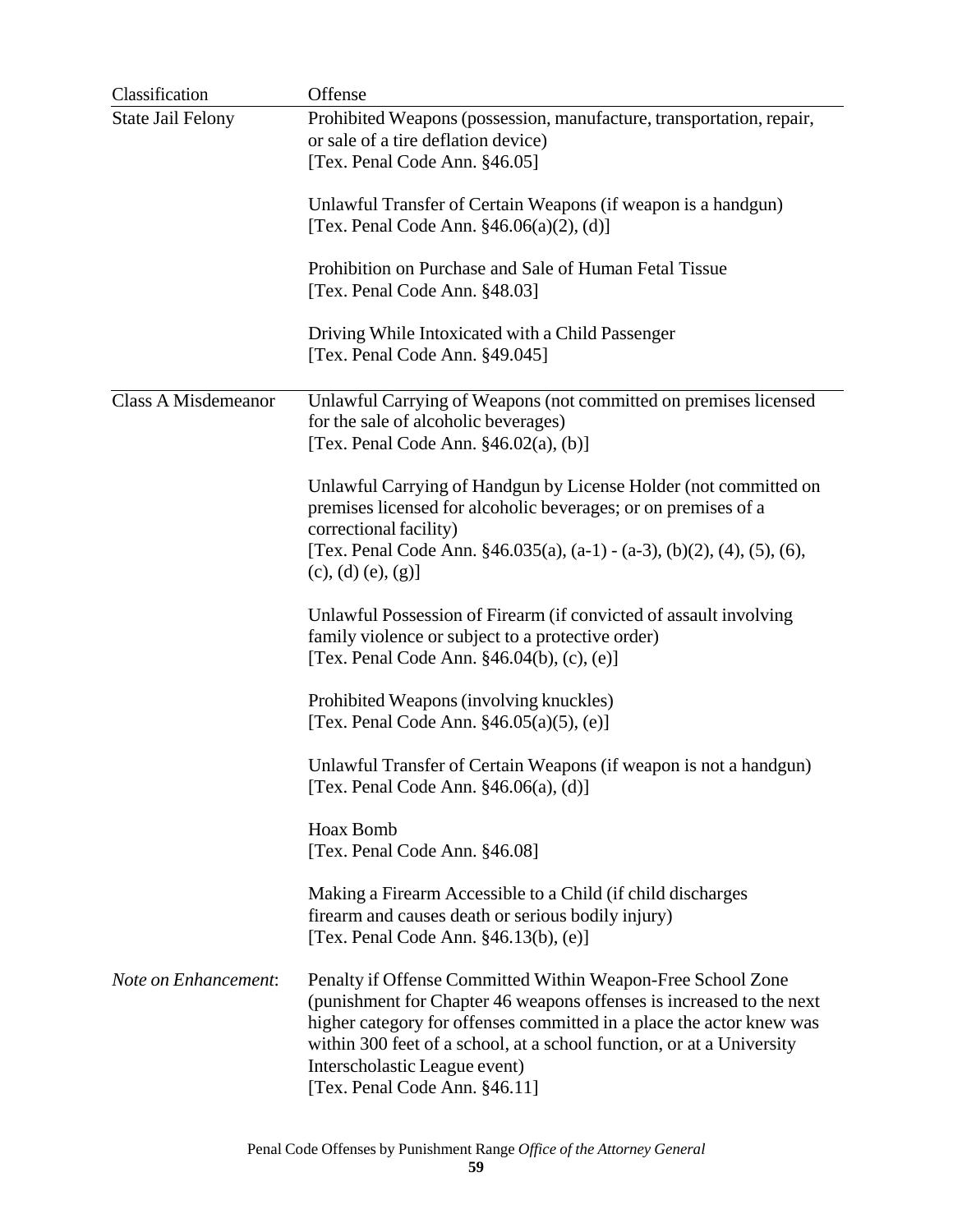| Classification | Offense |
|---|---|
| State Jail Felony | Prohibited Weapons (possession, manufacture, transportation, repair, or sale of a tire deflation device)<br>[Tex. Penal Code Ann. §46.05] |
| | Unlawful Transfer of Certain Weapons (if weapon is a handgun)<br>[Tex. Penal Code Ann. §46.06(a)(2), (d)] |
| | Prohibition on Purchase and Sale of Human Fetal Tissue<br>[Tex. Penal Code Ann. §48.03] |
| | Driving While Intoxicated with a Child Passenger<br>[Tex. Penal Code Ann. §49.045] |
| Class A Misdemeanor | Unlawful Carrying of Weapons (not committed on premises licensed for the sale of alcoholic beverages)<br>[Tex. Penal Code Ann. §46.02(a), (b)] |
| | Unlawful Carrying of Handgun by License Holder (not committed on premises licensed for alcoholic beverages; or on premises of a correctional facility)<br>[Tex. Penal Code Ann. §46.035(a), (a-1) - (a-3), (b)(2), (4), (5), (6), (c), (d) (e), (g)] |
| | Unlawful Possession of Firearm (if convicted of assault involving family violence or subject to a protective order)<br>[Tex. Penal Code Ann. §46.04(b), (c), (e)] |
| | Prohibited Weapons (involving knuckles)<br>[Tex. Penal Code Ann. §46.05(a)(5), (e)] |
| | Unlawful Transfer of Certain Weapons (if weapon is not a handgun)<br>[Tex. Penal Code Ann. §46.06(a), (d)] |
| | Hoax Bomb<br>[Tex. Penal Code Ann. §46.08] |
| | Making a Firearm Accessible to a Child (if child discharges firearm and causes death or serious bodily injury)<br>[Tex. Penal Code Ann. §46.13(b), (e)] |
| *Note on Enhancement*: | Penalty if Offense Committed Within Weapon-Free School Zone (punishment for Chapter 46 weapons offenses is increased to the next higher category for offenses committed in a place the actor knew was within 300 feet of a school, at a school function, or at a University Interscholastic League event)<br>[Tex. Penal Code Ann. §46.11] |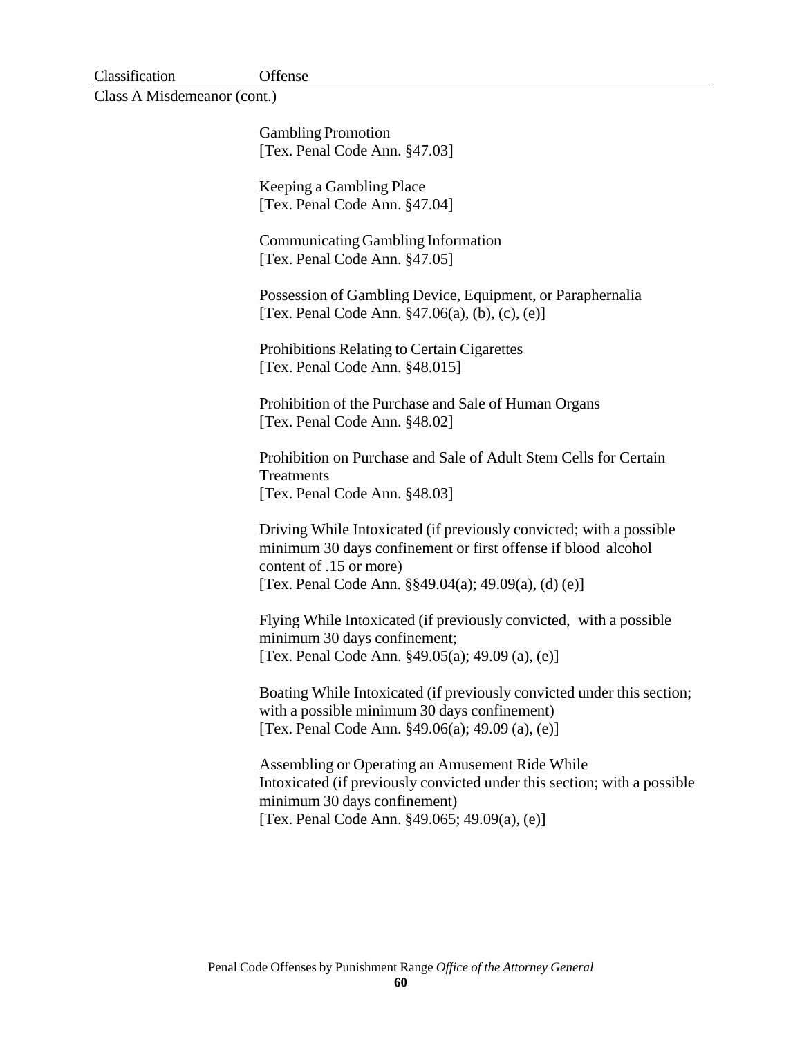| Classification | Offense |
|---|---|
| Class A Misdemeanor (cont.) | |
| | Gambling Promotion<br>[Tex. Penal Code Ann. §47.03] |
| | Keeping a Gambling Place<br>[Tex. Penal Code Ann. §47.04] |
| | Communicating Gambling Information<br>[Tex. Penal Code Ann. §47.05] |
| | Possession of Gambling Device, Equipment, or Paraphernalia<br>[Tex. Penal Code Ann. §47.06(a), (b), (c), (e)] |
| | Prohibitions Relating to Certain Cigarettes<br>[Tex. Penal Code Ann. §48.015] |
| | Prohibition of the Purchase and Sale of Human Organs<br>[Tex. Penal Code Ann. §48.02] |
| | Prohibition on Purchase and Sale of Adult Stem Cells for Certain Treatments<br>[Tex. Penal Code Ann. §48.03] |
| | Driving While Intoxicated (if previously convicted; with a possible minimum 30 days confinement or first offense if blood alcohol content of .15 or more)<br>[Tex. Penal Code Ann. §§49.04(a); 49.09(a), (d) (e)] |
| | Flying While Intoxicated (if previously convicted, with a possible minimum 30 days confinement;<br>[Tex. Penal Code Ann. §49.05(a); 49.09 (a), (e)] |
| | Boating While Intoxicated (if previously convicted under this section; with a possible minimum 30 days confinement)<br>[Tex. Penal Code Ann. §49.06(a); 49.09 (a), (e)] |
| | Assembling or Operating an Amusement Ride While Intoxicated (if previously convicted under this section; with a possible minimum 30 days confinement)<br>[Tex. Penal Code Ann. §49.065; 49.09(a), (e)] |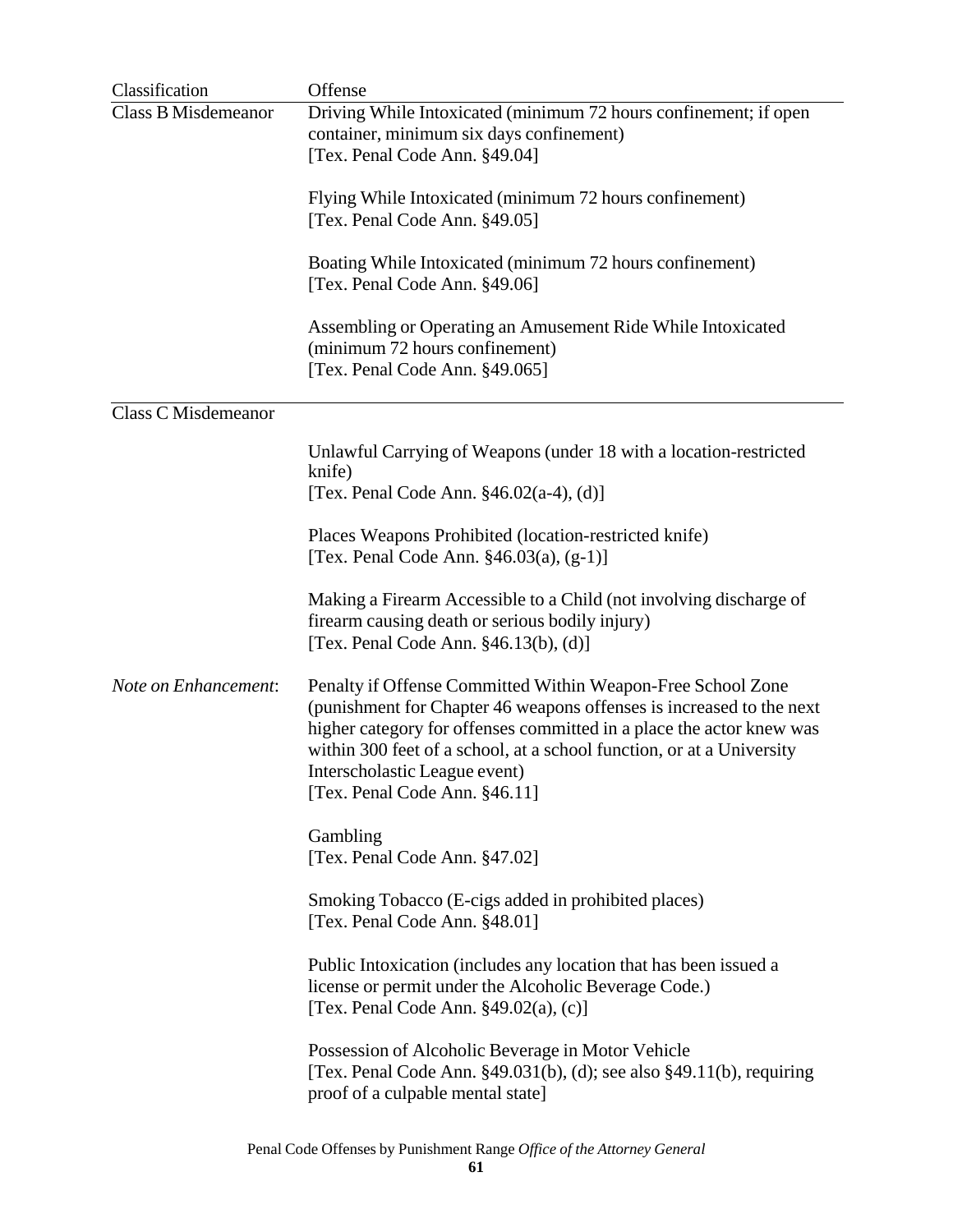| Classification | Offense |
| --- | --- |
| Class B Misdemeanor | Driving While Intoxicated (minimum 72 hours confinement; if open container, minimum six days confinement) [Tex. Penal Code Ann. §49.04] |
| | Flying While Intoxicated (minimum 72 hours confinement) [Tex. Penal Code Ann. §49.05] |
| | Boating While Intoxicated (minimum 72 hours confinement) [Tex. Penal Code Ann. §49.06] |
| | Assembling or Operating an Amusement Ride While Intoxicated (minimum 72 hours confinement) [Tex. Penal Code Ann. §49.065] |
| Class C Misdemeanor | |
| | Unlawful Carrying of Weapons (under 18 with a location-restricted knife) [Tex. Penal Code Ann. §46.02(a-4), (d)] |
| | Places Weapons Prohibited (location-restricted knife) [Tex. Penal Code Ann. §46.03(a), (g-1)] |
| | Making a Firearm Accessible to a Child (not involving discharge of firearm causing death or serious bodily injury) [Tex. Penal Code Ann. §46.13(b), (d)] |
| *Note on Enhancement*: | Penalty if Offense Committed Within Weapon-Free School Zone (punishment for Chapter 46 weapons offenses is increased to the next higher category for offenses committed in a place the actor knew was within 300 feet of a school, at a school function, or at a University Interscholastic League event) [Tex. Penal Code Ann. §46.11] |
| | Gambling [Tex. Penal Code Ann. §47.02] |
| | Smoking Tobacco (E-cigs added in prohibited places) [Tex. Penal Code Ann. §48.01] |
| | Public Intoxication (includes any location that has been issued a license or permit under the Alcoholic Beverage Code.) [Tex. Penal Code Ann. §49.02(a), (c)] |
| | Possession of Alcoholic Beverage in Motor Vehicle [Tex. Penal Code Ann. §49.031(b), (d); see also §49.11(b), requiring proof of a culpable mental state] |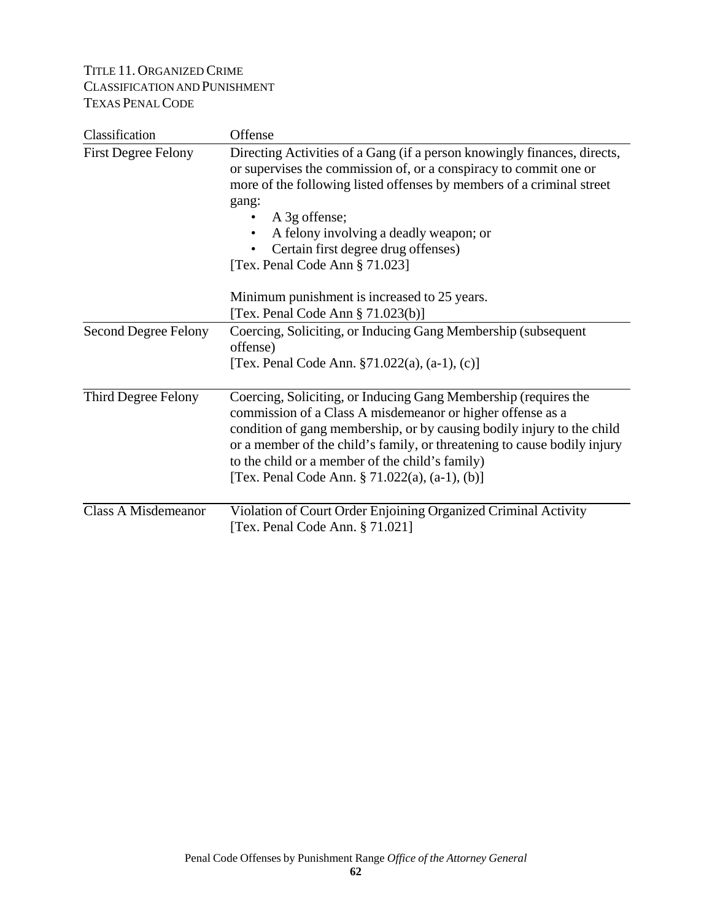TITLE 11. ORGANIZED CRIME
CLASSIFICATION AND PUNISHMENT
TEXAS PENAL CODE

| Classification | Offense |
|---|---|
| First Degree Felony | Directing Activities of a Gang (if a person knowingly finances, directs, or supervises the commission of, or a conspiracy to commit one or more of the following listed offenses by members of a criminal street gang:<br>• A 3g offense;<br>• A felony involving a deadly weapon; or<br>• Certain first degree drug offenses)<br>[Tex. Penal Code Ann § 71.023]<br><br>Minimum punishment is increased to 25 years.<br>[Tex. Penal Code Ann § 71.023(b)] |
| Second Degree Felony | Coercing, Soliciting, or Inducing Gang Membership (subsequent offense)<br>[Tex. Penal Code Ann. §71.022(a), (a-1), (c)] |
| Third Degree Felony | Coercing, Soliciting, or Inducing Gang Membership (requires the commission of a Class A misdemeanor or higher offense as a condition of gang membership, or by causing bodily injury to the child or a member of the child's family, or threatening to cause bodily injury to the child or a member of the child's family)<br>[Tex. Penal Code Ann. § 71.022(a), (a-1), (b)] |
| Class A Misdemeanor | Violation of Court Order Enjoining Organized Criminal Activity<br>[Tex. Penal Code Ann. § 71.021] |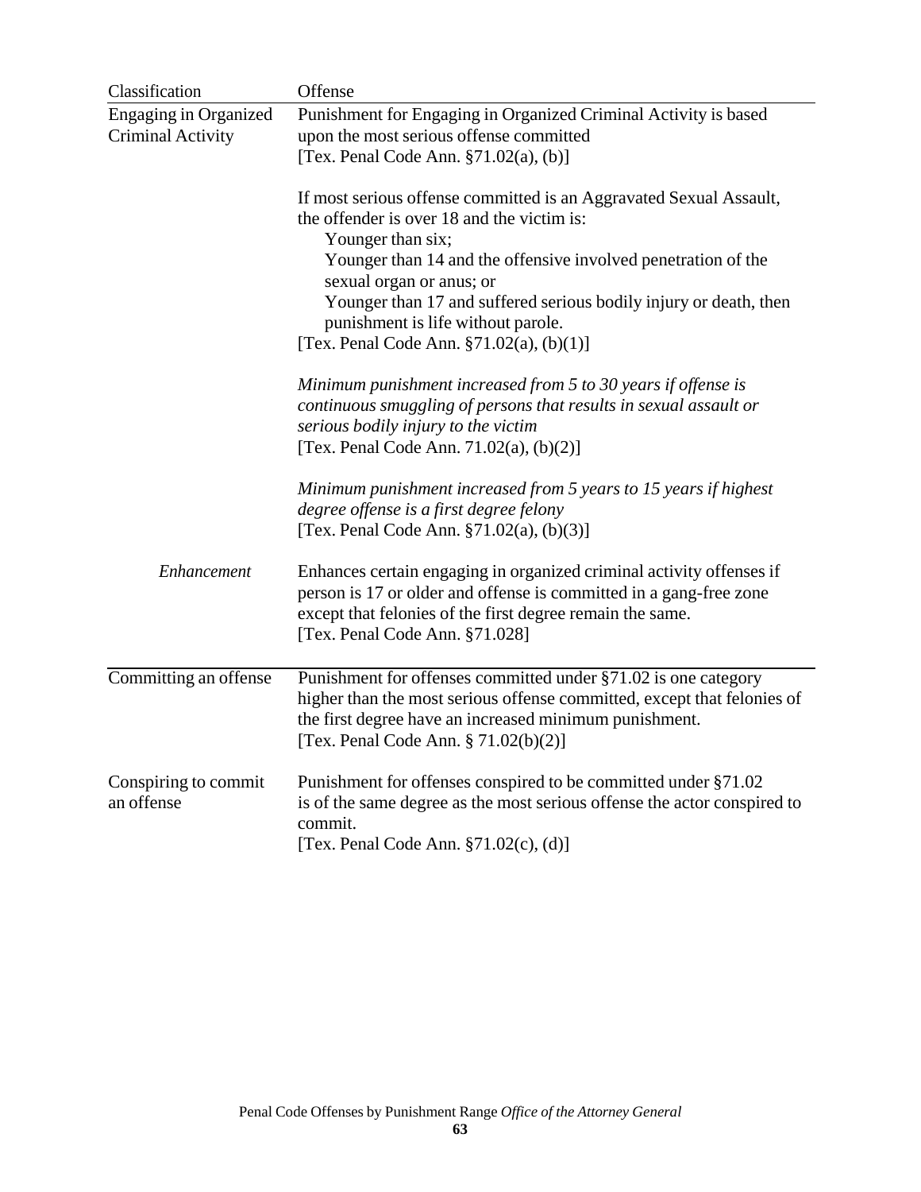| Classification | Offense |
|---|---|
| Engaging in Organized Criminal Activity | Punishment for Engaging in Organized Criminal Activity is based upon the most serious offense committed<br>[Tex. Penal Code Ann. §71.02(a), (b)]<br><br>If most serious offense committed is an Aggravated Sexual Assault, the offender is over 18 and the victim is:<br>Younger than six;<br>Younger than 14 and the offensive involved penetration of the sexual organ or anus; or<br>Younger than 17 and suffered serious bodily injury or death, then punishment is life without parole.<br>[Tex. Penal Code Ann. §71.02(a), (b)(1)]<br><br>*Minimum punishment increased from 5 to 30 years if offense is continuous smuggling of persons that results in sexual assault or serious bodily injury to the victim*<br>[Tex. Penal Code Ann. 71.02(a), (b)(2)]<br><br>*Minimum punishment increased from 5 years to 15 years if highest degree offense is a first degree felony*<br>[Tex. Penal Code Ann. §71.02(a), (b)(3)] |
| *Enhancement* | Enhances certain engaging in organized criminal activity offenses if person is 17 or older and offense is committed in a gang-free zone except that felonies of the first degree remain the same.<br>[Tex. Penal Code Ann. §71.028] |
| Committing an offense | Punishment for offenses committed under §71.02 is one category higher than the most serious offense committed, except that felonies of the first degree have an increased minimum punishment.<br>[Tex. Penal Code Ann. § 71.02(b)(2)] |
| Conspiring to commit an offense | Punishment for offenses conspired to be committed under §71.02 is of the same degree as the most serious offense the actor conspired to commit.<br>[Tex. Penal Code Ann. §71.02(c), (d)] |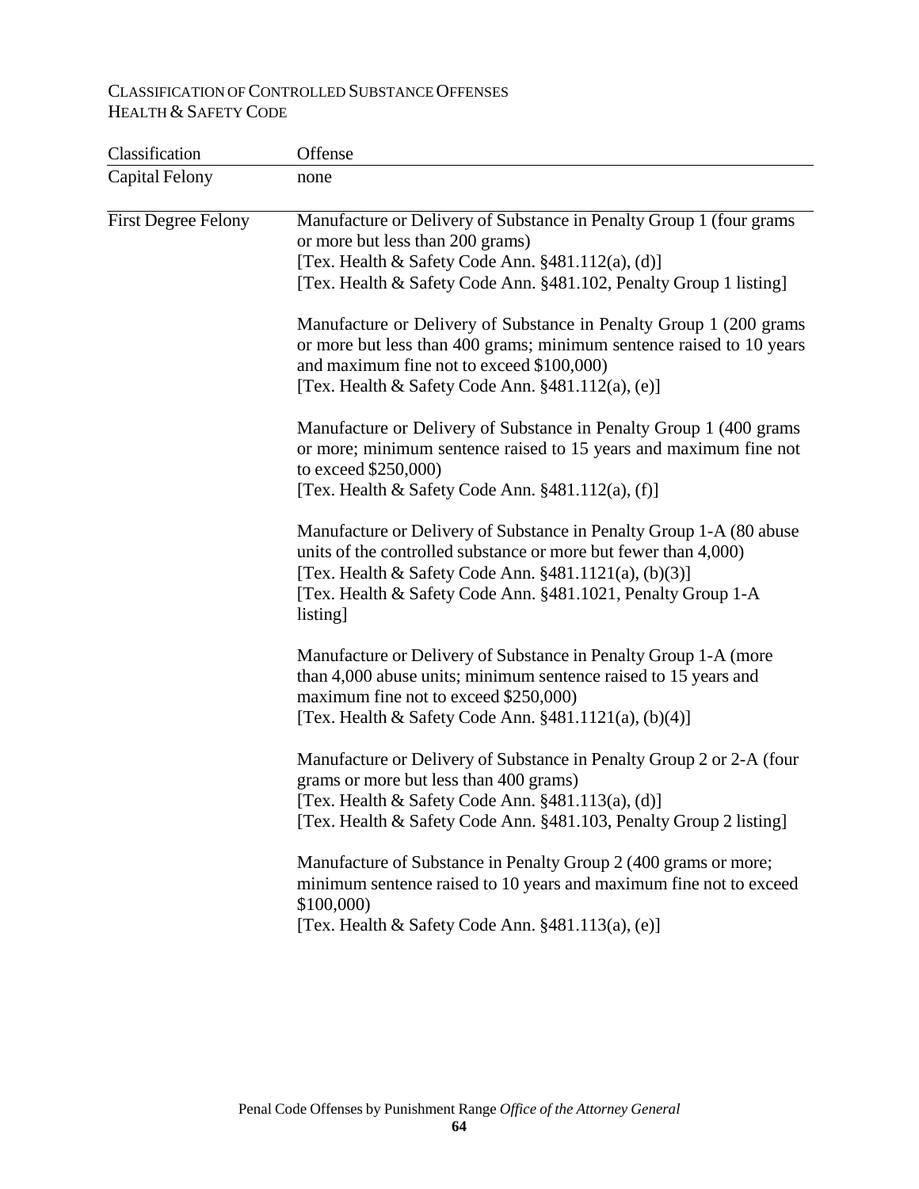CLASSIFICATION OF CONTROLLED SUBSTANCE OFFENSES
HEALTH & SAFETY CODE

| Classification | Offense |
|---|---|
| Capital Felony | none |
| First Degree Felony | Manufacture or Delivery of Substance in Penalty Group 1 (four grams or more but less than 200 grams)<br>[Tex. Health & Safety Code Ann. §481.112(a), (d)]<br>[Tex. Health & Safety Code Ann. §481.102, Penalty Group 1 listing] |
| | Manufacture or Delivery of Substance in Penalty Group 1 (200 grams or more but less than 400 grams; minimum sentence raised to 10 years and maximum fine not to exceed $100,000)<br>[Tex. Health & Safety Code Ann. §481.112(a), (e)] |
| | Manufacture or Delivery of Substance in Penalty Group 1 (400 grams or more; minimum sentence raised to 15 years and maximum fine not to exceed $250,000)<br>[Tex. Health & Safety Code Ann. §481.112(a), (f)] |
| | Manufacture or Delivery of Substance in Penalty Group 1-A (80 abuse units of the controlled substance or more but fewer than 4,000)<br>[Tex. Health & Safety Code Ann. §481.1121(a), (b)(3)]<br>[Tex. Health & Safety Code Ann. §481.1021, Penalty Group 1-A listing] |
| | Manufacture or Delivery of Substance in Penalty Group 1-A (more than 4,000 abuse units; minimum sentence raised to 15 years and maximum fine not to exceed $250,000)<br>[Tex. Health & Safety Code Ann. §481.1121(a), (b)(4)] |
| | Manufacture or Delivery of Substance in Penalty Group 2 or 2-A (four grams or more but less than 400 grams)<br>[Tex. Health & Safety Code Ann. §481.113(a), (d)]<br>[Tex. Health & Safety Code Ann. §481.103, Penalty Group 2 listing] |
| | Manufacture of Substance in Penalty Group 2 (400 grams or more; minimum sentence raised to 10 years and maximum fine not to exceed $100,000)<br>[Tex. Health & Safety Code Ann. §481.113(a), (e)] |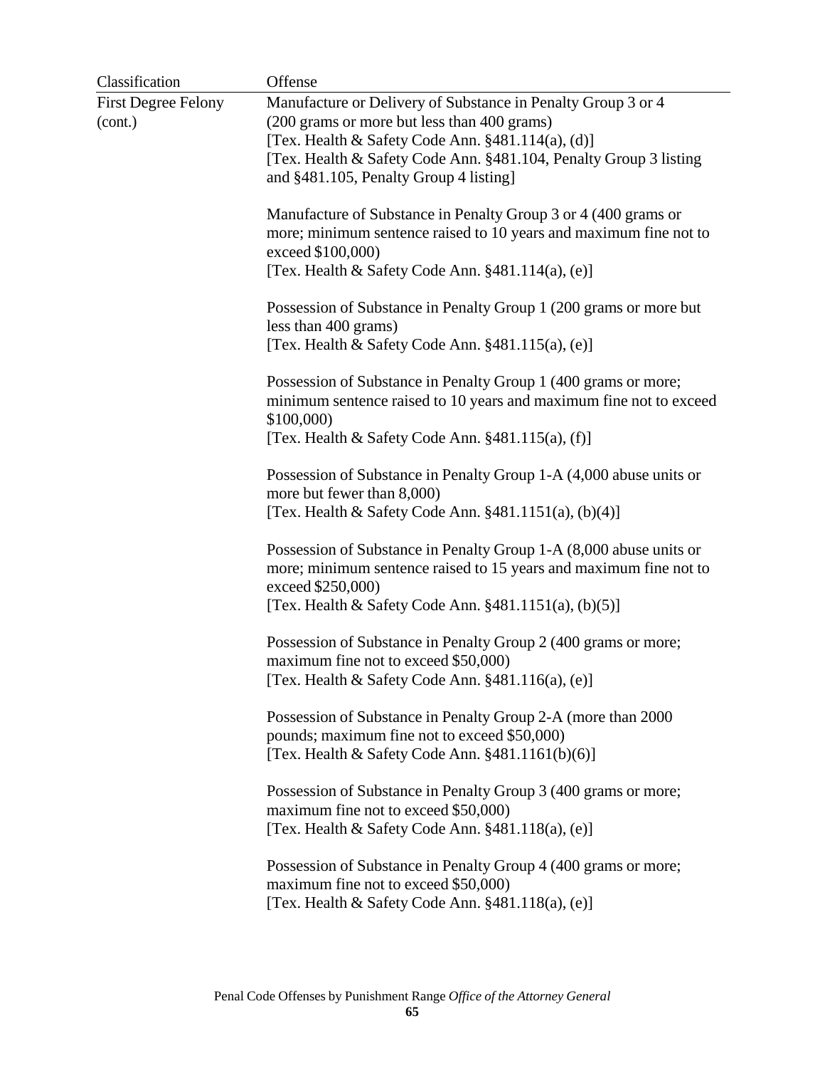| Classification | Offense |
|---|---|
| First Degree Felony (cont.) | Manufacture or Delivery of Substance in Penalty Group 3 or 4 (200 grams or more but less than 400 grams)<br>[Tex. Health & Safety Code Ann. §481.114(a), (d)]<br>[Tex. Health & Safety Code Ann. §481.104, Penalty Group 3 listing and §481.105, Penalty Group 4 listing] |
| | Manufacture of Substance in Penalty Group 3 or 4 (400 grams or more; minimum sentence raised to 10 years and maximum fine not to exceed $100,000)<br>[Tex. Health & Safety Code Ann. §481.114(a), (e)] |
| | Possession of Substance in Penalty Group 1 (200 grams or more but less than 400 grams)<br>[Tex. Health & Safety Code Ann. §481.115(a), (e)] |
| | Possession of Substance in Penalty Group 1 (400 grams or more; minimum sentence raised to 10 years and maximum fine not to exceed $100,000)<br>[Tex. Health & Safety Code Ann. §481.115(a), (f)] |
| | Possession of Substance in Penalty Group 1-A (4,000 abuse units or more but fewer than 8,000)<br>[Tex. Health & Safety Code Ann. §481.1151(a), (b)(4)] |
| | Possession of Substance in Penalty Group 1-A (8,000 abuse units or more; minimum sentence raised to 15 years and maximum fine not to exceed $250,000)<br>[Tex. Health & Safety Code Ann. §481.1151(a), (b)(5)] |
| | Possession of Substance in Penalty Group 2 (400 grams or more; maximum fine not to exceed $50,000)<br>[Tex. Health & Safety Code Ann. §481.116(a), (e)] |
| | Possession of Substance in Penalty Group 2-A (more than 2000 pounds; maximum fine not to exceed $50,000)<br>[Tex. Health & Safety Code Ann. §481.1161(b)(6)] |
| | Possession of Substance in Penalty Group 3 (400 grams or more; maximum fine not to exceed $50,000)<br>[Tex. Health & Safety Code Ann. §481.118(a), (e)] |
| | Possession of Substance in Penalty Group 4 (400 grams or more; maximum fine not to exceed $50,000)<br>[Tex. Health & Safety Code Ann. §481.118(a), (e)] |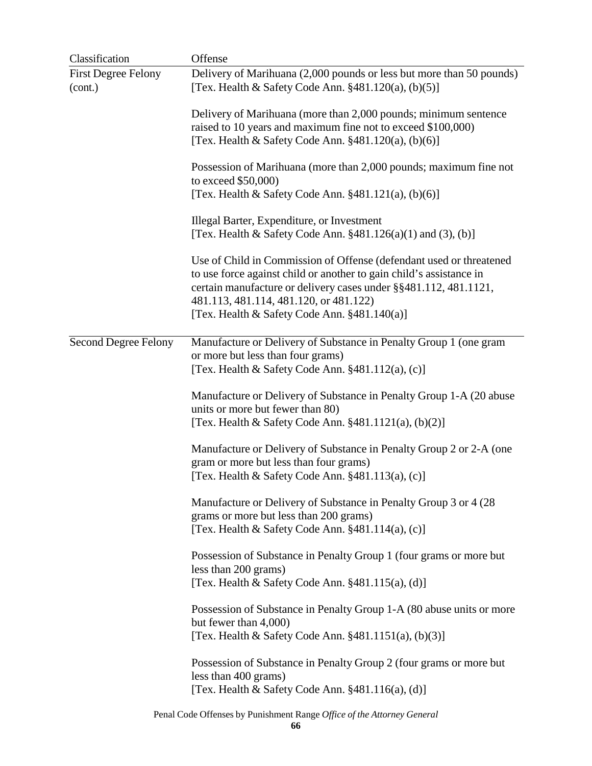| Classification | Offense |
|---|---|
| First Degree Felony (cont.) | Delivery of Marihuana (2,000 pounds or less but more than 50 pounds) [Tex. Health & Safety Code Ann. §481.120(a), (b)(5)] |
| | Delivery of Marihuana (more than 2,000 pounds; minimum sentence raised to 10 years and maximum fine not to exceed $100,000) [Tex. Health & Safety Code Ann. §481.120(a), (b)(6)] |
| | Possession of Marihuana (more than 2,000 pounds; maximum fine not to exceed $50,000) [Tex. Health & Safety Code Ann. §481.121(a), (b)(6)] |
| | Illegal Barter, Expenditure, or Investment [Tex. Health & Safety Code Ann. §481.126(a)(1) and (3), (b)] |
| | Use of Child in Commission of Offense (defendant used or threatened to use force against child or another to gain child's assistance in certain manufacture or delivery cases under §§481.112, 481.1121, 481.113, 481.114, 481.120, or 481.122) [Tex. Health & Safety Code Ann. §481.140(a)] |
| Second Degree Felony | Manufacture or Delivery of Substance in Penalty Group 1 (one gram or more but less than four grams) [Tex. Health & Safety Code Ann. §481.112(a), (c)] |
| | Manufacture or Delivery of Substance in Penalty Group 1-A (20 abuse units or more but fewer than 80) [Tex. Health & Safety Code Ann. §481.1121(a), (b)(2)] |
| | Manufacture or Delivery of Substance in Penalty Group 2 or 2-A (one gram or more but less than four grams) [Tex. Health & Safety Code Ann. §481.113(a), (c)] |
| | Manufacture or Delivery of Substance in Penalty Group 3 or 4 (28 grams or more but less than 200 grams) [Tex. Health & Safety Code Ann. §481.114(a), (c)] |
| | Possession of Substance in Penalty Group 1 (four grams or more but less than 200 grams) [Tex. Health & Safety Code Ann. §481.115(a), (d)] |
| | Possession of Substance in Penalty Group 1-A (80 abuse units or more but fewer than 4,000) [Tex. Health & Safety Code Ann. §481.1151(a), (b)(3)] |
| | Possession of Substance in Penalty Group 2 (four grams or more but less than 400 grams) [Tex. Health & Safety Code Ann. §481.116(a), (d)] |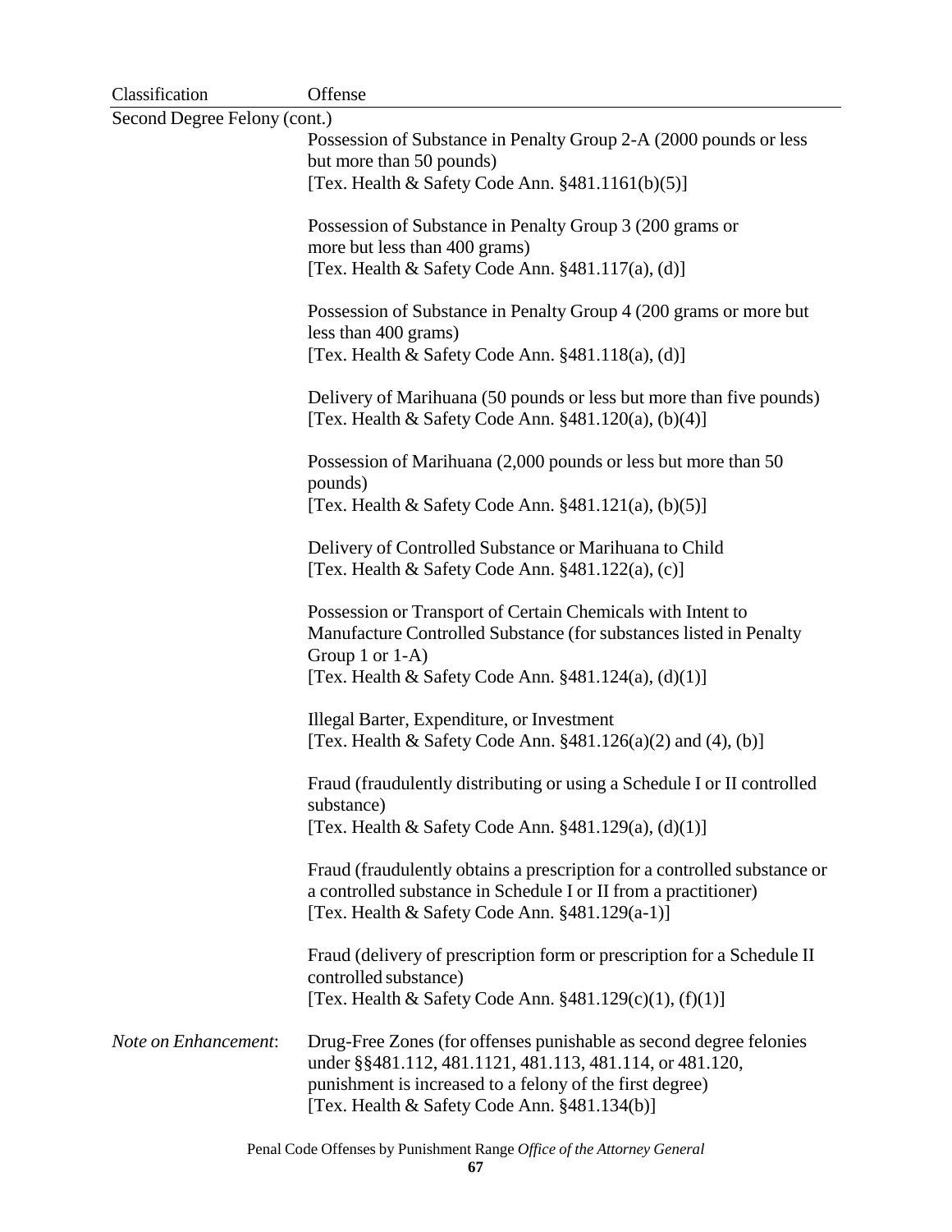| Classification | Offense |
|---|---|
| Second Degree Felony (cont.) | |
| | Possession of Substance in Penalty Group 2-A (2000 pounds or less but more than 50 pounds) [Tex. Health & Safety Code Ann. §481.1161(b)(5)] |
| | Possession of Substance in Penalty Group 3 (200 grams or more but less than 400 grams) [Tex. Health & Safety Code Ann. §481.117(a), (d)] |
| | Possession of Substance in Penalty Group 4 (200 grams or more but less than 400 grams) [Tex. Health & Safety Code Ann. §481.118(a), (d)] |
| | Delivery of Marihuana (50 pounds or less but more than five pounds) [Tex. Health & Safety Code Ann. §481.120(a), (b)(4)] |
| | Possession of Marihuana (2,000 pounds or less but more than 50 pounds) [Tex. Health & Safety Code Ann. §481.121(a), (b)(5)] |
| | Delivery of Controlled Substance or Marihuana to Child [Tex. Health & Safety Code Ann. §481.122(a), (c)] |
| | Possession or Transport of Certain Chemicals with Intent to Manufacture Controlled Substance (for substances listed in Penalty Group 1 or 1-A) [Tex. Health & Safety Code Ann. §481.124(a), (d)(1)] |
| | Illegal Barter, Expenditure, or Investment [Tex. Health & Safety Code Ann. §481.126(a)(2) and (4), (b)] |
| | Fraud (fraudulently distributing or using a Schedule I or II controlled substance) [Tex. Health & Safety Code Ann. §481.129(a), (d)(1)] |
| | Fraud (fraudulently obtains a prescription for a controlled substance or a controlled substance in Schedule I or II from a practitioner) [Tex. Health & Safety Code Ann. §481.129(a-1)] |
| | Fraud (delivery of prescription form or prescription for a Schedule II controlled substance) [Tex. Health & Safety Code Ann. §481.129(c)(1), (f)(1)] |
| *Note on Enhancement*: | Drug-Free Zones (for offenses punishable as second degree felonies under §§481.112, 481.1121, 481.113, 481.114, or 481.120, punishment is increased to a felony of the first degree) [Tex. Health & Safety Code Ann. §481.134(b)] |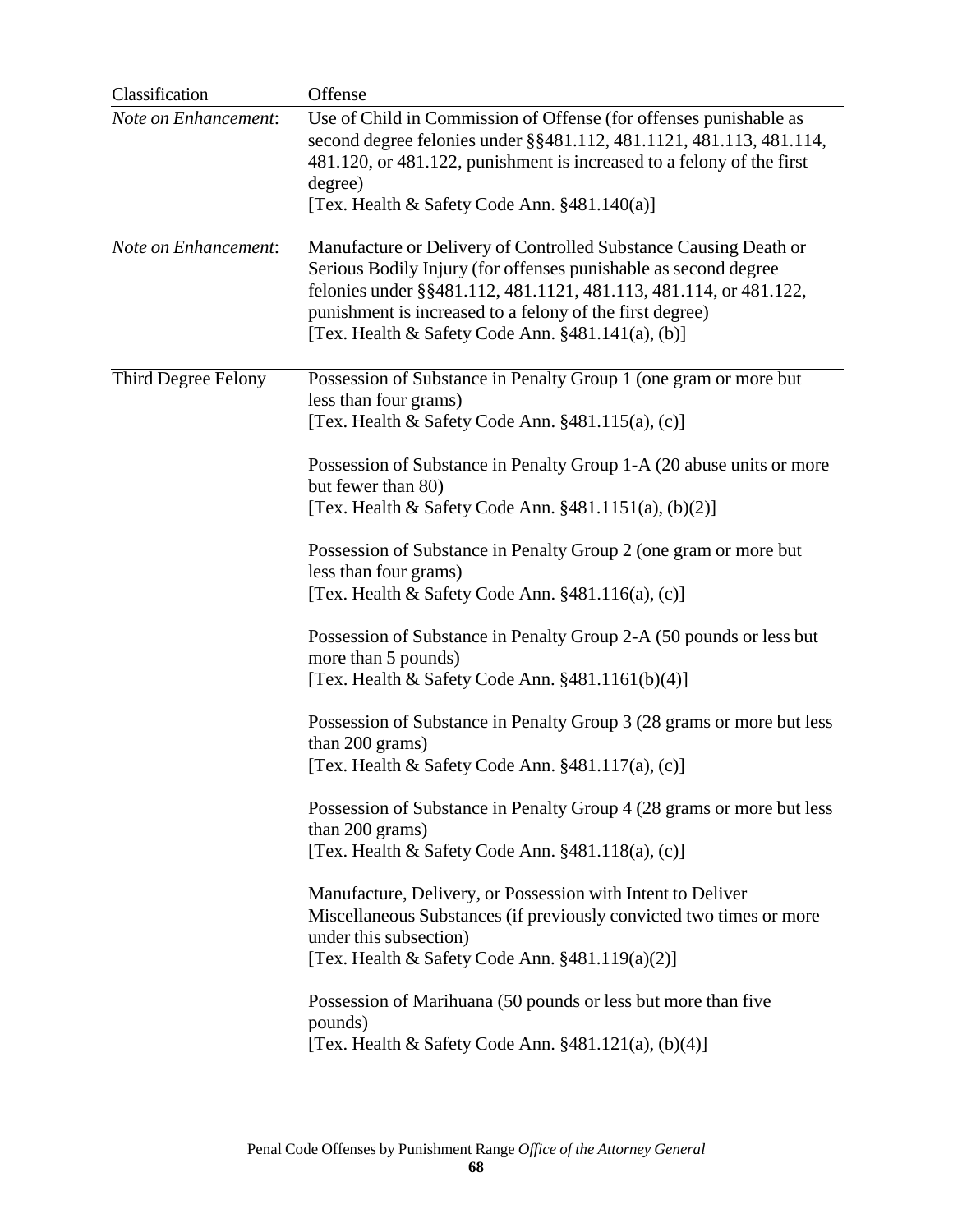| Classification | Offense |
|---|---|
| *Note on Enhancement*: | Use of Child in Commission of Offense (for offenses punishable as second degree felonies under §§481.112, 481.1121, 481.113, 481.114, 481.120, or 481.122, punishment is increased to a felony of the first degree)<br>[Tex. Health & Safety Code Ann. §481.140(a)] |
| *Note on Enhancement*: | Manufacture or Delivery of Controlled Substance Causing Death or Serious Bodily Injury (for offenses punishable as second degree felonies under §§481.112, 481.1121, 481.113, 481.114, or 481.122, punishment is increased to a felony of the first degree)<br>[Tex. Health & Safety Code Ann. §481.141(a), (b)] |
| Third Degree Felony | Possession of Substance in Penalty Group 1 (one gram or more but less than four grams)<br>[Tex. Health & Safety Code Ann. §481.115(a), (c)]<br><br>Possession of Substance in Penalty Group 1-A (20 abuse units or more but fewer than 80)<br>[Tex. Health & Safety Code Ann. §481.1151(a), (b)(2)]<br><br>Possession of Substance in Penalty Group 2 (one gram or more but less than four grams)<br>[Tex. Health & Safety Code Ann. §481.116(a), (c)]<br><br>Possession of Substance in Penalty Group 2-A (50 pounds or less but more than 5 pounds)<br>[Tex. Health & Safety Code Ann. §481.1161(b)(4)]<br><br>Possession of Substance in Penalty Group 3 (28 grams or more but less than 200 grams)<br>[Tex. Health & Safety Code Ann. §481.117(a), (c)]<br><br>Possession of Substance in Penalty Group 4 (28 grams or more but less than 200 grams)<br>[Tex. Health & Safety Code Ann. §481.118(a), (c)]<br><br>Manufacture, Delivery, or Possession with Intent to Deliver Miscellaneous Substances (if previously convicted two times or more under this subsection)<br>[Tex. Health & Safety Code Ann. §481.119(a)(2)]<br><br>Possession of Marihuana (50 pounds or less but more than five pounds)<br>[Tex. Health & Safety Code Ann. §481.121(a), (b)(4)] |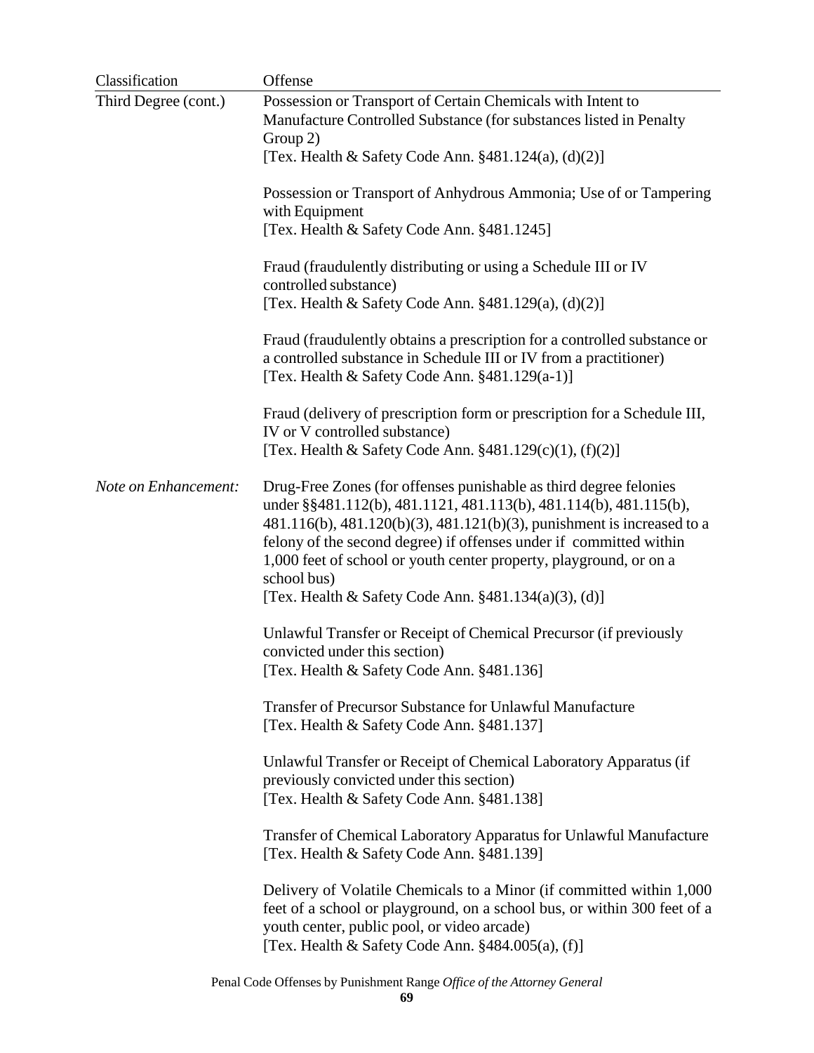| Classification | Offense |
|---|---|
| Third Degree (cont.) | Possession or Transport of Certain Chemicals with Intent to Manufacture Controlled Substance (for substances listed in Penalty Group 2)<br>[Tex. Health & Safety Code Ann. §481.124(a), (d)(2)] |
| | Possession or Transport of Anhydrous Ammonia; Use of or Tampering with Equipment<br>[Tex. Health & Safety Code Ann. §481.1245] |
| | Fraud (fraudulently distributing or using a Schedule III or IV controlled substance)<br>[Tex. Health & Safety Code Ann. §481.129(a), (d)(2)] |
| | Fraud (fraudulently obtains a prescription for a controlled substance or a controlled substance in Schedule III or IV from a practitioner)<br>[Tex. Health & Safety Code Ann. §481.129(a-1)] |
| | Fraud (delivery of prescription form or prescription for a Schedule III, IV or V controlled substance)<br>[Tex. Health & Safety Code Ann. §481.129(c)(1), (f)(2)] |
| *Note on Enhancement:* | Drug-Free Zones (for offenses punishable as third degree felonies under §§481.112(b), 481.1121, 481.113(b), 481.114(b), 481.115(b), 481.116(b), 481.120(b)(3), 481.121(b)(3), punishment is increased to a felony of the second degree) if offenses under if committed within 1,000 feet of school or youth center property, playground, or on a school bus)<br>[Tex. Health & Safety Code Ann. §481.134(a)(3), (d)] |
| | Unlawful Transfer or Receipt of Chemical Precursor (if previously convicted under this section)<br>[Tex. Health & Safety Code Ann. §481.136] |
| | Transfer of Precursor Substance for Unlawful Manufacture<br>[Tex. Health & Safety Code Ann. §481.137] |
| | Unlawful Transfer or Receipt of Chemical Laboratory Apparatus (if previously convicted under this section)<br>[Tex. Health & Safety Code Ann. §481.138] |
| | Transfer of Chemical Laboratory Apparatus for Unlawful Manufacture<br>[Tex. Health & Safety Code Ann. §481.139] |
| | Delivery of Volatile Chemicals to a Minor (if committed within 1,000 feet of a school or playground, on a school bus, or within 300 feet of a youth center, public pool, or video arcade)<br>[Tex. Health & Safety Code Ann. §484.005(a), (f)] |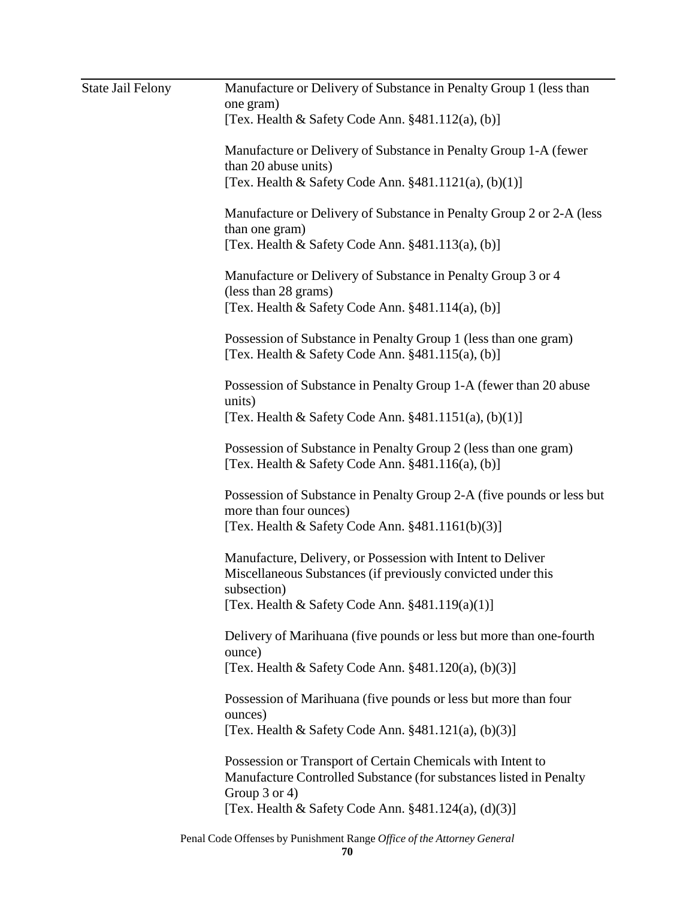| | |
|---|---|
| State Jail Felony | Manufacture or Delivery of Substance in Penalty Group 1 (less than one gram)<br>[Tex. Health & Safety Code Ann. §481.112(a), (b)]<br><br>Manufacture or Delivery of Substance in Penalty Group 1-A (fewer than 20 abuse units)<br>[Tex. Health & Safety Code Ann. §481.1121(a), (b)(1)]<br><br>Manufacture or Delivery of Substance in Penalty Group 2 or 2-A (less than one gram)<br>[Tex. Health & Safety Code Ann. §481.113(a), (b)]<br><br>Manufacture or Delivery of Substance in Penalty Group 3 or 4 (less than 28 grams)<br>[Tex. Health & Safety Code Ann. §481.114(a), (b)]<br><br>Possession of Substance in Penalty Group 1 (less than one gram)<br>[Tex. Health & Safety Code Ann. §481.115(a), (b)]<br><br>Possession of Substance in Penalty Group 1-A (fewer than 20 abuse units)<br>[Tex. Health & Safety Code Ann. §481.1151(a), (b)(1)]<br><br>Possession of Substance in Penalty Group 2 (less than one gram)<br>[Tex. Health & Safety Code Ann. §481.116(a), (b)]<br><br>Possession of Substance in Penalty Group 2-A (five pounds or less but more than four ounces)<br>[Tex. Health & Safety Code Ann. §481.1161(b)(3)]<br><br>Manufacture, Delivery, or Possession with Intent to Deliver Miscellaneous Substances (if previously convicted under this subsection)<br>[Tex. Health & Safety Code Ann. §481.119(a)(1)]<br><br>Delivery of Marihuana (five pounds or less but more than one-fourth ounce)<br>[Tex. Health & Safety Code Ann. §481.120(a), (b)(3)]<br><br>Possession of Marihuana (five pounds or less but more than four ounces)<br>[Tex. Health & Safety Code Ann. §481.121(a), (b)(3)]<br><br>Possession or Transport of Certain Chemicals with Intent to Manufacture Controlled Substance (for substances listed in Penalty Group 3 or 4)<br>[Tex. Health & Safety Code Ann. §481.124(a), (d)(3)] |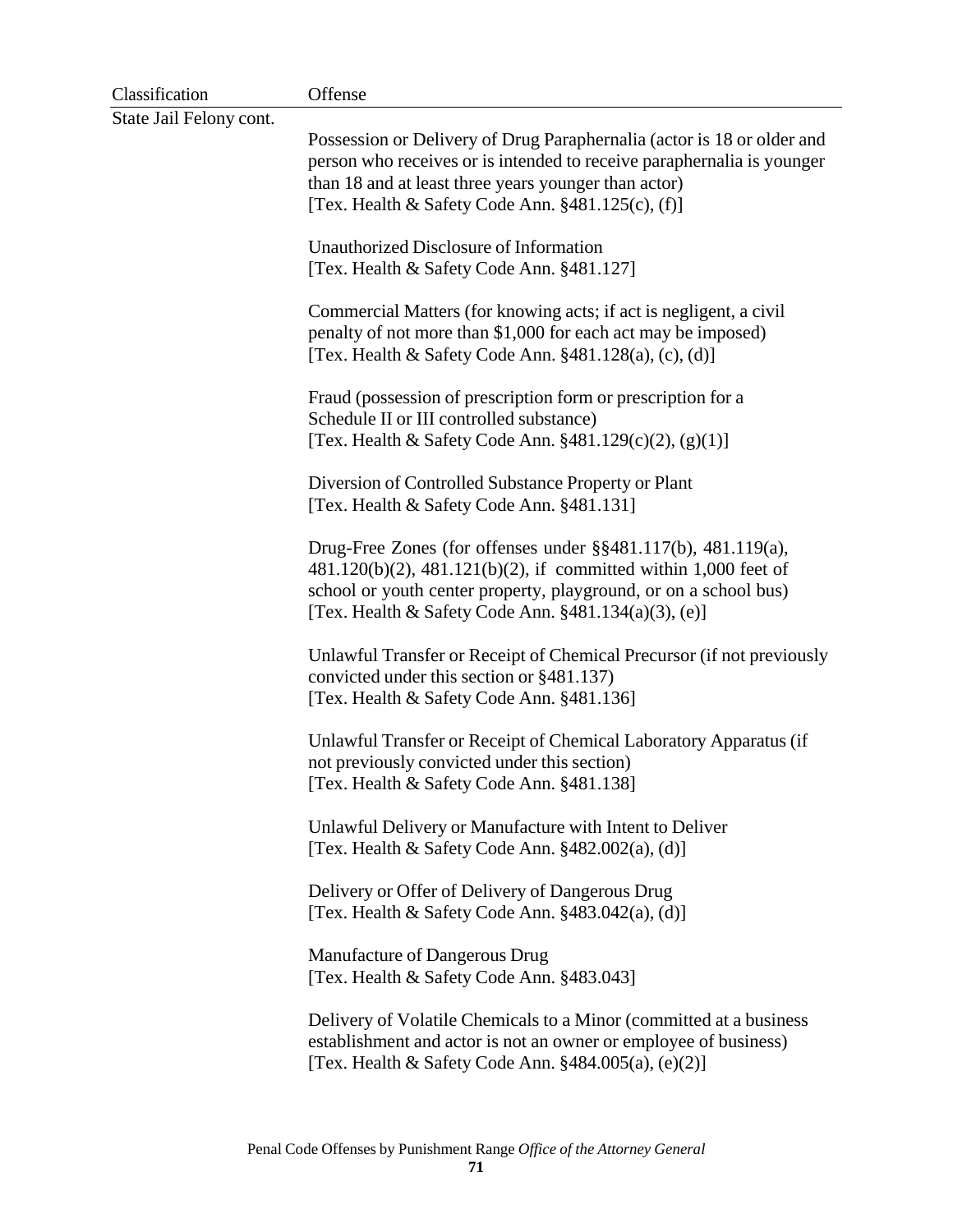| Classification | Offense |
|---|---|
| State Jail Felony cont. | Possession or Delivery of Drug Paraphernalia (actor is 18 or older and person who receives or is intended to receive paraphernalia is younger than 18 and at least three years younger than actor) [Tex. Health & Safety Code Ann. §481.125(c), (f)] |
| | Unauthorized Disclosure of Information [Tex. Health & Safety Code Ann. §481.127] |
| | Commercial Matters (for knowing acts; if act is negligent, a civil penalty of not more than $1,000 for each act may be imposed) [Tex. Health & Safety Code Ann. §481.128(a), (c), (d)] |
| | Fraud (possession of prescription form or prescription for a Schedule II or III controlled substance) [Tex. Health & Safety Code Ann. §481.129(c)(2), (g)(1)] |
| | Diversion of Controlled Substance Property or Plant [Tex. Health & Safety Code Ann. §481.131] |
| | Drug-Free Zones (for offenses under §§481.117(b), 481.119(a), 481.120(b)(2), 481.121(b)(2), if committed within 1,000 feet of school or youth center property, playground, or on a school bus) [Tex. Health & Safety Code Ann. §481.134(a)(3), (e)] |
| | Unlawful Transfer or Receipt of Chemical Precursor (if not previously convicted under this section or §481.137) [Tex. Health & Safety Code Ann. §481.136] |
| | Unlawful Transfer or Receipt of Chemical Laboratory Apparatus (if not previously convicted under this section) [Tex. Health & Safety Code Ann. §481.138] |
| | Unlawful Delivery or Manufacture with Intent to Deliver [Tex. Health & Safety Code Ann. §482.002(a), (d)] |
| | Delivery or Offer of Delivery of Dangerous Drug [Tex. Health & Safety Code Ann. §483.042(a), (d)] |
| | Manufacture of Dangerous Drug [Tex. Health & Safety Code Ann. §483.043] |
| | Delivery of Volatile Chemicals to a Minor (committed at a business establishment and actor is not an owner or employee of business) [Tex. Health & Safety Code Ann. §484.005(a), (e)(2)] |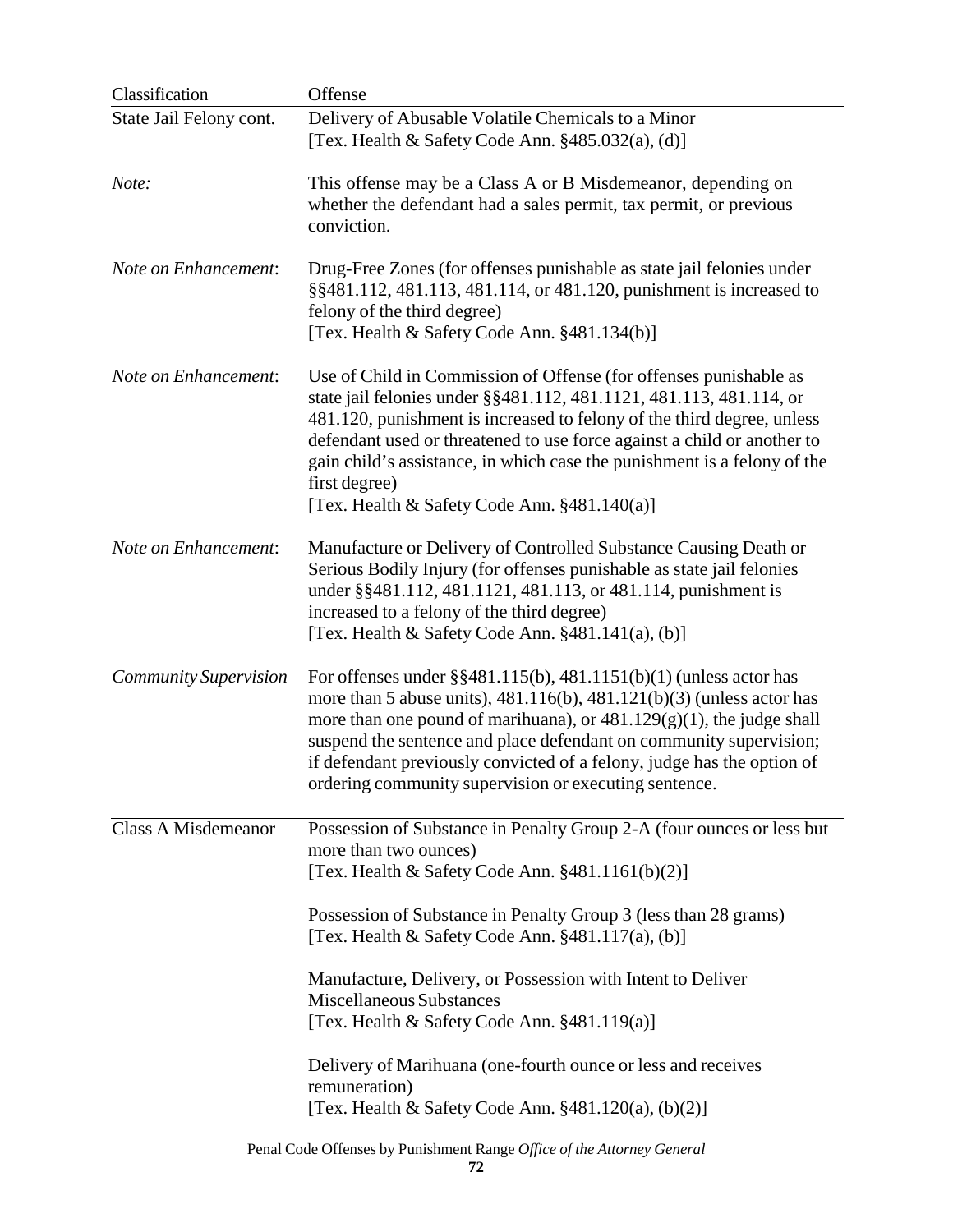| Classification | Offense |
|---|---|
| State Jail Felony cont. | Delivery of Abusable Volatile Chemicals to a Minor<br>[Tex. Health & Safety Code Ann. §485.032(a), (d)] |
| *Note:* | This offense may be a Class A or B Misdemeanor, depending on whether the defendant had a sales permit, tax permit, or previous conviction. |
| *Note on Enhancement*: | Drug-Free Zones (for offenses punishable as state jail felonies under §§481.112, 481.113, 481.114, or 481.120, punishment is increased to felony of the third degree)<br>[Tex. Health & Safety Code Ann. §481.134(b)] |
| *Note on Enhancement*: | Use of Child in Commission of Offense (for offenses punishable as state jail felonies under §§481.112, 481.1121, 481.113, 481.114, or 481.120, punishment is increased to felony of the third degree, unless defendant used or threatened to use force against a child or another to gain child's assistance, in which case the punishment is a felony of the first degree)<br>[Tex. Health & Safety Code Ann. §481.140(a)] |
| *Note on Enhancement*: | Manufacture or Delivery of Controlled Substance Causing Death or Serious Bodily Injury (for offenses punishable as state jail felonies under §§481.112, 481.1121, 481.113, or 481.114, punishment is increased to a felony of the third degree)<br>[Tex. Health & Safety Code Ann. §481.141(a), (b)] |
| *Community Supervision* | For offenses under §§481.115(b), 481.1151(b)(1) (unless actor has more than 5 abuse units), 481.116(b), 481.121(b)(3) (unless actor has more than one pound of marihuana), or 481.129(g)(1), the judge shall suspend the sentence and place defendant on community supervision; if defendant previously convicted of a felony, judge has the option of ordering community supervision or executing sentence. |
| Class A Misdemeanor | Possession of Substance in Penalty Group 2-A (four ounces or less but more than two ounces)<br>[Tex. Health & Safety Code Ann. §481.1161(b)(2)]<br><br>Possession of Substance in Penalty Group 3 (less than 28 grams)<br>[Tex. Health & Safety Code Ann. §481.117(a), (b)]<br><br>Manufacture, Delivery, or Possession with Intent to Deliver Miscellaneous Substances<br>[Tex. Health & Safety Code Ann. §481.119(a)]<br><br>Delivery of Marihuana (one-fourth ounce or less and receives remuneration)<br>[Tex. Health & Safety Code Ann. §481.120(a), (b)(2)] |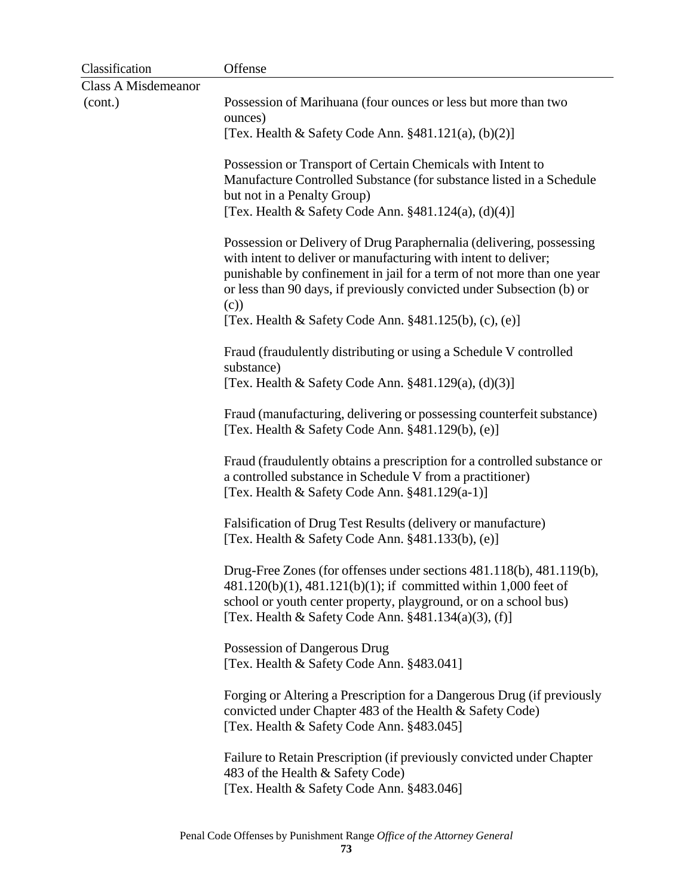| Classification | Offense |
|---|---|
| Class A Misdemeanor (cont.) | Possession of Marihuana (four ounces or less but more than two ounces) [Tex. Health & Safety Code Ann. §481.121(a), (b)(2)] |
| | Possession or Transport of Certain Chemicals with Intent to Manufacture Controlled Substance (for substance listed in a Schedule but not in a Penalty Group) [Tex. Health & Safety Code Ann. §481.124(a), (d)(4)] |
| | Possession or Delivery of Drug Paraphernalia (delivering, possessing with intent to deliver or manufacturing with intent to deliver; punishable by confinement in jail for a term of not more than one year or less than 90 days, if previously convicted under Subsection (b) or (c)) [Tex. Health & Safety Code Ann. §481.125(b), (c), (e)] |
| | Fraud (fraudulently distributing or using a Schedule V controlled substance) [Tex. Health & Safety Code Ann. §481.129(a), (d)(3)] |
| | Fraud (manufacturing, delivering or possessing counterfeit substance) [Tex. Health & Safety Code Ann. §481.129(b), (e)] |
| | Fraud (fraudulently obtains a prescription for a controlled substance or a controlled substance in Schedule V from a practitioner) [Tex. Health & Safety Code Ann. §481.129(a-1)] |
| | Falsification of Drug Test Results (delivery or manufacture) [Tex. Health & Safety Code Ann. §481.133(b), (e)] |
| | Drug-Free Zones (for offenses under sections 481.118(b), 481.119(b), 481.120(b)(1), 481.121(b)(1); if committed within 1,000 feet of school or youth center property, playground, or on a school bus) [Tex. Health & Safety Code Ann. §481.134(a)(3), (f)] |
| | Possession of Dangerous Drug [Tex. Health & Safety Code Ann. §483.041] |
| | Forging or Altering a Prescription for a Dangerous Drug (if previously convicted under Chapter 483 of the Health & Safety Code) [Tex. Health & Safety Code Ann. §483.045] |
| | Failure to Retain Prescription (if previously convicted under Chapter 483 of the Health & Safety Code) [Tex. Health & Safety Code Ann. §483.046] |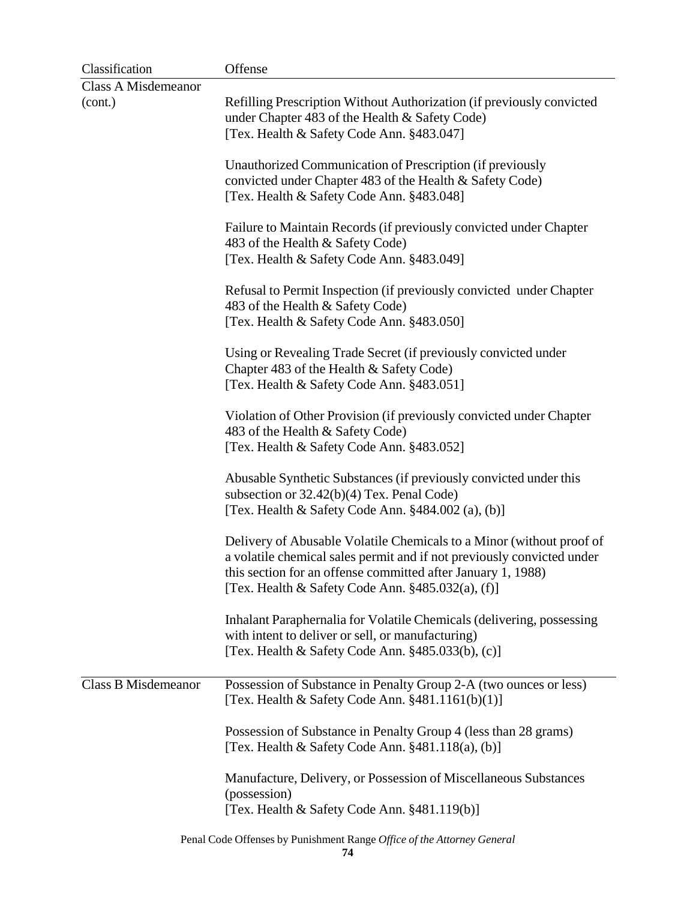| Classification | Offense |
|---|---|
| Class A Misdemeanor (cont.) | Refilling Prescription Without Authorization (if previously convicted under Chapter 483 of the Health & Safety Code) [Tex. Health & Safety Code Ann. §483.047] |
| | Unauthorized Communication of Prescription (if previously convicted under Chapter 483 of the Health & Safety Code) [Tex. Health & Safety Code Ann. §483.048] |
| | Failure to Maintain Records (if previously convicted under Chapter 483 of the Health & Safety Code) [Tex. Health & Safety Code Ann. §483.049] |
| | Refusal to Permit Inspection (if previously convicted under Chapter 483 of the Health & Safety Code) [Tex. Health & Safety Code Ann. §483.050] |
| | Using or Revealing Trade Secret (if previously convicted under Chapter 483 of the Health & Safety Code) [Tex. Health & Safety Code Ann. §483.051] |
| | Violation of Other Provision (if previously convicted under Chapter 483 of the Health & Safety Code) [Tex. Health & Safety Code Ann. §483.052] |
| | Abusable Synthetic Substances (if previously convicted under this subsection or 32.42(b)(4) Tex. Penal Code) [Tex. Health & Safety Code Ann. §484.002 (a), (b)] |
| | Delivery of Abusable Volatile Chemicals to a Minor (without proof of a volatile chemical sales permit and if not previously convicted under this section for an offense committed after January 1, 1988) [Tex. Health & Safety Code Ann. §485.032(a), (f)] |
| | Inhalant Paraphernalia for Volatile Chemicals (delivering, possessing with intent to deliver or sell, or manufacturing) [Tex. Health & Safety Code Ann. §485.033(b), (c)] |
| Class B Misdemeanor | Possession of Substance in Penalty Group 2-A (two ounces or less) [Tex. Health & Safety Code Ann. §481.1161(b)(1)] |
| | Possession of Substance in Penalty Group 4 (less than 28 grams) [Tex. Health & Safety Code Ann. §481.118(a), (b)] |
| | Manufacture, Delivery, or Possession of Miscellaneous Substances (possession) [Tex. Health & Safety Code Ann. §481.119(b)] |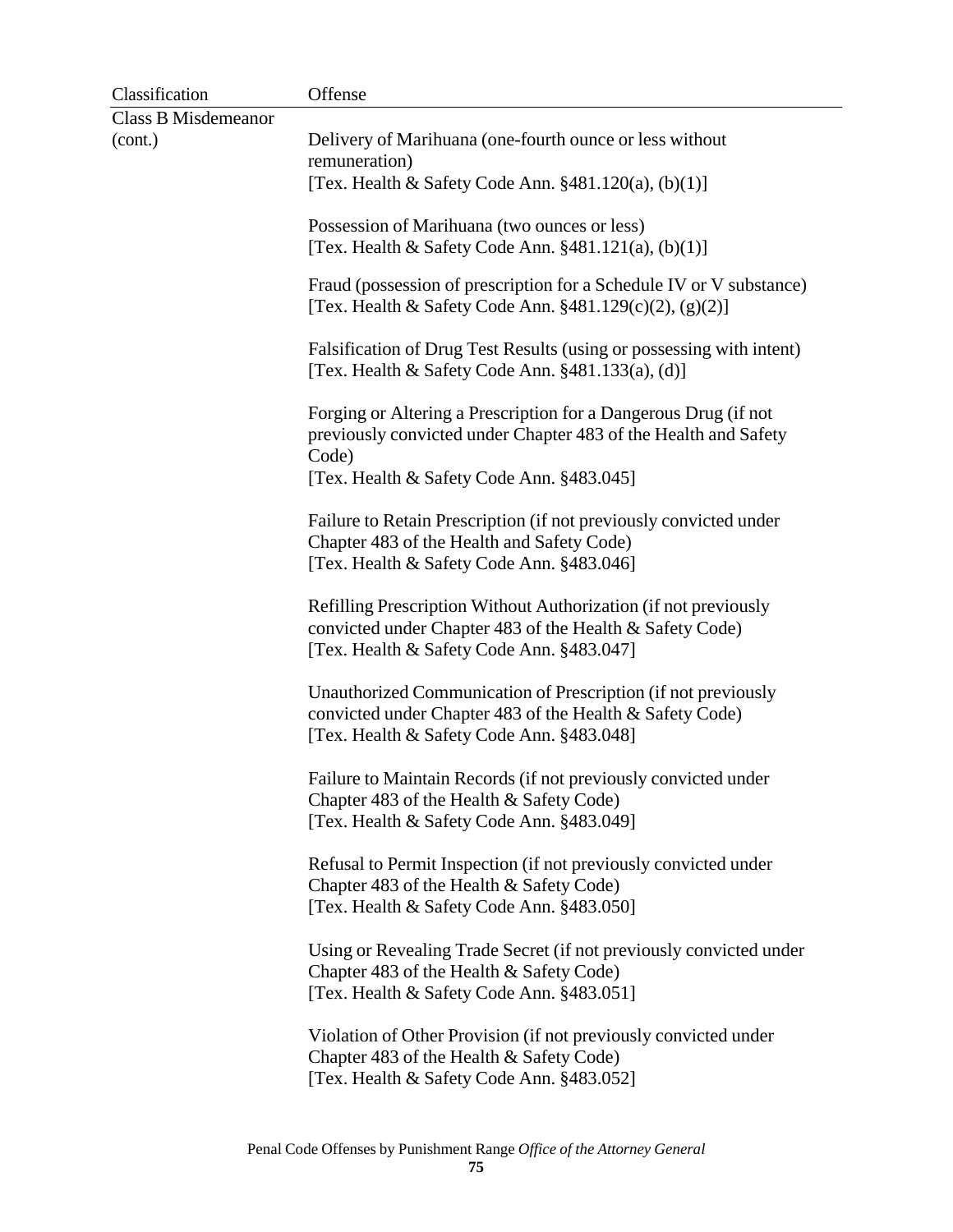| Classification | Offense |
|---|---|
| Class B Misdemeanor (cont.) | Delivery of Marihuana (one-fourth ounce or less without remuneration)<br>[Tex. Health & Safety Code Ann. §481.120(a), (b)(1)] |
| | Possession of Marihuana (two ounces or less)<br>[Tex. Health & Safety Code Ann. §481.121(a), (b)(1)] |
| | Fraud (possession of prescription for a Schedule IV or V substance)<br>[Tex. Health & Safety Code Ann. §481.129(c)(2), (g)(2)] |
| | Falsification of Drug Test Results (using or possessing with intent)<br>[Tex. Health & Safety Code Ann. §481.133(a), (d)] |
| | Forging or Altering a Prescription for a Dangerous Drug (if not previously convicted under Chapter 483 of the Health and Safety Code)<br>[Tex. Health & Safety Code Ann. §483.045] |
| | Failure to Retain Prescription (if not previously convicted under Chapter 483 of the Health and Safety Code)<br>[Tex. Health & Safety Code Ann. §483.046] |
| | Refilling Prescription Without Authorization (if not previously convicted under Chapter 483 of the Health & Safety Code)<br>[Tex. Health & Safety Code Ann. §483.047] |
| | Unauthorized Communication of Prescription (if not previously convicted under Chapter 483 of the Health & Safety Code)<br>[Tex. Health & Safety Code Ann. §483.048] |
| | Failure to Maintain Records (if not previously convicted under Chapter 483 of the Health & Safety Code)<br>[Tex. Health & Safety Code Ann. §483.049] |
| | Refusal to Permit Inspection (if not previously convicted under Chapter 483 of the Health & Safety Code)<br>[Tex. Health & Safety Code Ann. §483.050] |
| | Using or Revealing Trade Secret (if not previously convicted under Chapter 483 of the Health & Safety Code)<br>[Tex. Health & Safety Code Ann. §483.051] |
| | Violation of Other Provision (if not previously convicted under Chapter 483 of the Health & Safety Code)<br>[Tex. Health & Safety Code Ann. §483.052] |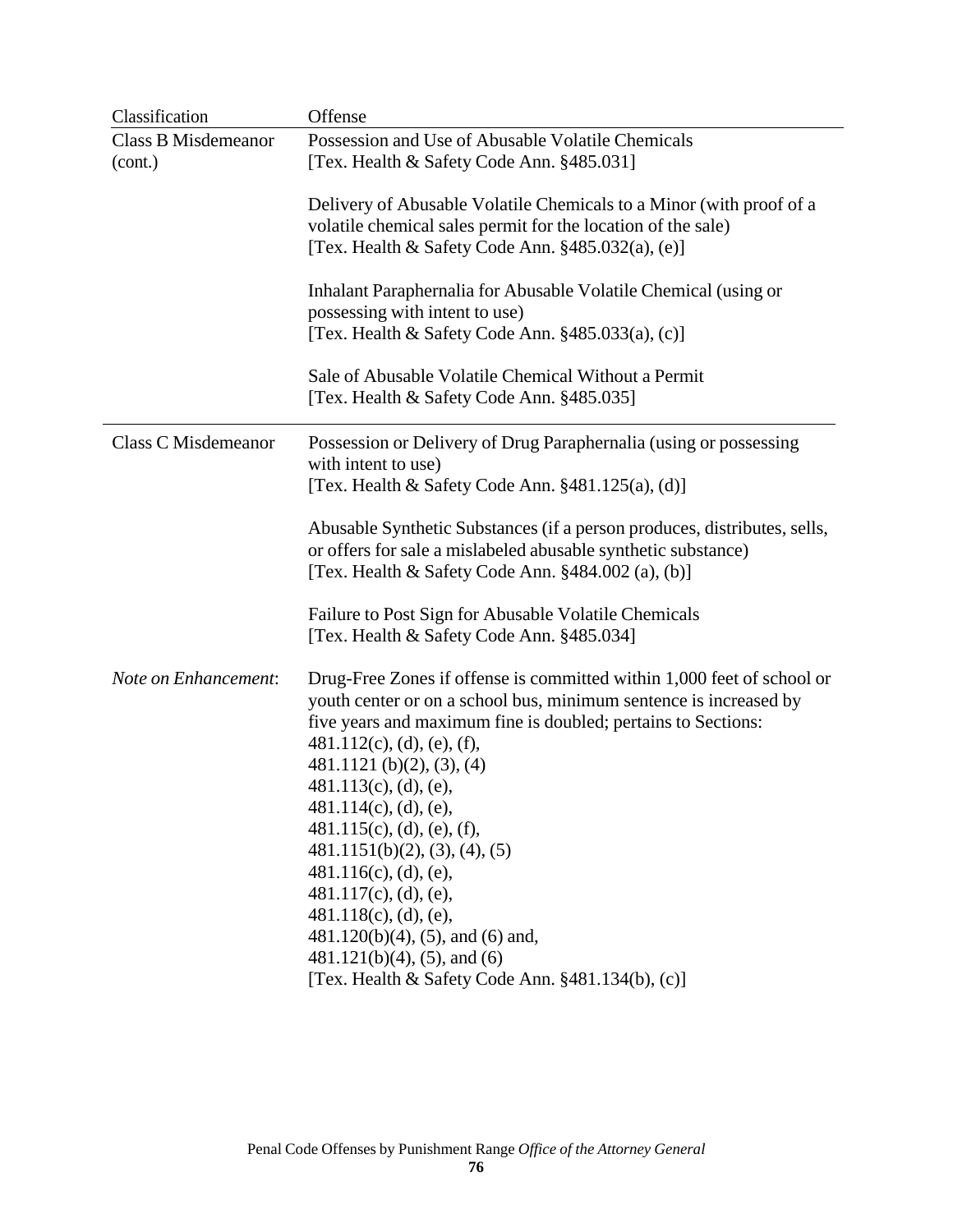| Classification | Offense |
|---|---|
| Class B Misdemeanor (cont.) | Possession and Use of Abusable Volatile Chemicals [Tex. Health & Safety Code Ann. §485.031] |
| | Delivery of Abusable Volatile Chemicals to a Minor (with proof of a volatile chemical sales permit for the location of the sale) [Tex. Health & Safety Code Ann. §485.032(a), (e)] |
| | Inhalant Paraphernalia for Abusable Volatile Chemical (using or possessing with intent to use) [Tex. Health & Safety Code Ann. §485.033(a), (c)] |
| | Sale of Abusable Volatile Chemical Without a Permit [Tex. Health & Safety Code Ann. §485.035] |
| Class C Misdemeanor | Possession or Delivery of Drug Paraphernalia (using or possessing with intent to use) [Tex. Health & Safety Code Ann. §481.125(a), (d)] |
| | Abusable Synthetic Substances (if a person produces, distributes, sells, or offers for sale a mislabeled abusable synthetic substance) [Tex. Health & Safety Code Ann. §484.002 (a), (b)] |
| | Failure to Post Sign for Abusable Volatile Chemicals [Tex. Health & Safety Code Ann. §485.034] |
| *Note on Enhancement*: | Drug-Free Zones if offense is committed within 1,000 feet of school or youth center or on a school bus, minimum sentence is increased by five years and maximum fine is doubled; pertains to Sections: 481.112(c), (d), (e), (f), 481.1121 (b)(2), (3), (4) 481.113(c), (d), (e), 481.114(c), (d), (e), 481.115(c), (d), (e), (f), 481.1151(b)(2), (3), (4), (5) 481.116(c), (d), (e), 481.117(c), (d), (e), 481.118(c), (d), (e), 481.120(b)(4), (5), and (6) and, 481.121(b)(4), (5), and (6) [Tex. Health & Safety Code Ann. §481.134(b), (c)] |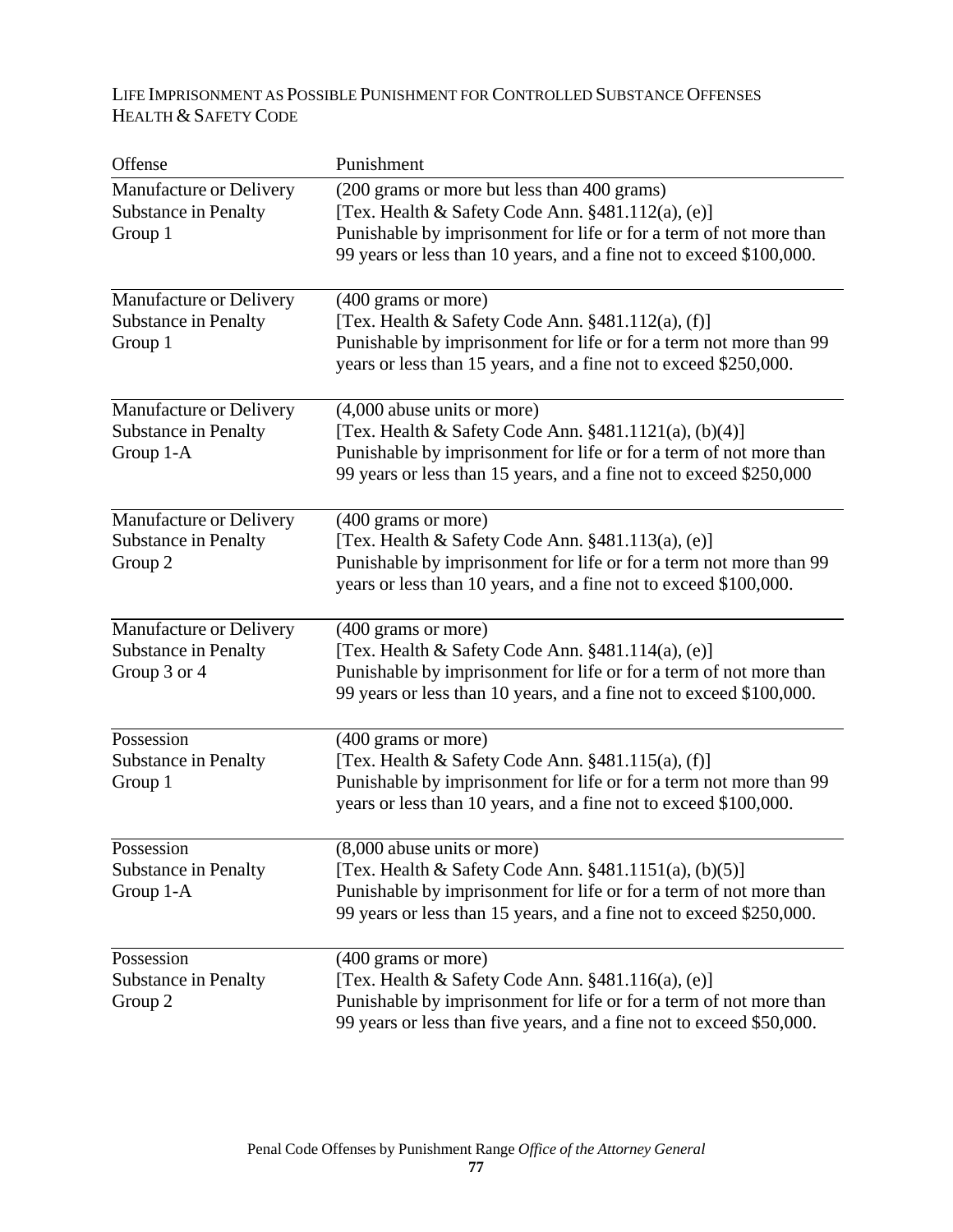LIFE IMPRISONMENT AS POSSIBLE PUNISHMENT FOR CONTROLLED SUBSTANCE OFFENSES
HEALTH & SAFETY CODE

| Offense | Punishment |
|---|---|
| Manufacture or Delivery Substance in Penalty Group 1 | (200 grams or more but less than 400 grams) [Tex. Health & Safety Code Ann. §481.112(a), (e)] Punishable by imprisonment for life or for a term of not more than 99 years or less than 10 years, and a fine not to exceed $100,000. |
| Manufacture or Delivery Substance in Penalty Group 1 | (400 grams or more) [Tex. Health & Safety Code Ann. §481.112(a), (f)] Punishable by imprisonment for life or for a term not more than 99 years or less than 15 years, and a fine not to exceed $250,000. |
| Manufacture or Delivery Substance in Penalty Group 1-A | (4,000 abuse units or more) [Tex. Health & Safety Code Ann. §481.1121(a), (b)(4)] Punishable by imprisonment for life or for a term of not more than 99 years or less than 15 years, and a fine not to exceed $250,000 |
| Manufacture or Delivery Substance in Penalty Group 2 | (400 grams or more) [Tex. Health & Safety Code Ann. §481.113(a), (e)] Punishable by imprisonment for life or for a term not more than 99 years or less than 10 years, and a fine not to exceed $100,000. |
| Manufacture or Delivery Substance in Penalty Group 3 or 4 | (400 grams or more) [Tex. Health & Safety Code Ann. §481.114(a), (e)] Punishable by imprisonment for life or for a term of not more than 99 years or less than 10 years, and a fine not to exceed $100,000. |
| Possession Substance in Penalty Group 1 | (400 grams or more) [Tex. Health & Safety Code Ann. §481.115(a), (f)] Punishable by imprisonment for life or for a term not more than 99 years or less than 10 years, and a fine not to exceed $100,000. |
| Possession Substance in Penalty Group 1-A | (8,000 abuse units or more) [Tex. Health & Safety Code Ann. §481.1151(a), (b)(5)] Punishable by imprisonment for life or for a term of not more than 99 years or less than 15 years, and a fine not to exceed $250,000. |
| Possession Substance in Penalty Group 2 | (400 grams or more) [Tex. Health & Safety Code Ann. §481.116(a), (e)] Punishable by imprisonment for life or for a term of not more than 99 years or less than five years, and a fine not to exceed $50,000. |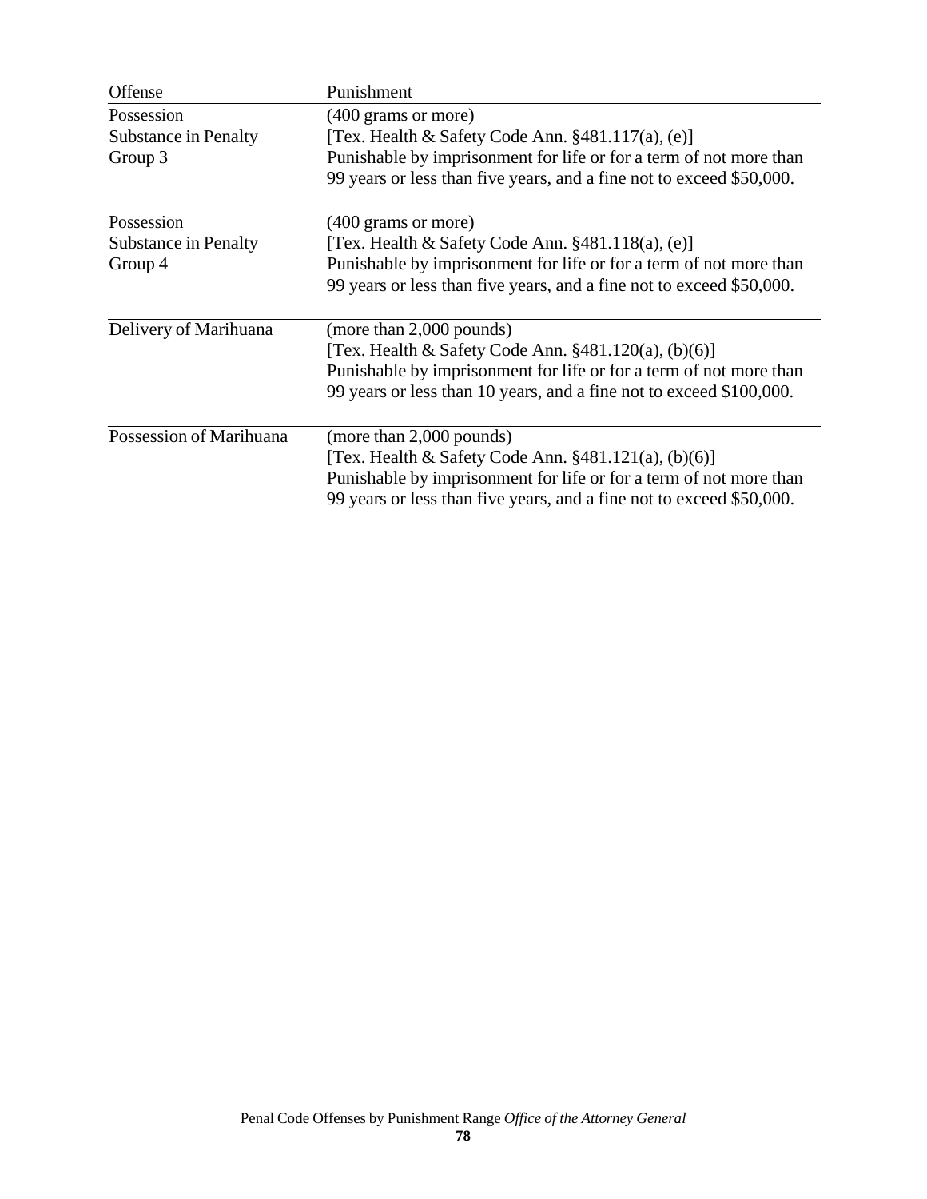| Offense | Punishment |
|---|---|
| Possession Substance in Penalty Group 3 | (400 grams or more) [Tex. Health & Safety Code Ann. §481.117(a), (e)] Punishable by imprisonment for life or for a term of not more than 99 years or less than five years, and a fine not to exceed $50,000. |
| Possession Substance in Penalty Group 4 | (400 grams or more) [Tex. Health & Safety Code Ann. §481.118(a), (e)] Punishable by imprisonment for life or for a term of not more than 99 years or less than five years, and a fine not to exceed $50,000. |
| Delivery of Marihuana | (more than 2,000 pounds) [Tex. Health & Safety Code Ann. §481.120(a), (b)(6)] Punishable by imprisonment for life or for a term of not more than 99 years or less than 10 years, and a fine not to exceed $100,000. |
| Possession of Marihuana | (more than 2,000 pounds) [Tex. Health & Safety Code Ann. §481.121(a), (b)(6)] Punishable by imprisonment for life or for a term of not more than 99 years or less than five years, and a fine not to exceed $50,000. |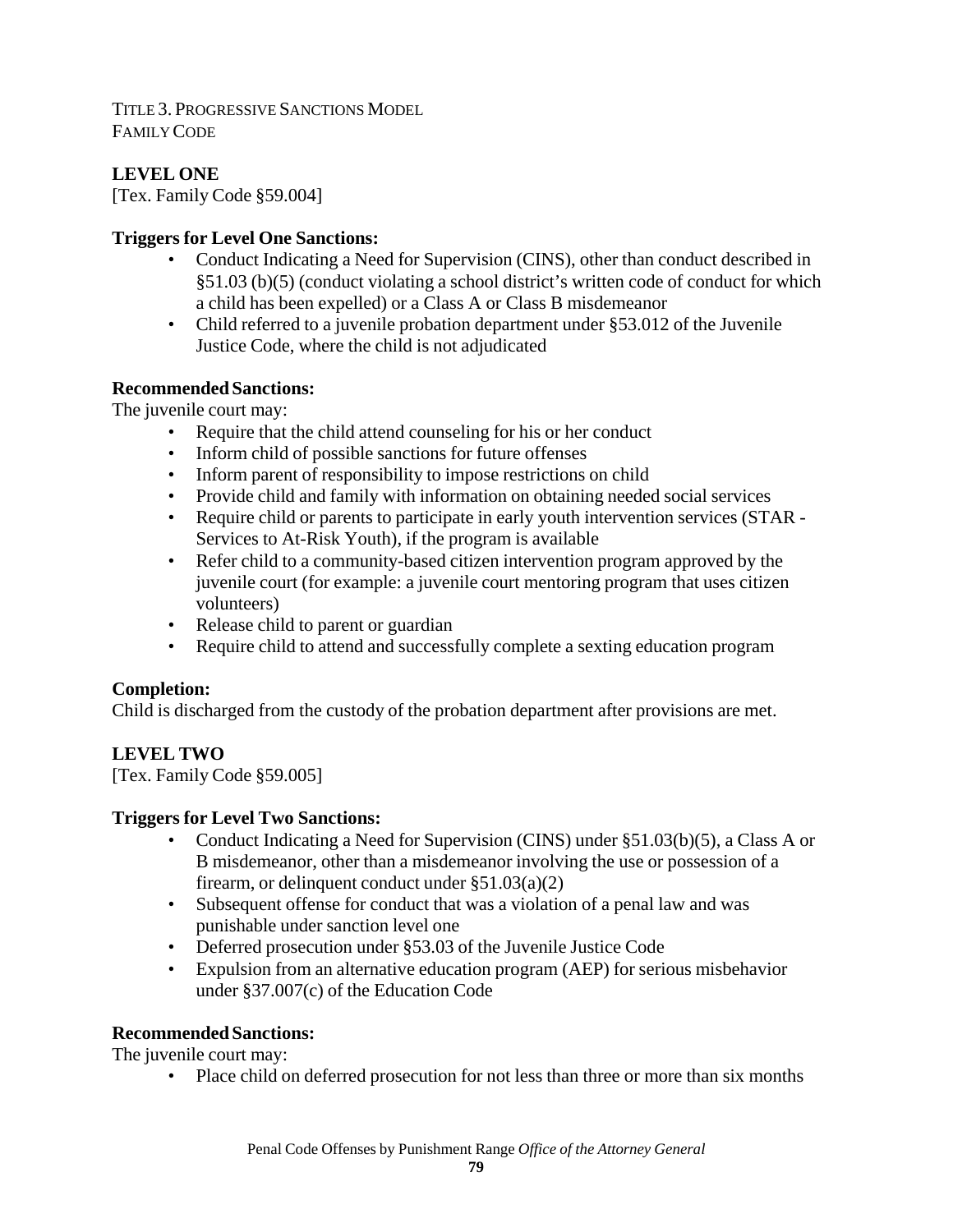TITLE 3. PROGRESSIVE SANCTIONS MODEL
FAMILY CODE

## LEVEL ONE

[Tex. Family Code §59.004]

### Triggers for Level One Sanctions:

- Conduct Indicating a Need for Supervision (CINS), other than conduct described in §51.03 (b)(5) (conduct violating a school district's written code of conduct for which a child has been expelled) or a Class A or Class B misdemeanor
- Child referred to a juvenile probation department under §53.012 of the Juvenile Justice Code, where the child is not adjudicated

### Recommended Sanctions:

The juvenile court may:

- Require that the child attend counseling for his or her conduct
- Inform child of possible sanctions for future offenses
- Inform parent of responsibility to impose restrictions on child
- Provide child and family with information on obtaining needed social services
- Require child or parents to participate in early youth intervention services (STAR - Services to At-Risk Youth), if the program is available
- Refer child to a community-based citizen intervention program approved by the juvenile court (for example: a juvenile court mentoring program that uses citizen volunteers)
- Release child to parent or guardian
- Require child to attend and successfully complete a sexting education program

### Completion:

Child is discharged from the custody of the probation department after provisions are met.

## LEVEL TWO

[Tex. Family Code §59.005]

### Triggers for Level Two Sanctions:

- Conduct Indicating a Need for Supervision (CINS) under §51.03(b)(5), a Class A or B misdemeanor, other than a misdemeanor involving the use or possession of a firearm, or delinquent conduct under §51.03(a)(2)
- Subsequent offense for conduct that was a violation of a penal law and was punishable under sanction level one
- Deferred prosecution under §53.03 of the Juvenile Justice Code
- Expulsion from an alternative education program (AEP) for serious misbehavior under §37.007(c) of the Education Code

### Recommended Sanctions:

The juvenile court may:

- Place child on deferred prosecution for not less than three or more than six months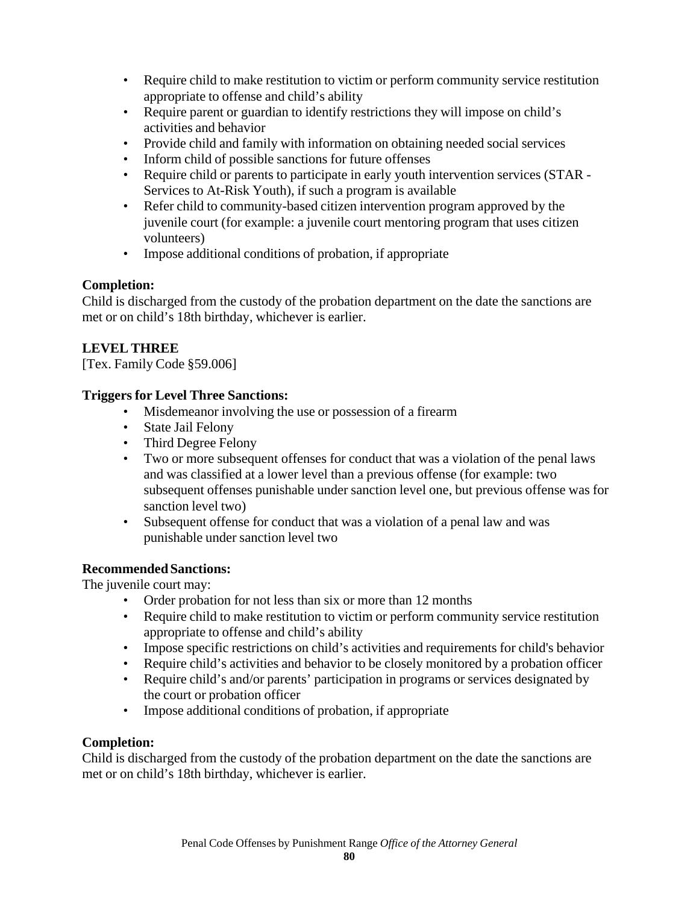- Require child to make restitution to victim or perform community service restitution appropriate to offense and child's ability
- Require parent or guardian to identify restrictions they will impose on child's activities and behavior
- Provide child and family with information on obtaining needed social services
- Inform child of possible sanctions for future offenses
- Require child or parents to participate in early youth intervention services (STAR - Services to At-Risk Youth), if such a program is available
- Refer child to community-based citizen intervention program approved by the juvenile court (for example: a juvenile court mentoring program that uses citizen volunteers)
- Impose additional conditions of probation, if appropriate

**Completion:**
Child is discharged from the custody of the probation department on the date the sanctions are met or on child's 18th birthday, whichever is earlier.

## LEVEL THREE

[Tex. Family Code §59.006]

**Triggers for Level Three Sanctions:**

- Misdemeanor involving the use or possession of a firearm
- State Jail Felony
- Third Degree Felony
- Two or more subsequent offenses for conduct that was a violation of the penal laws and was classified at a lower level than a previous offense (for example: two subsequent offenses punishable under sanction level one, but previous offense was for sanction level two)
- Subsequent offense for conduct that was a violation of a penal law and was punishable under sanction level two

**Recommended Sanctions:**
The juvenile court may:

- Order probation for not less than six or more than 12 months
- Require child to make restitution to victim or perform community service restitution appropriate to offense and child's ability
- Impose specific restrictions on child's activities and requirements for child's behavior
- Require child's activities and behavior to be closely monitored by a probation officer
- Require child's and/or parents' participation in programs or services designated by the court or probation officer
- Impose additional conditions of probation, if appropriate

**Completion:**
Child is discharged from the custody of the probation department on the date the sanctions are met or on child's 18th birthday, whichever is earlier.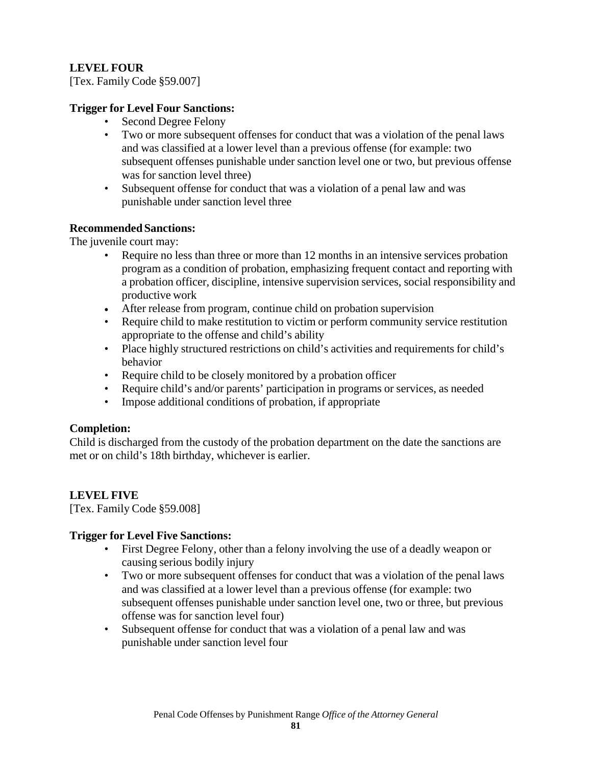## LEVEL FOUR

[Tex. Family Code §59.007]

**Trigger for Level Four Sanctions:**

- Second Degree Felony
- Two or more subsequent offenses for conduct that was a violation of the penal laws and was classified at a lower level than a previous offense (for example: two subsequent offenses punishable under sanction level one or two, but previous offense was for sanction level three)
- Subsequent offense for conduct that was a violation of a penal law and was punishable under sanction level three

**Recommended Sanctions:**

The juvenile court may:

- Require no less than three or more than 12 months in an intensive services probation program as a condition of probation, emphasizing frequent contact and reporting with a probation officer, discipline, intensive supervision services, social responsibility and productive work
- After release from program, continue child on probation supervision
- Require child to make restitution to victim or perform community service restitution appropriate to the offense and child's ability
- Place highly structured restrictions on child's activities and requirements for child's behavior
- Require child to be closely monitored by a probation officer
- Require child's and/or parents' participation in programs or services, as needed
- Impose additional conditions of probation, if appropriate

**Completion:**

Child is discharged from the custody of the probation department on the date the sanctions are met or on child's 18th birthday, whichever is earlier.

## LEVEL FIVE

[Tex. Family Code §59.008]

**Trigger for Level Five Sanctions:**

- First Degree Felony, other than a felony involving the use of a deadly weapon or causing serious bodily injury
- Two or more subsequent offenses for conduct that was a violation of the penal laws and was classified at a lower level than a previous offense (for example: two subsequent offenses punishable under sanction level one, two or three, but previous offense was for sanction level four)
- Subsequent offense for conduct that was a violation of a penal law and was punishable under sanction level four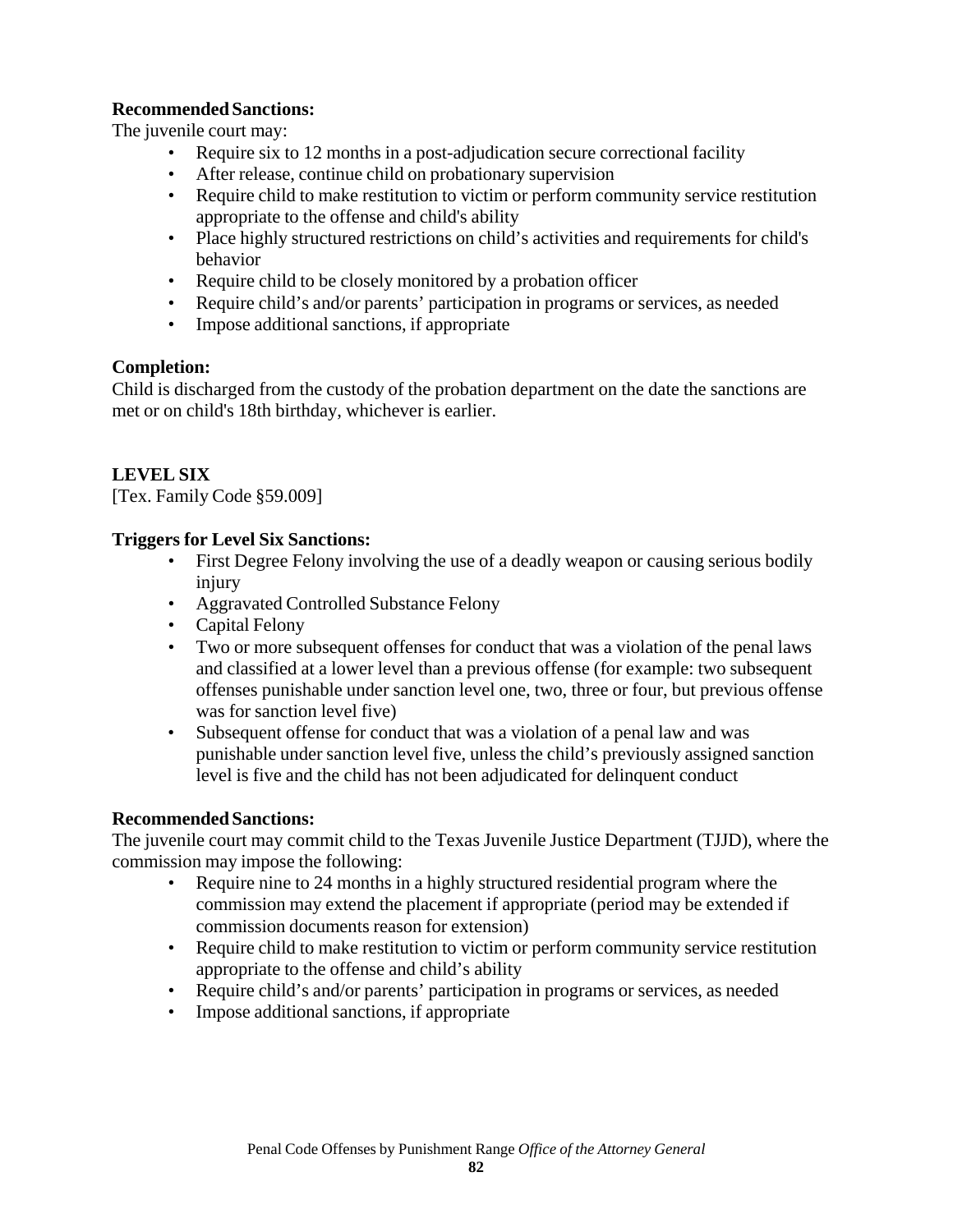**Recommended Sanctions:**
The juvenile court may:

- Require six to 12 months in a post-adjudication secure correctional facility
- After release, continue child on probationary supervision
- Require child to make restitution to victim or perform community service restitution appropriate to the offense and child's ability
- Place highly structured restrictions on child's activities and requirements for child's behavior
- Require child to be closely monitored by a probation officer
- Require child's and/or parents' participation in programs or services, as needed
- Impose additional sanctions, if appropriate

**Completion:**
Child is discharged from the custody of the probation department on the date the sanctions are met or on child's 18th birthday, whichever is earlier.

**LEVEL SIX**
[Tex. Family Code §59.009]

**Triggers for Level Six Sanctions:**

- First Degree Felony involving the use of a deadly weapon or causing serious bodily injury
- Aggravated Controlled Substance Felony
- Capital Felony
- Two or more subsequent offenses for conduct that was a violation of the penal laws and classified at a lower level than a previous offense (for example: two subsequent offenses punishable under sanction level one, two, three or four, but previous offense was for sanction level five)
- Subsequent offense for conduct that was a violation of a penal law and was punishable under sanction level five, unless the child's previously assigned sanction level is five and the child has not been adjudicated for delinquent conduct

**Recommended Sanctions:**
The juvenile court may commit child to the Texas Juvenile Justice Department (TJJD), where the commission may impose the following:

- Require nine to 24 months in a highly structured residential program where the commission may extend the placement if appropriate (period may be extended if commission documents reason for extension)
- Require child to make restitution to victim or perform community service restitution appropriate to the offense and child's ability
- Require child's and/or parents' participation in programs or services, as needed
- Impose additional sanctions, if appropriate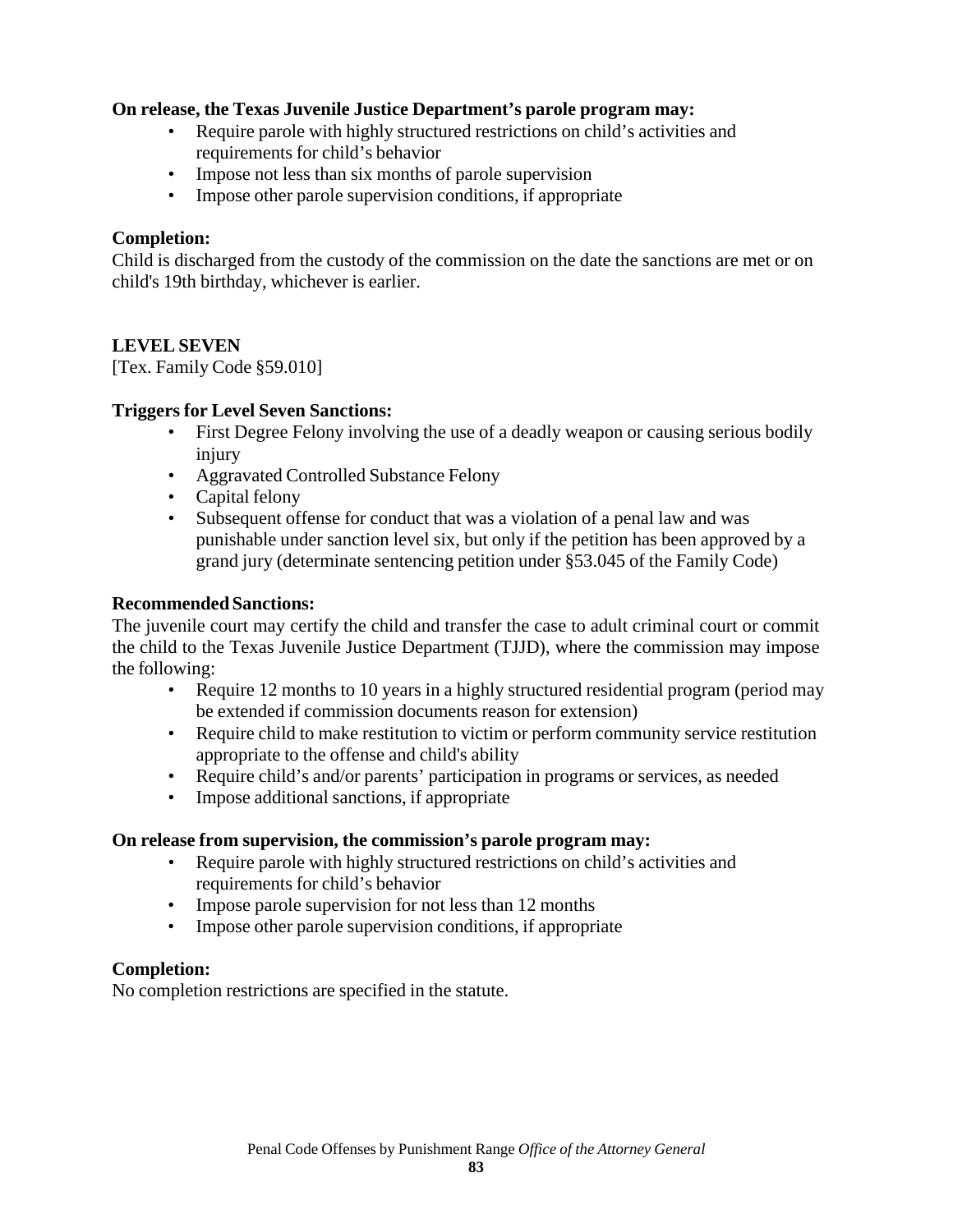**On release, the Texas Juvenile Justice Department's parole program may:**

- Require parole with highly structured restrictions on child's activities and requirements for child's behavior
- Impose not less than six months of parole supervision
- Impose other parole supervision conditions, if appropriate

**Completion:**

Child is discharged from the custody of the commission on the date the sanctions are met or on child's 19th birthday, whichever is earlier.

## LEVEL SEVEN

[Tex. Family Code §59.010]

**Triggers for Level Seven Sanctions:**

- First Degree Felony involving the use of a deadly weapon or causing serious bodily injury
- Aggravated Controlled Substance Felony
- Capital felony
- Subsequent offense for conduct that was a violation of a penal law and was punishable under sanction level six, but only if the petition has been approved by a grand jury (determinate sentencing petition under §53.045 of the Family Code)

**Recommended Sanctions:**

The juvenile court may certify the child and transfer the case to adult criminal court or commit the child to the Texas Juvenile Justice Department (TJJD), where the commission may impose the following:

- Require 12 months to 10 years in a highly structured residential program (period may be extended if commission documents reason for extension)
- Require child to make restitution to victim or perform community service restitution appropriate to the offense and child's ability
- Require child's and/or parents' participation in programs or services, as needed
- Impose additional sanctions, if appropriate

**On release from supervision, the commission's parole program may:**

- Require parole with highly structured restrictions on child's activities and requirements for child's behavior
- Impose parole supervision for not less than 12 months
- Impose other parole supervision conditions, if appropriate

**Completion:**

No completion restrictions are specified in the statute.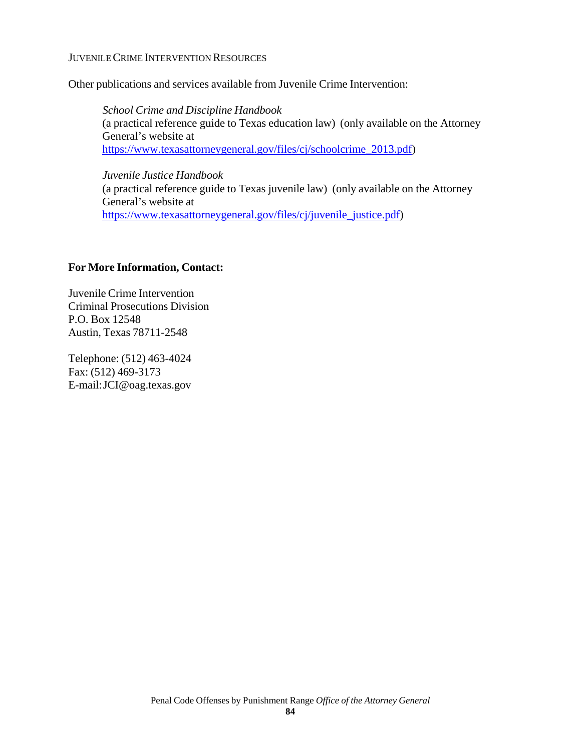JUVENILE CRIME INTERVENTION RESOURCES

Other publications and services available from Juvenile Crime Intervention:

*School Crime and Discipline Handbook*
(a practical reference guide to Texas education law) (only available on the Attorney General's website at https://www.texasattorneygeneral.gov/files/cj/schoolcrime_2013.pdf)

*Juvenile Justice Handbook*
(a practical reference guide to Texas juvenile law) (only available on the Attorney General's website at https://www.texasattorneygeneral.gov/files/cj/juvenile_justice.pdf)

**For More Information, Contact:**

Juvenile Crime Intervention
Criminal Prosecutions Division
P.O. Box 12548
Austin, Texas 78711-2548

Telephone: (512) 463-4024
Fax: (512) 469-3173
E-mail: JCI@oag.texas.gov